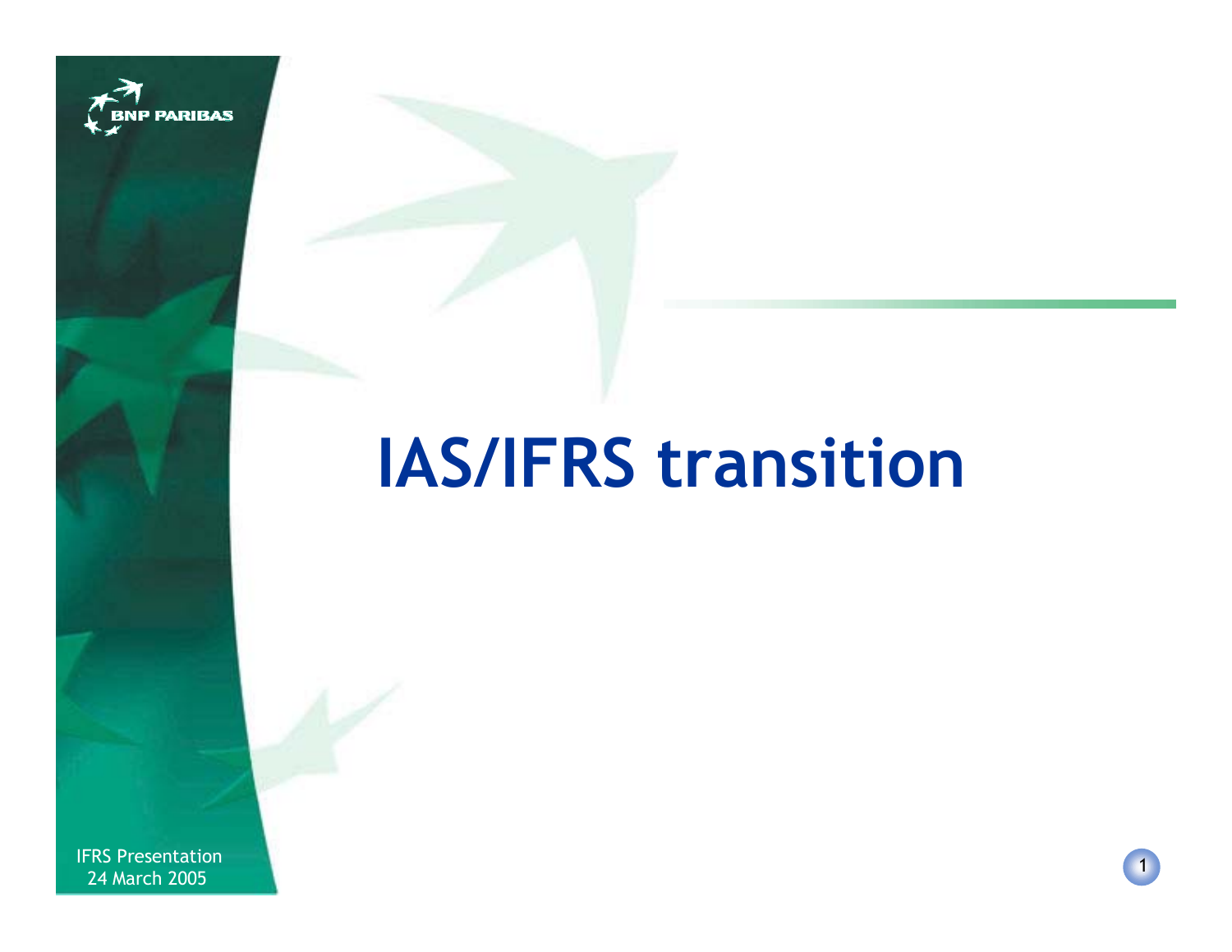# IAS/IFRS transition

IFRS Presentation
24 March 2005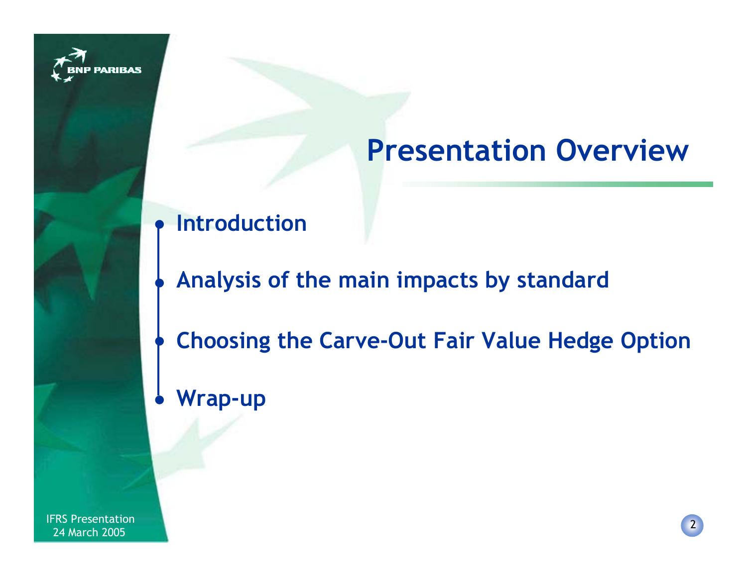# Presentation Overview

- **Introduction**
- **Analysis of the main impacts by standard**
- **Choosing the Carve-Out Fair Value Hedge Option**
- **Wrap-up**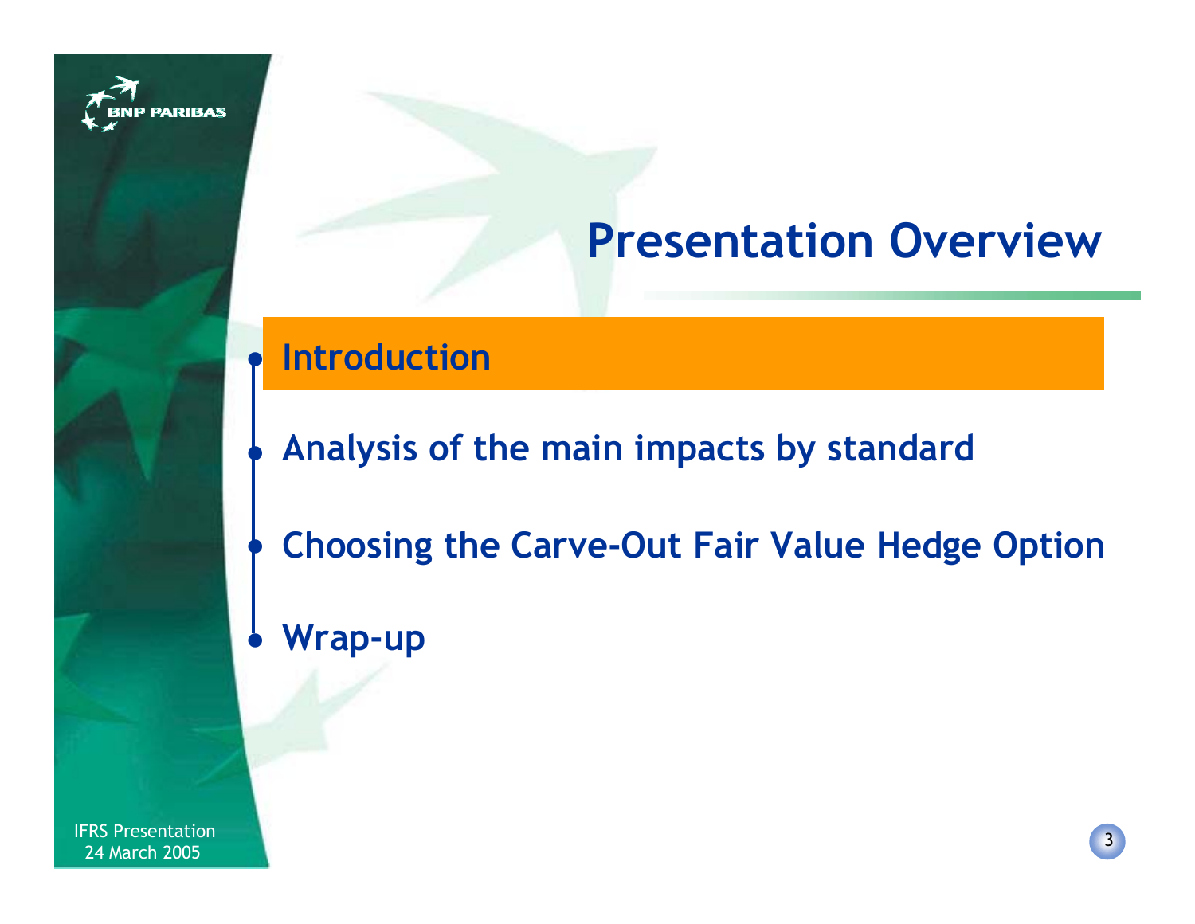# Presentation Overview

- **Introduction**
- **Analysis of the main impacts by standard**
- **Choosing the Carve-Out Fair Value Hedge Option**
- **Wrap-up**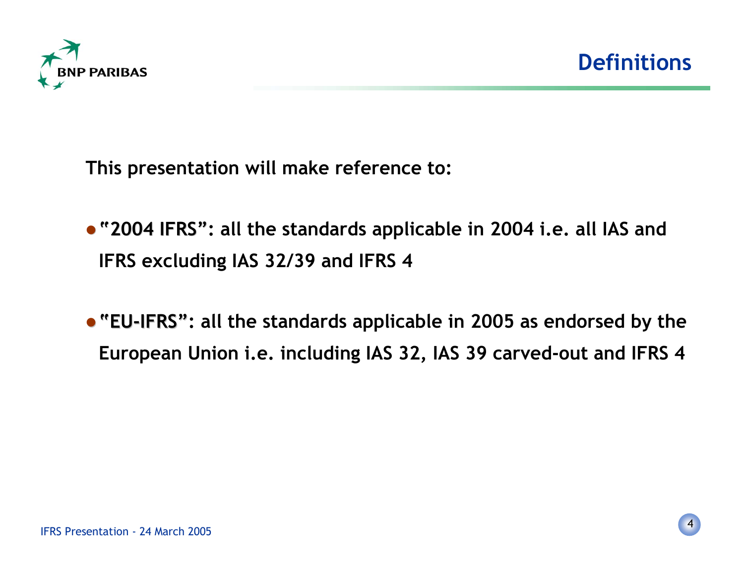# Definitions

This presentation will make reference to:

- **"2004 IFRS"**: all the standards applicable in 2004 i.e. all IAS and IFRS excluding IAS 32/39 and IFRS 4
- **"EU-IFRS"**: all the standards applicable in 2005 as endorsed by the European Union i.e. including IAS 32, IAS 39 carved-out and IFRS 4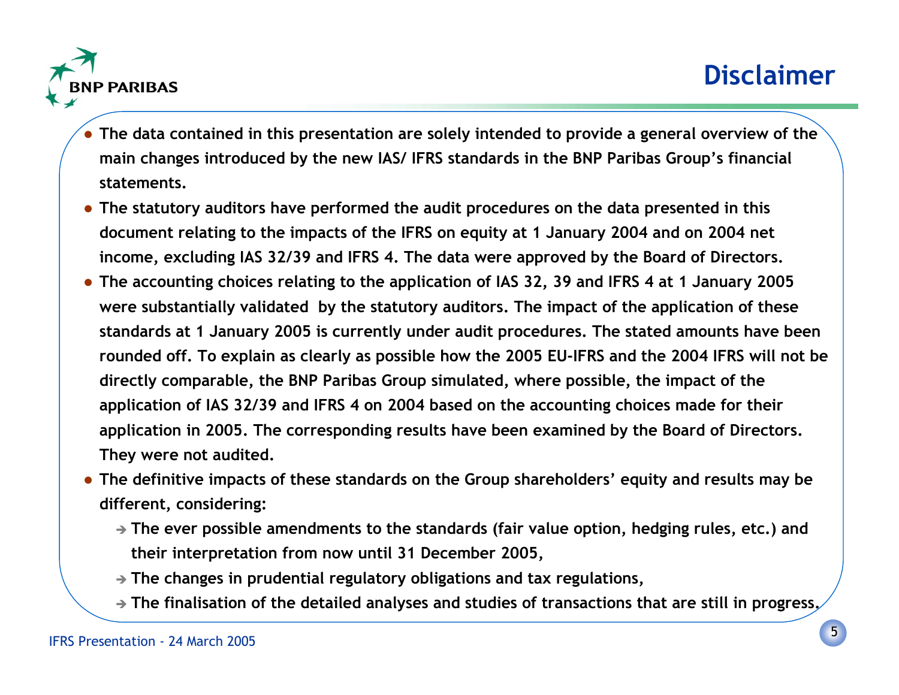# Disclaimer

- The data contained in this presentation are solely intended to provide a general overview of the main changes introduced by the new IAS/ IFRS standards in the BNP Paribas Group's financial statements.
- The statutory auditors have performed the audit procedures on the data presented in this document relating to the impacts of the IFRS on equity at 1 January 2004 and on 2004 net income, excluding IAS 32/39 and IFRS 4. The data were approved by the Board of Directors.
- The accounting choices relating to the application of IAS 32, 39 and IFRS 4 at 1 January 2005 were substantially validated by the statutory auditors. The impact of the application of these standards at 1 January 2005 is currently under audit procedures. The stated amounts have been rounded off. To explain as clearly as possible how the 2005 EU-IFRS and the 2004 IFRS will not be directly comparable, the BNP Paribas Group simulated, where possible, the impact of the application of IAS 32/39 and IFRS 4 on 2004 based on the accounting choices made for their application in 2005. The corresponding results have been examined by the Board of Directors. They were not audited.
- The definitive impacts of these standards on the Group shareholders' equity and results may be different, considering:
  - ➔ The ever possible amendments to the standards (fair value option, hedging rules, etc.) and their interpretation from now until 31 December 2005,
  - ➔ The changes in prudential regulatory obligations and tax regulations,
  - ➔ The finalisation of the detailed analyses and studies of transactions that are still in progress.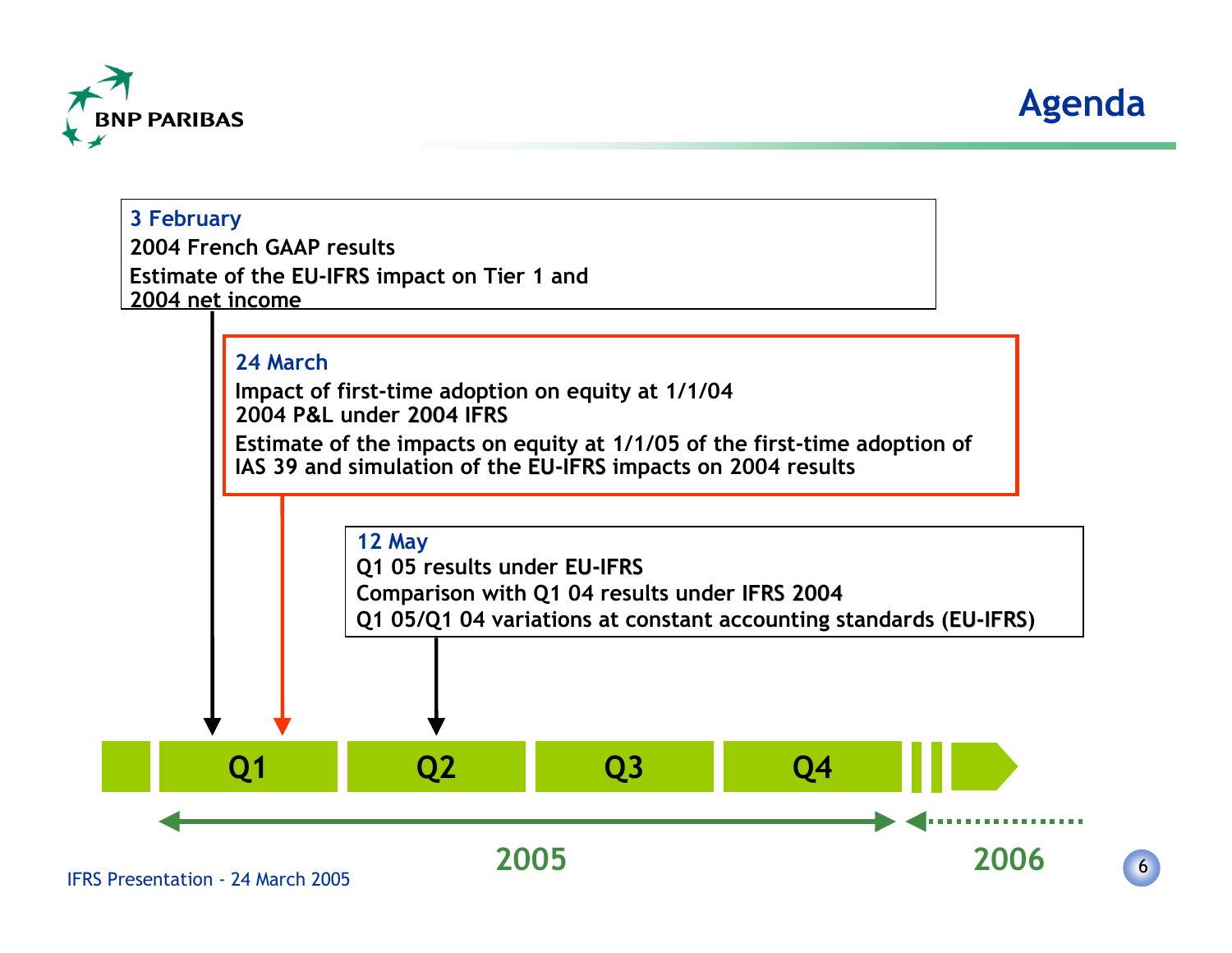# Agenda

**3 February**

2004 French GAAP results

Estimate of the EU-IFRS impact on Tier 1 and 2004 net income

**24 March**

Impact of first-time adoption on equity at 1/1/04
2004 P&L under 2004 IFRS

Estimate of the impacts on equity at 1/1/05 of the first-time adoption of IAS 39 and simulation of the EU-IFRS impacts on 2004 results

**12 May**

Q1 05 results under EU-IFRS
Comparison with Q1 04 results under IFRS 2004
Q1 05/Q1 04 variations at constant accounting standards (EU-IFRS)

Q1 | Q2 | Q3 | Q4

2005 | 2006

IFRS Presentation - 24 March 2005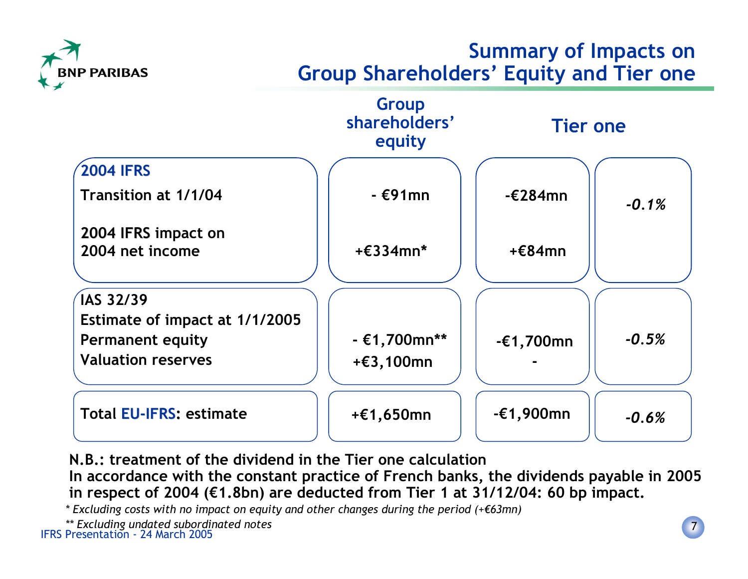# Summary of Impacts on Group Shareholders' Equity and Tier one

| | Group shareholders' equity | Tier one | |
|---|---|---|---|
| **2004 IFRS** | | | |
| Transition at 1/1/04 | - €91mn | -€284mn | *-0.1%* |
| 2004 IFRS impact on 2004 net income | +€334mn* | +€84mn | |
| **IAS 32/39** | | | |
| Estimate of impact at 1/1/2005 | | | |
| Permanent equity | - €1,700mn** | -€1,700mn | *-0.5%* |
| Valuation reserves | +€3,100mn | - | |
| **Total EU-IFRS: estimate** | +€1,650mn | -€1,900mn | *-0.6%* |

**N.B.: treatment of the dividend in the Tier one calculation**
**In accordance with the constant practice of French banks, the dividends payable in 2005 in respect of 2004 (€1.8bn) are deducted from Tier 1 at 31/12/04: 60 bp impact.**

*\* Excluding costs with no impact on equity and other changes during the period (+€63mn)*

*\*\* Excluding undated subordinated notes*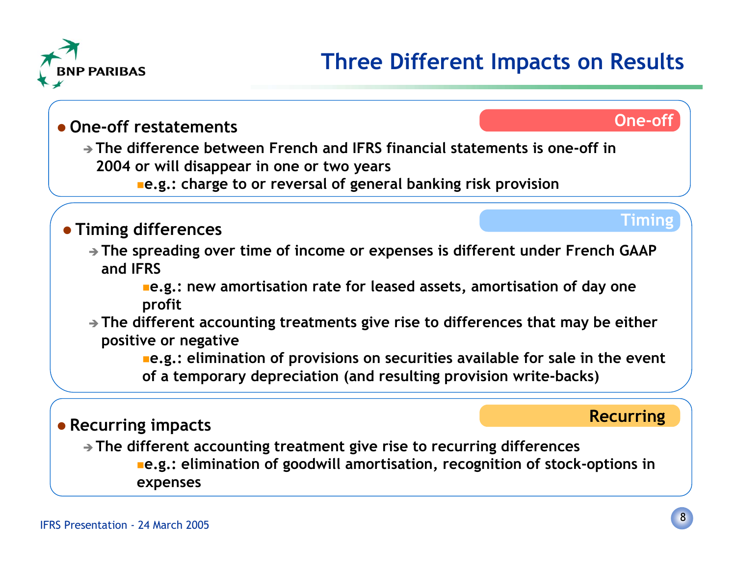# Three Different Impacts on Results

- **One-off restatements** — **One-off**
  - ➔ The difference between French and IFRS financial statements is one-off in 2004 or will disappear in one or two years
    - e.g.: charge to or reversal of general banking risk provision

- **Timing differences** — **Timing**
  - ➔ The spreading over time of income or expenses is different under French GAAP and IFRS
    - e.g.: new amortisation rate for leased assets, amortisation of day one profit
  - ➔ The different accounting treatments give rise to differences that may be either positive or negative
    - e.g.: elimination of provisions on securities available for sale in the event of a temporary depreciation (and resulting provision write-backs)

- **Recurring impacts** — **Recurring**
  - ➔ The different accounting treatment give rise to recurring differences
    - e.g.: elimination of goodwill amortisation, recognition of stock-options in expenses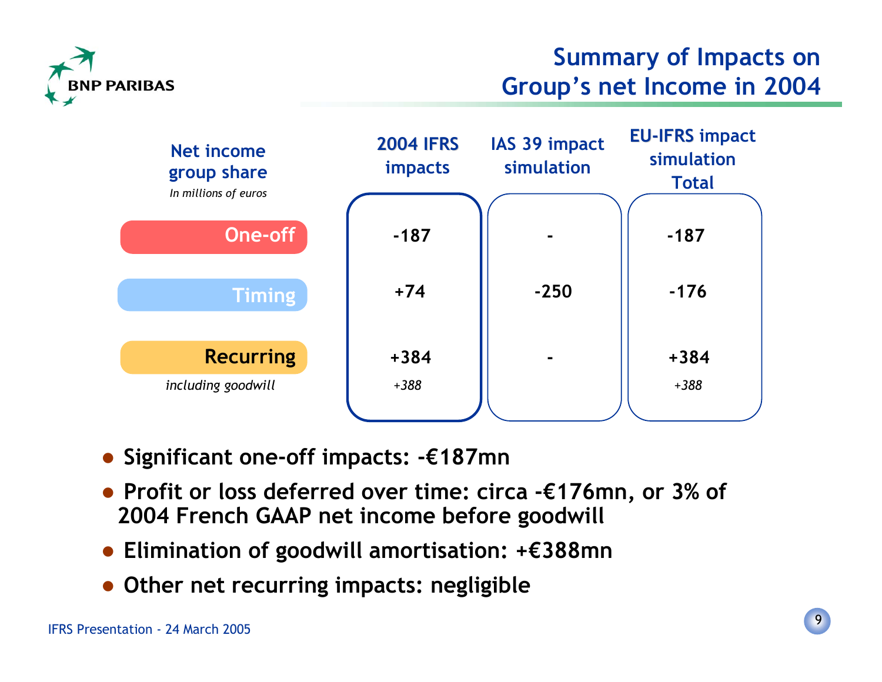# Summary of Impacts on Group's net Income in 2004

| Net income group share *In millions of euros* | 2004 IFRS impacts | IAS 39 impact simulation | EU-IFRS impact simulation Total |
|---|---|---|---|
| One-off | -187 | - | -187 |
| Timing | +74 | -250 | -176 |
| Recurring | +384 | - | +384 |
| *including goodwill* | *+388* | | *+388* |

- Significant one-off impacts: -€187mn
- Profit or loss deferred over time: circa -€176mn, or 3% of 2004 French GAAP net income before goodwill
- Elimination of goodwill amortisation: +€388mn
- Other net recurring impacts: negligible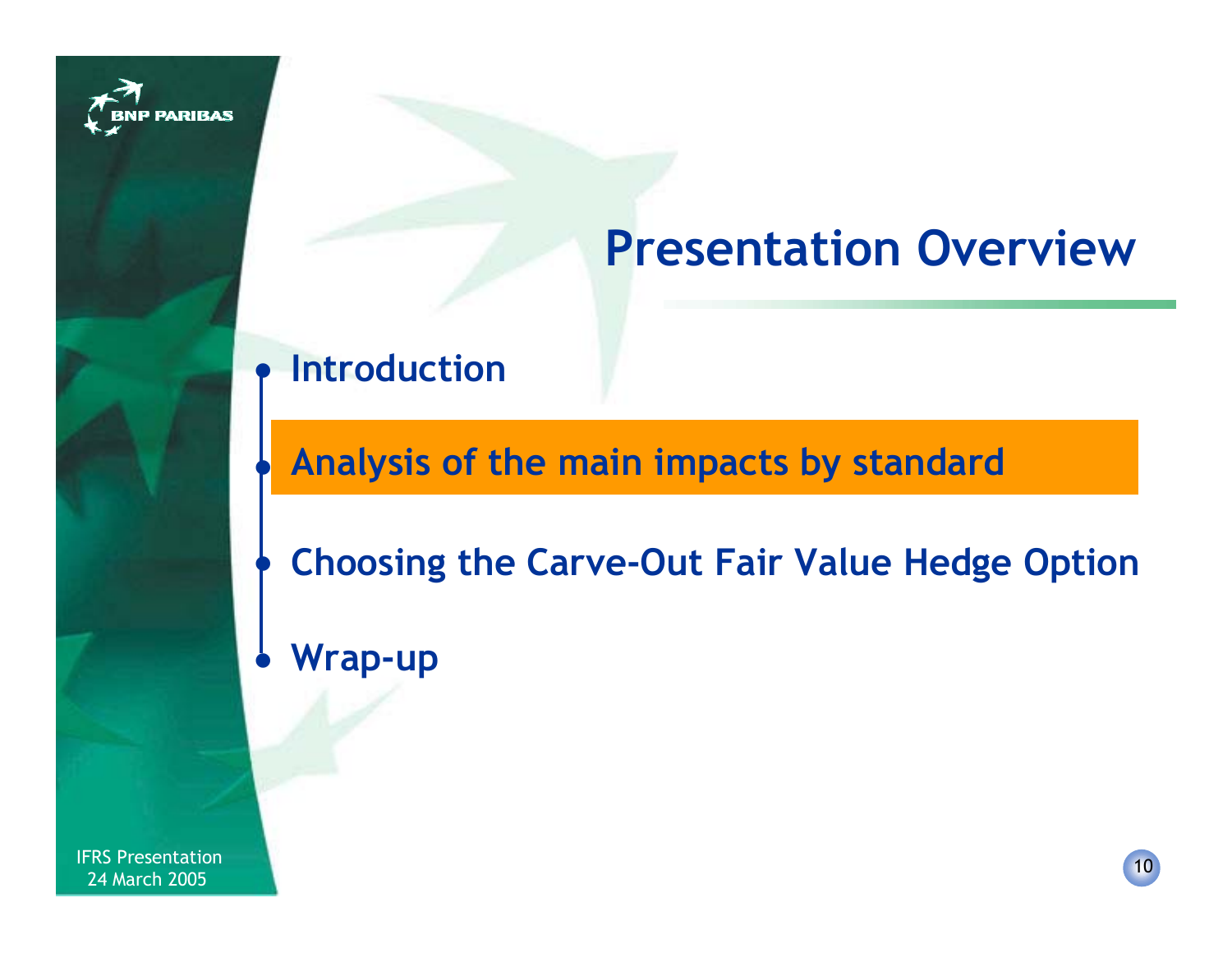# Presentation Overview

- Introduction
- **Analysis of the main impacts by standard**
- Choosing the Carve-Out Fair Value Hedge Option
- Wrap-up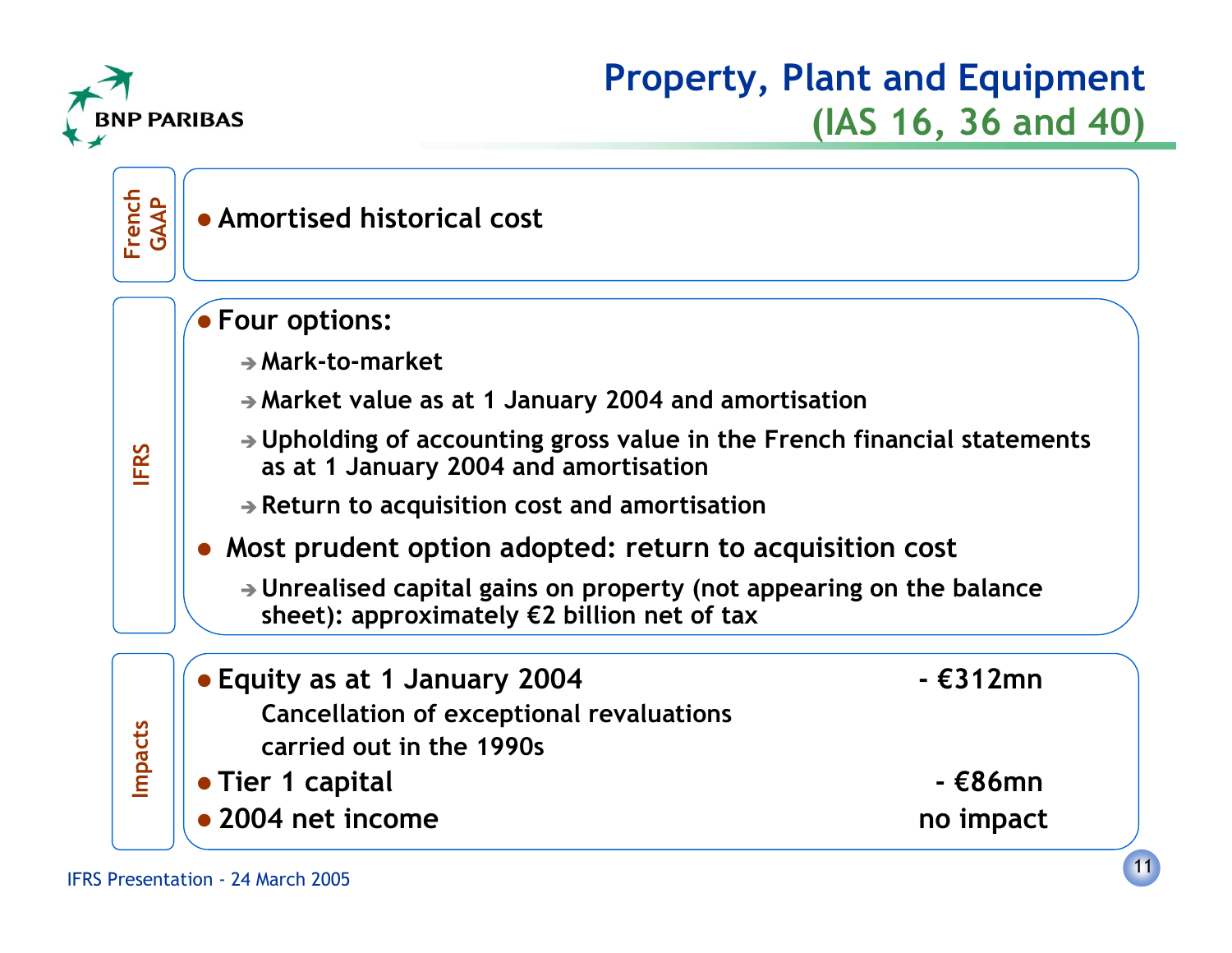# Property, Plant and Equipment (IAS 16, 36 and 40)

## French GAAP

- Amortised historical cost

## IFRS

- Four options:
  - ➔ Mark-to-market
  - ➔ Market value as at 1 January 2004 and amortisation
  - ➔ Upholding of accounting gross value in the French financial statements as at 1 January 2004 and amortisation
  - ➔ Return to acquisition cost and amortisation
- Most prudent option adopted: return to acquisition cost
  - ➔ Unrealised capital gains on property (not appearing on the balance sheet): approximately €2 billion net of tax

## Impacts

| | |
|---|---|
| • Equity as at 1 January 2004<br>Cancellation of exceptional revaluations carried out in the 1990s | - €312mn |
| • Tier 1 capital | - €86mn |
| • 2004 net income | no impact |

IFRS Presentation - 24 March 2005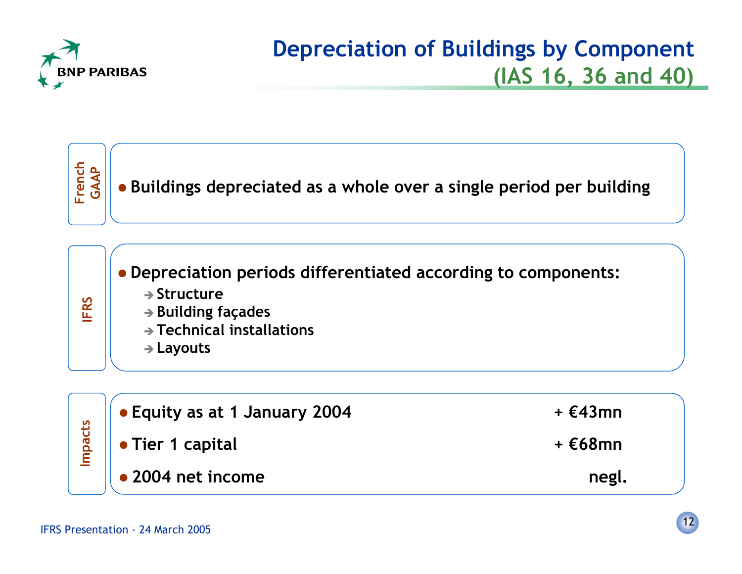# Depreciation of Buildings by Component (IAS 16, 36 and 40)

**French GAAP**

- **Buildings depreciated as a whole over a single period per building**

**IFRS**

- **Depreciation periods differentiated according to components:**
  - ➔ Structure
  - ➔ Building façades
  - ➔ Technical installations
  - ➔ Layouts

**Impacts**

| | |
|---|---|
| Equity as at 1 January 2004 | + €43mn |
| Tier 1 capital | + €68mn |
| 2004 net income | negl. |

IFRS Presentation - 24 March 2005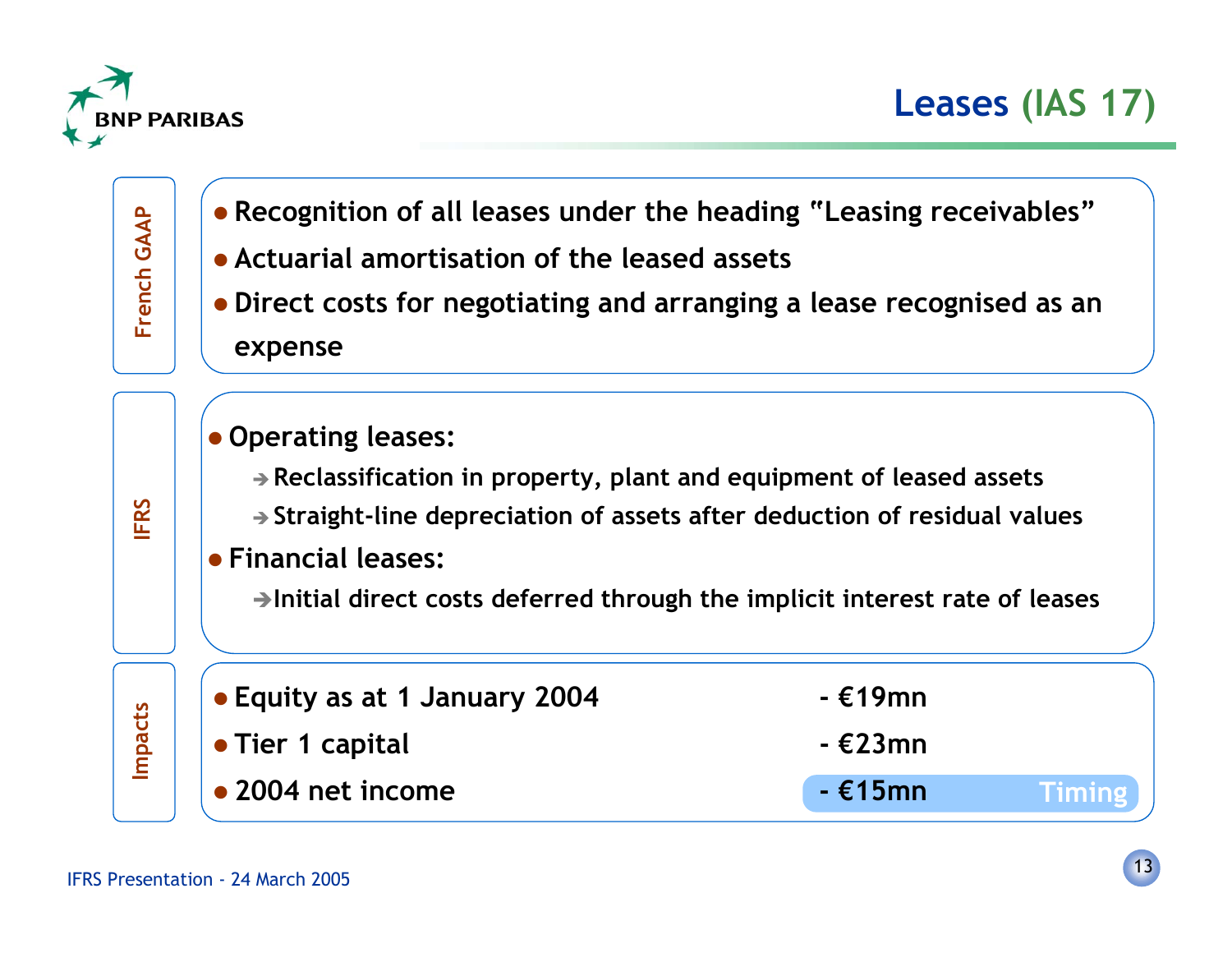# Leases (IAS 17)

## French GAAP

- Recognition of all leases under the heading "Leasing receivables"
- Actuarial amortisation of the leased assets
- Direct costs for negotiating and arranging a lease recognised as an expense

## IFRS

- Operating leases:
  - ➔ Reclassification in property, plant and equipment of leased assets
  - ➔ Straight-line depreciation of assets after deduction of residual values
- Financial leases:
  - ➔ Initial direct costs deferred through the implicit interest rate of leases

## Impacts

| | | |
|---|---|---|
| Equity as at 1 January 2004 | - €19mn | |
| Tier 1 capital | - €23mn | |
| 2004 net income | - €15mn | Timing |

IFRS Presentation - 24 March 2005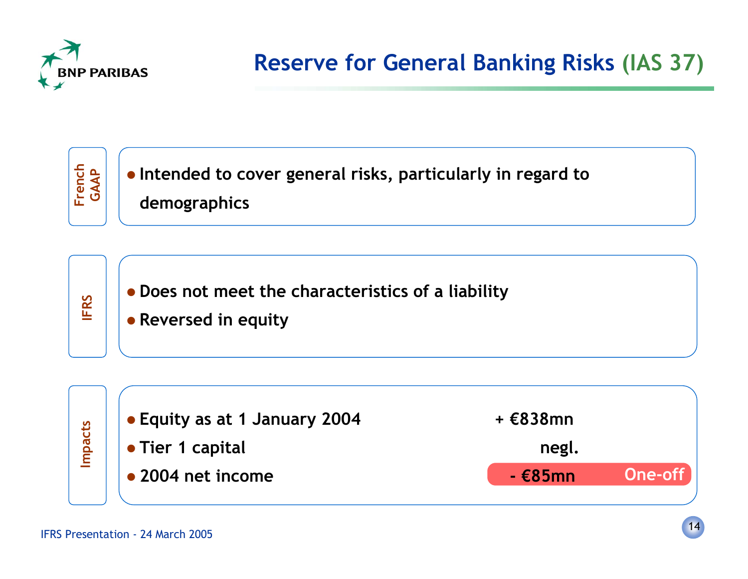# Reserve for General Banking Risks (IAS 37)

**French GAAP**

- **Intended to cover general risks, particularly in regard to demographics**

**IFRS**

- **Does not meet the characteristics of a liability**
- **Reversed in equity**

**Impacts**

| | | |
|---|---|---|
| Equity as at 1 January 2004 | + €838mn | |
| Tier 1 capital | negl. | |
| 2004 net income | - €85mn | One-off |

IFRS Presentation - 24 March 2005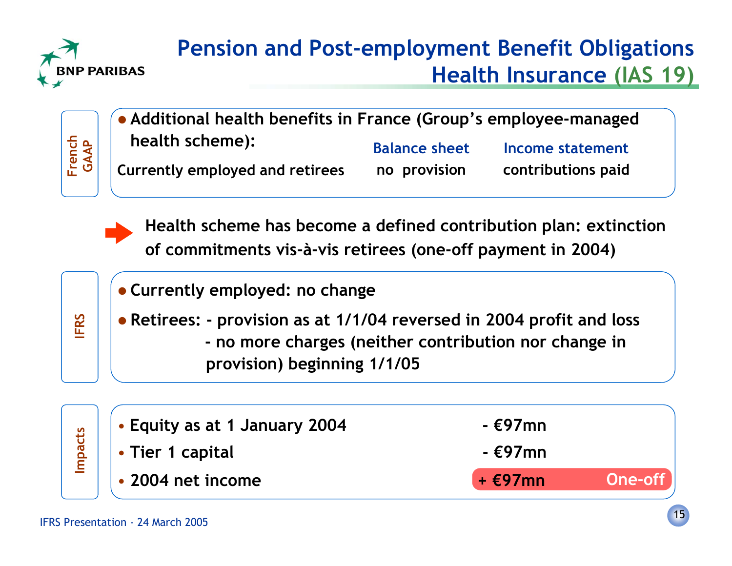# Pension and Post-employment Benefit Obligations Health Insurance (IAS 19)

**French GAAP**

- **Additional health benefits in France (Group's employee-managed health scheme):**

| | Balance sheet | Income statement |
|---|---|---|
| Currently employed and retirees | no provision | contributions paid |

➡ **Health scheme has become a defined contribution plan: extinction of commitments vis-à-vis retirees (one-off payment in 2004)**

**IFRS**

- **Currently employed: no change**
- **Retirees:**
  - **provision as at 1/1/04 reversed in 2004 profit and loss**
  - **no more charges (neither contribution nor change in provision) beginning 1/1/05**

**Impacts**

| | | |
|---|---|---|
| Equity as at 1 January 2004 | - €97mn | |
| Tier 1 capital | - €97mn | |
| 2004 net income | + €97mn | One-off |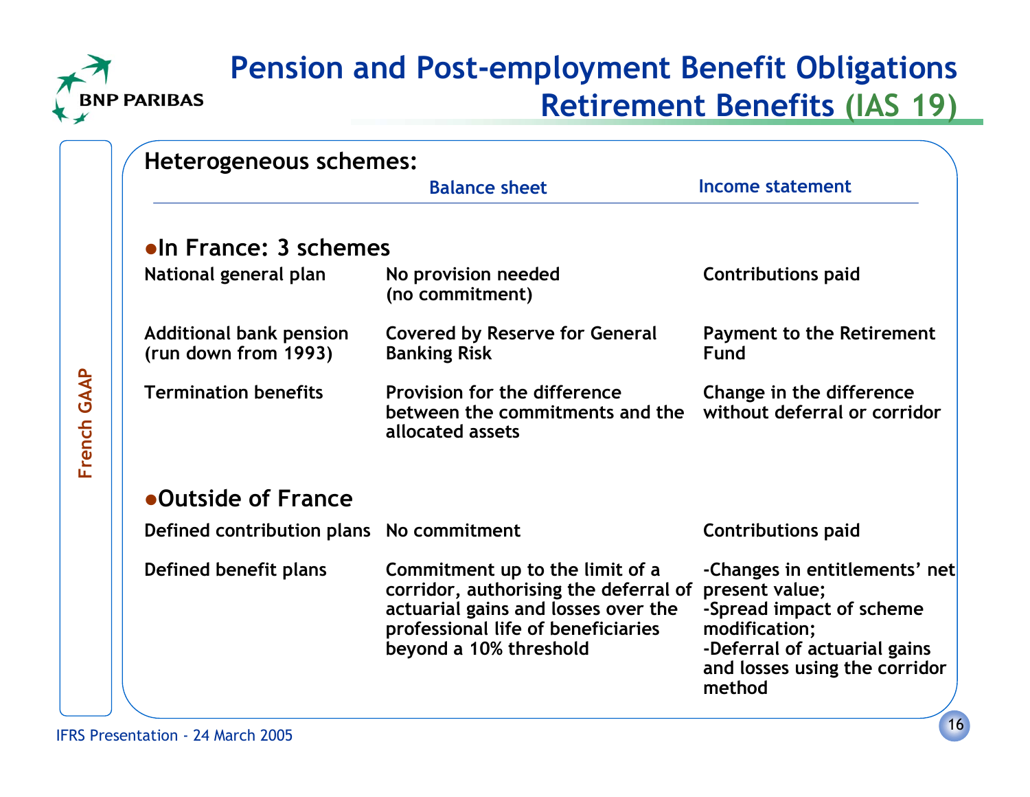# Pension and Post-employment Benefit Obligations
## Retirement Benefits (IAS 19)

French GAAP

**Heterogeneous schemes:**

| | Balance sheet | Income statement |
|---|---|---|
| **●In France: 3 schemes** | | |
| National general plan | No provision needed (no commitment) | Contributions paid |
| Additional bank pension (run down from 1993) | Covered by Reserve for General Banking Risk | Payment to the Retirement Fund |
| Termination benefits | Provision for the difference between the commitments and the allocated assets | Change in the difference without deferral or corridor |
| **●Outside of France** | | |
| Defined contribution plans | No commitment | Contributions paid |
| Defined benefit plans | Commitment up to the limit of a corridor, authorising the deferral of actuarial gains and losses over the professional life of beneficiaries beyond a 10% threshold | -Changes in entitlements' net present value;<br>-Spread impact of scheme modification;<br>-Deferral of actuarial gains and losses using the corridor method |

IFRS Presentation - 24 March 2005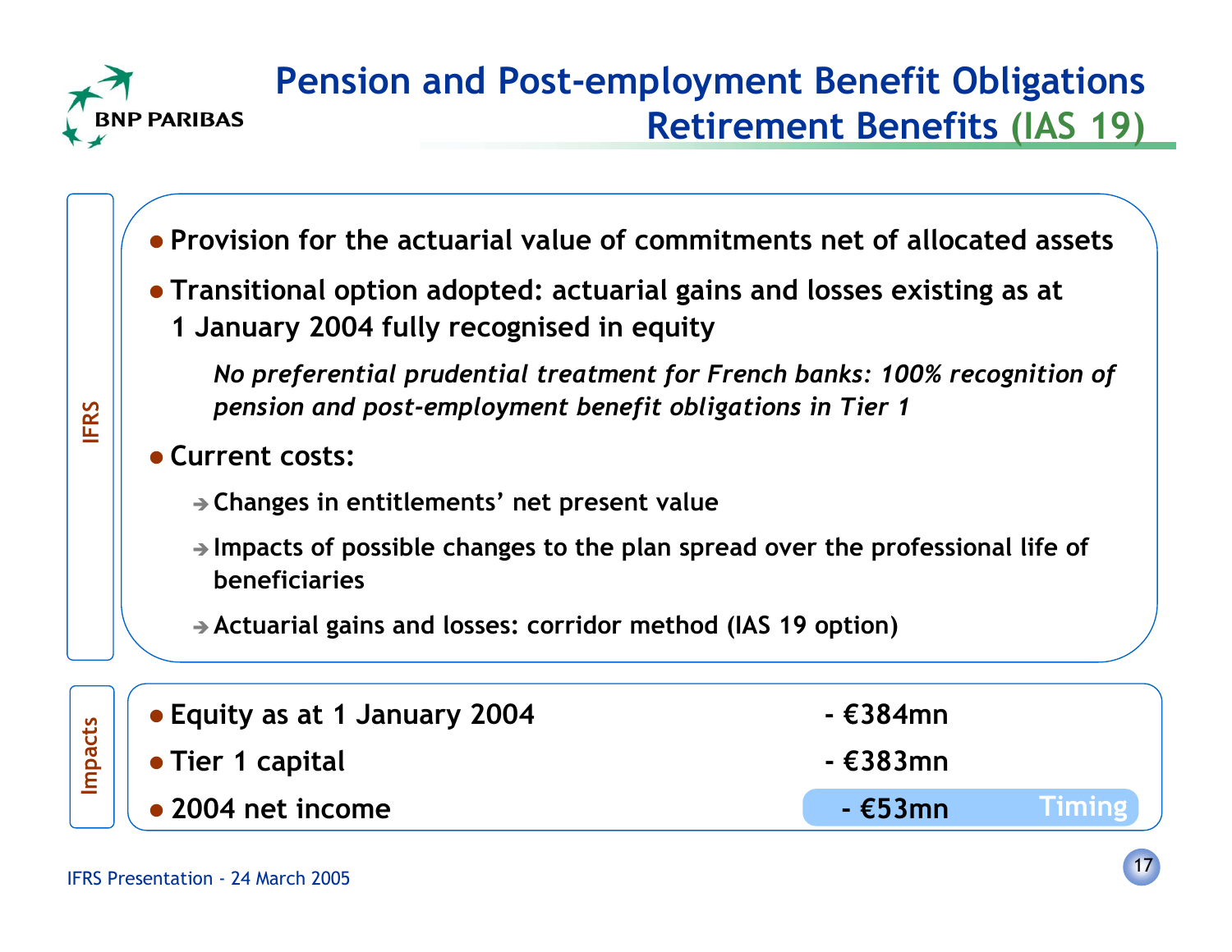# Pension and Post-employment Benefit Obligations Retirement Benefits (IAS 19)

**IFRS**

- **Provision for the actuarial value of commitments net of allocated assets**
- **Transitional option adopted: actuarial gains and losses existing as at 1 January 2004 fully recognised in equity**

  ***No preferential prudential treatment for French banks: 100% recognition of pension and post-employment benefit obligations in Tier 1***

- **Current costs:**
  - ➔ **Changes in entitlements' net present value**
  - ➔ **Impacts of possible changes to the plan spread over the professional life of beneficiaries**
  - ➔ **Actuarial gains and losses: corridor method (IAS 19 option)**

**Impacts**

| | | |
|---|---|---|
| Equity as at 1 January 2004 | - €384mn | |
| Tier 1 capital | - €383mn | |
| 2004 net income | - €53mn | Timing |

IFRS Presentation - 24 March 2005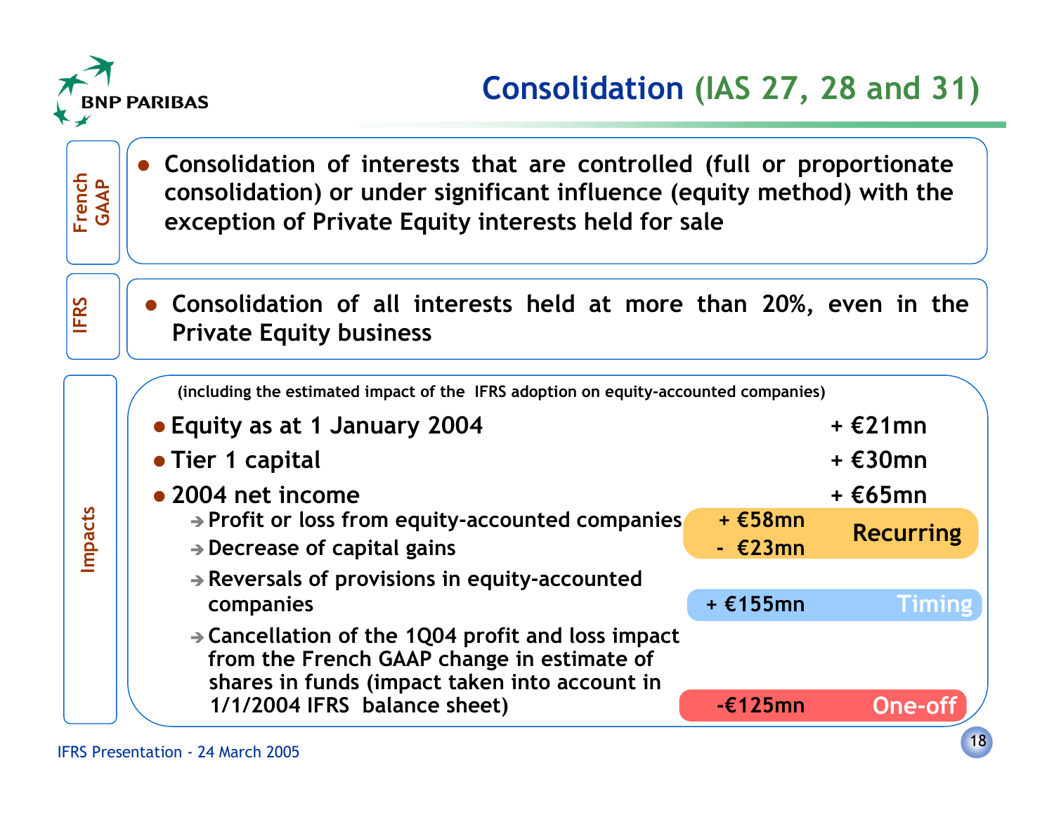# Consolidation (IAS 27, 28 and 31)

**French GAAP**

- Consolidation of interests that are controlled (full or proportionate consolidation) or under significant influence (equity method) with the exception of Private Equity interests held for sale

**IFRS**

- Consolidation of all interests held at more than 20%, even in the Private Equity business

**Impacts**

(including the estimated impact of the IFRS adoption on equity-accounted companies)

- Equity as at 1 January 2004 — + €21mn
- Tier 1 capital — + €30mn
- 2004 net income — + €65mn
  - → Profit or loss from equity-accounted companies — + €58mn (Recurring)
  - → Decrease of capital gains — - €23mn (Recurring)
  - → Reversals of provisions in equity-accounted companies — + €155mn (Timing)
  - → Cancellation of the 1Q04 profit and loss impact from the French GAAP change in estimate of shares in funds (impact taken into account in 1/1/2004 IFRS balance sheet) — -€125mn (One-off)

IFRS Presentation - 24 March 2005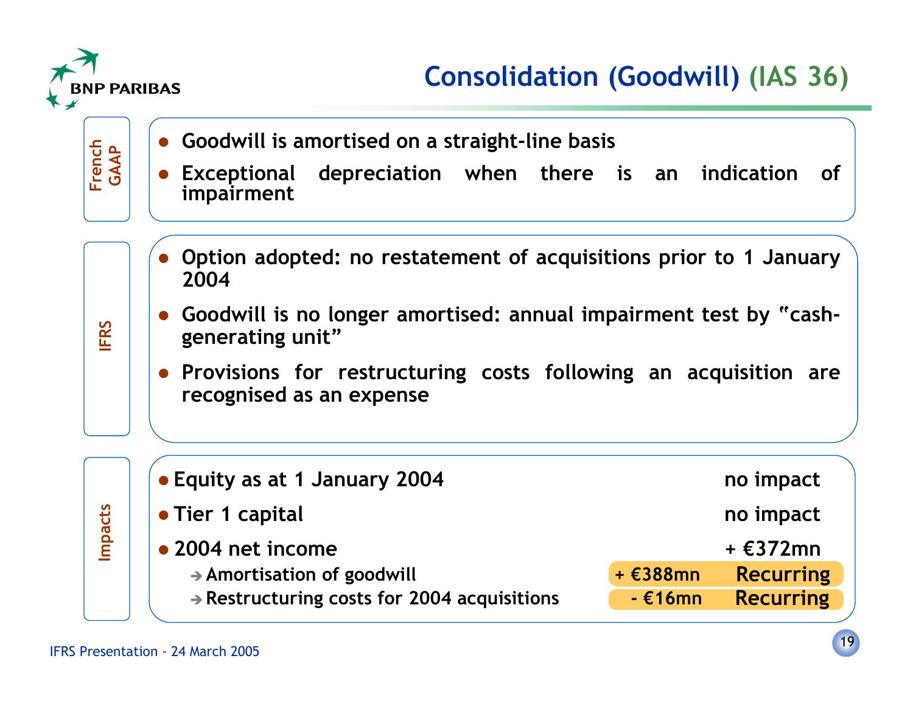# Consolidation (Goodwill) (IAS 36)

## French GAAP

- Goodwill is amortised on a straight-line basis
- Exceptional depreciation when there is an indication of impairment

## IFRS

- Option adopted: no restatement of acquisitions prior to 1 January 2004
- Goodwill is no longer amortised: annual impairment test by "cash-generating unit"
- Provisions for restructuring costs following an acquisition are recognised as an expense

## Impacts

| | | |
|---|---|---|
| Equity as at 1 January 2004 | no impact | |
| Tier 1 capital | no impact | |
| 2004 net income | + €372mn | |
| → Amortisation of goodwill | + €388mn | Recurring |
| → Restructuring costs for 2004 acquisitions | - €16mn | Recurring |

IFRS Presentation - 24 March 2005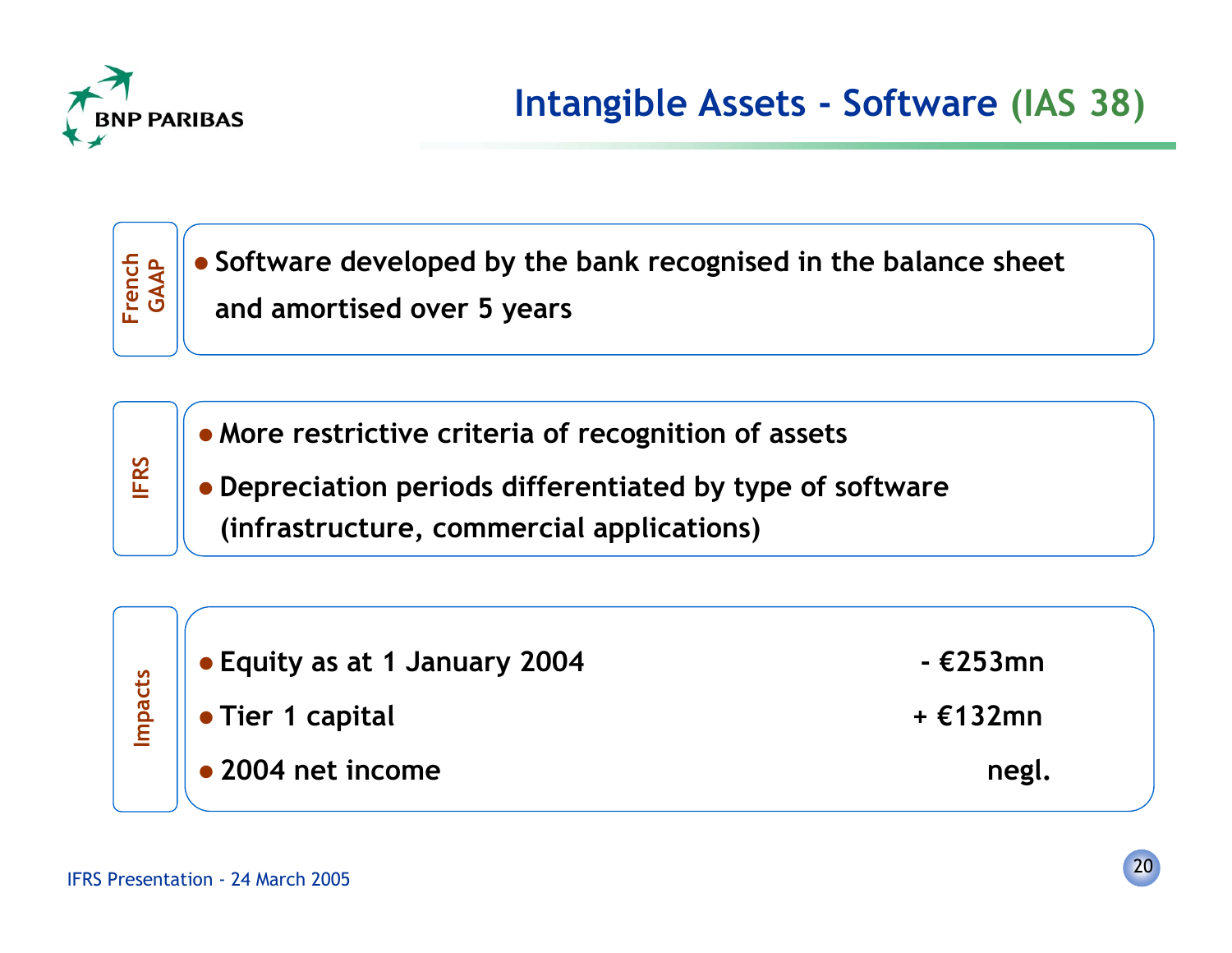# Intangible Assets - Software (IAS 38)

**French GAAP**

- Software developed by the bank recognised in the balance sheet and amortised over 5 years

**IFRS**

- More restrictive criteria of recognition of assets
- Depreciation periods differentiated by type of software (infrastructure, commercial applications)

**Impacts**

| | |
|---|---|
| Equity as at 1 January 2004 | - €253mn |
| Tier 1 capital | + €132mn |
| 2004 net income | negl. |

IFRS Presentation - 24 March 2005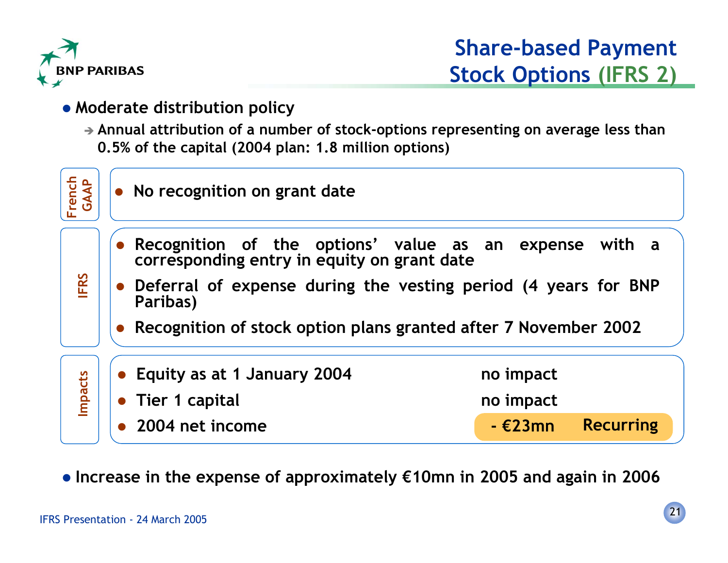# Share-based Payment Stock Options (IFRS 2)

- **Moderate distribution policy**
  - → **Annual attribution of a number of stock-options representing on average less than 0.5% of the capital (2004 plan: 1.8 million options)**

**French GAAP**

- **No recognition on grant date**

**IFRS**

- **Recognition of the options' value as an expense with a corresponding entry in equity on grant date**
- **Deferral of expense during the vesting period (4 years for BNP Paribas)**
- **Recognition of stock option plans granted after 7 November 2002**

**Impacts**

| | | |
|---|---|---|
| Equity as at 1 January 2004 | no impact | |
| Tier 1 capital | no impact | |
| 2004 net income | - €23mn | Recurring |

- **Increase in the expense of approximately €10mn in 2005 and again in 2006**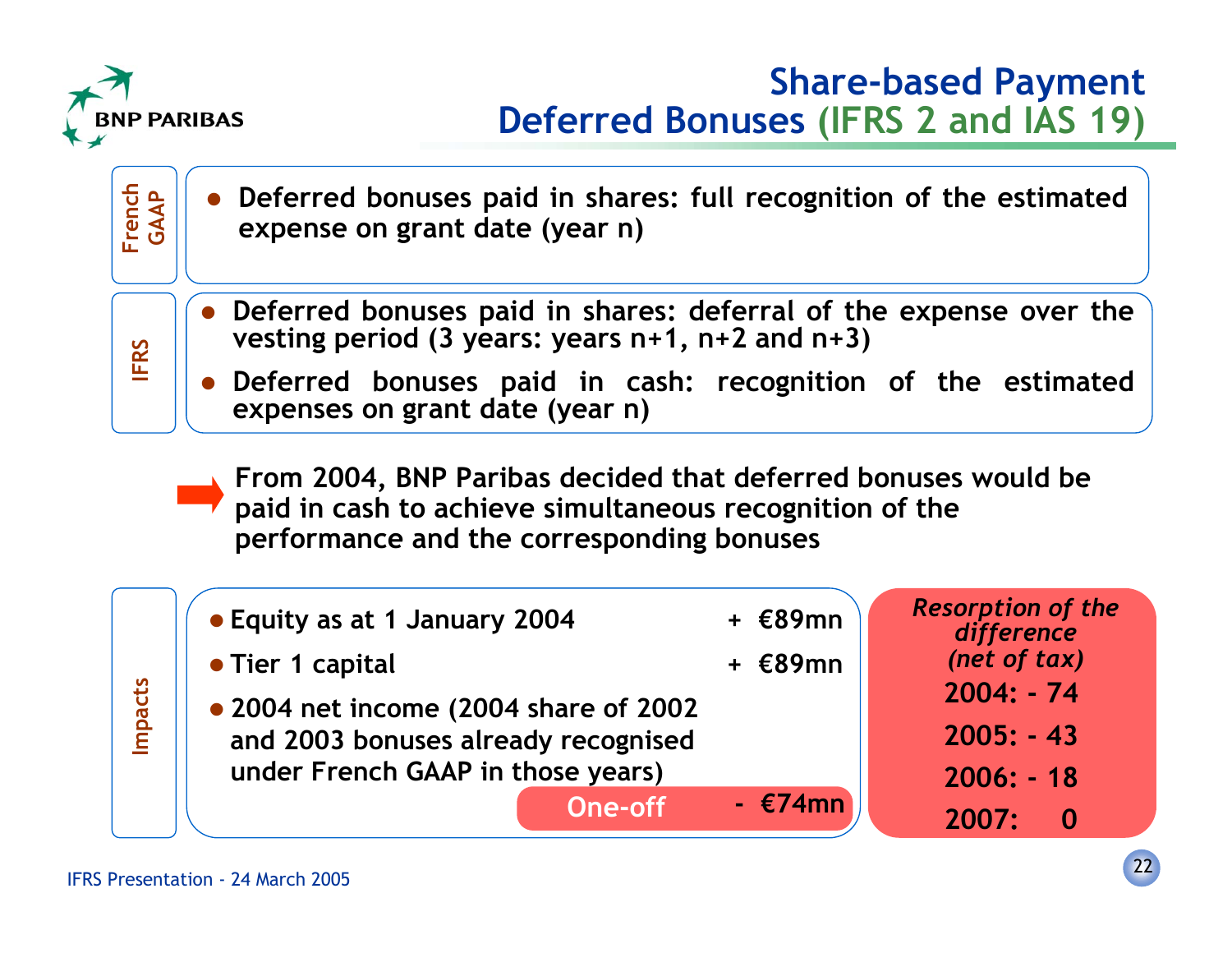# Share-based Payment
## Deferred Bonuses (IFRS 2 and IAS 19)

**French GAAP**

- Deferred bonuses paid in shares: full recognition of the estimated expense on grant date (year n)

**IFRS**

- Deferred bonuses paid in shares: deferral of the expense over the vesting period (3 years: years n+1, n+2 and n+3)
- Deferred bonuses paid in cash: recognition of the estimated expenses on grant date (year n)

➡ From 2004, BNP Paribas decided that deferred bonuses would be paid in cash to achieve simultaneous recognition of the performance and the corresponding bonuses

**Impacts**

- Equity as at 1 January 2004 + €89mn
- Tier 1 capital + €89mn
- 2004 net income (2004 share of 2002 and 2003 bonuses already recognised under French GAAP in those years)
  One-off - €74mn

*Resorption of the difference (net of tax)*

2004: - 74

2005: - 43

2006: - 18

2007: 0

IFRS Presentation - 24 March 2005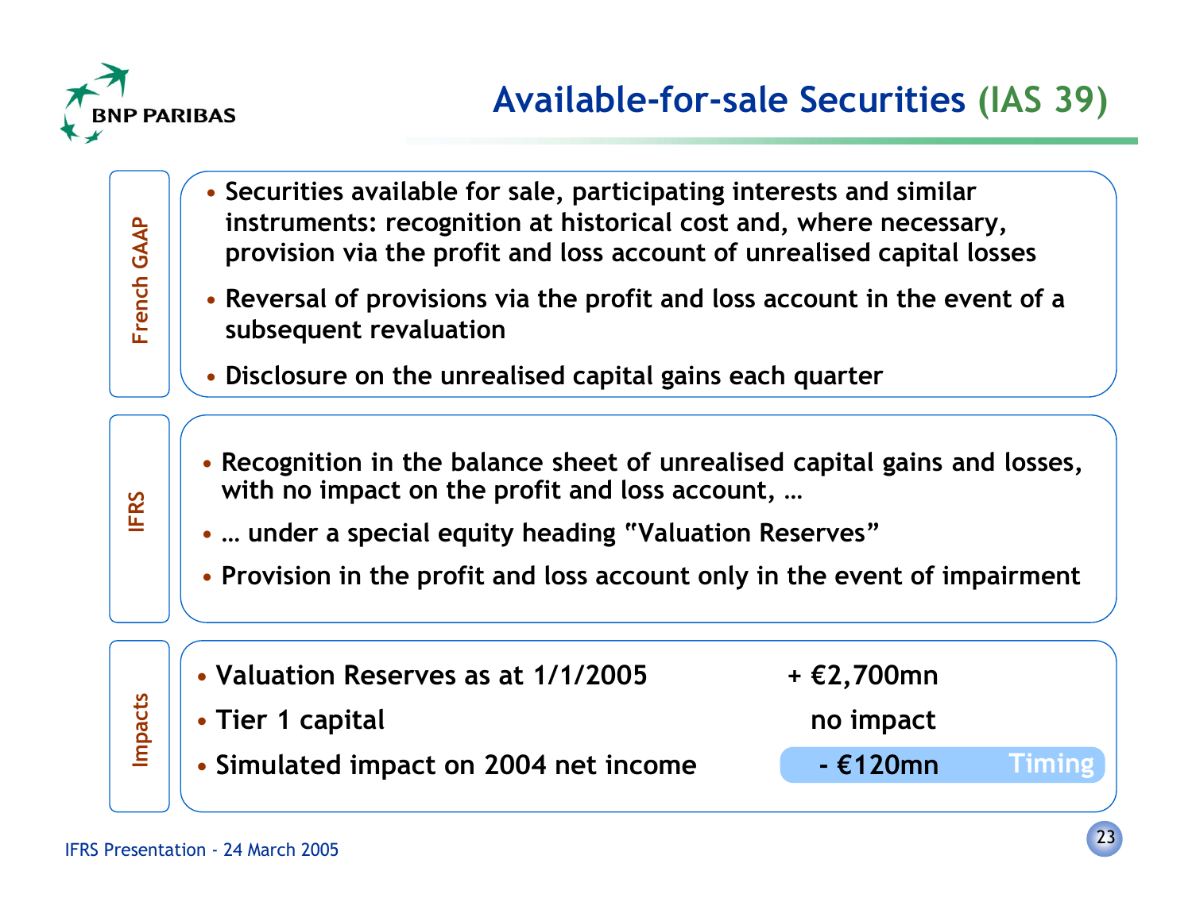# Available-for-sale Securities (IAS 39)

## French GAAP

- Securities available for sale, participating interests and similar instruments: recognition at historical cost and, where necessary, provision via the profit and loss account of unrealised capital losses
- Reversal of provisions via the profit and loss account in the event of a subsequent revaluation
- Disclosure on the unrealised capital gains each quarter

## IFRS

- Recognition in the balance sheet of unrealised capital gains and losses, with no impact on the profit and loss account, …
- … under a special equity heading "Valuation Reserves"
- Provision in the profit and loss account only in the event of impairment

## Impacts

| | | |
|---|---|---|
| Valuation Reserves as at 1/1/2005 | + €2,700mn | |
| Tier 1 capital | no impact | |
| Simulated impact on 2004 net income | - €120mn | Timing |

IFRS Presentation - 24 March 2005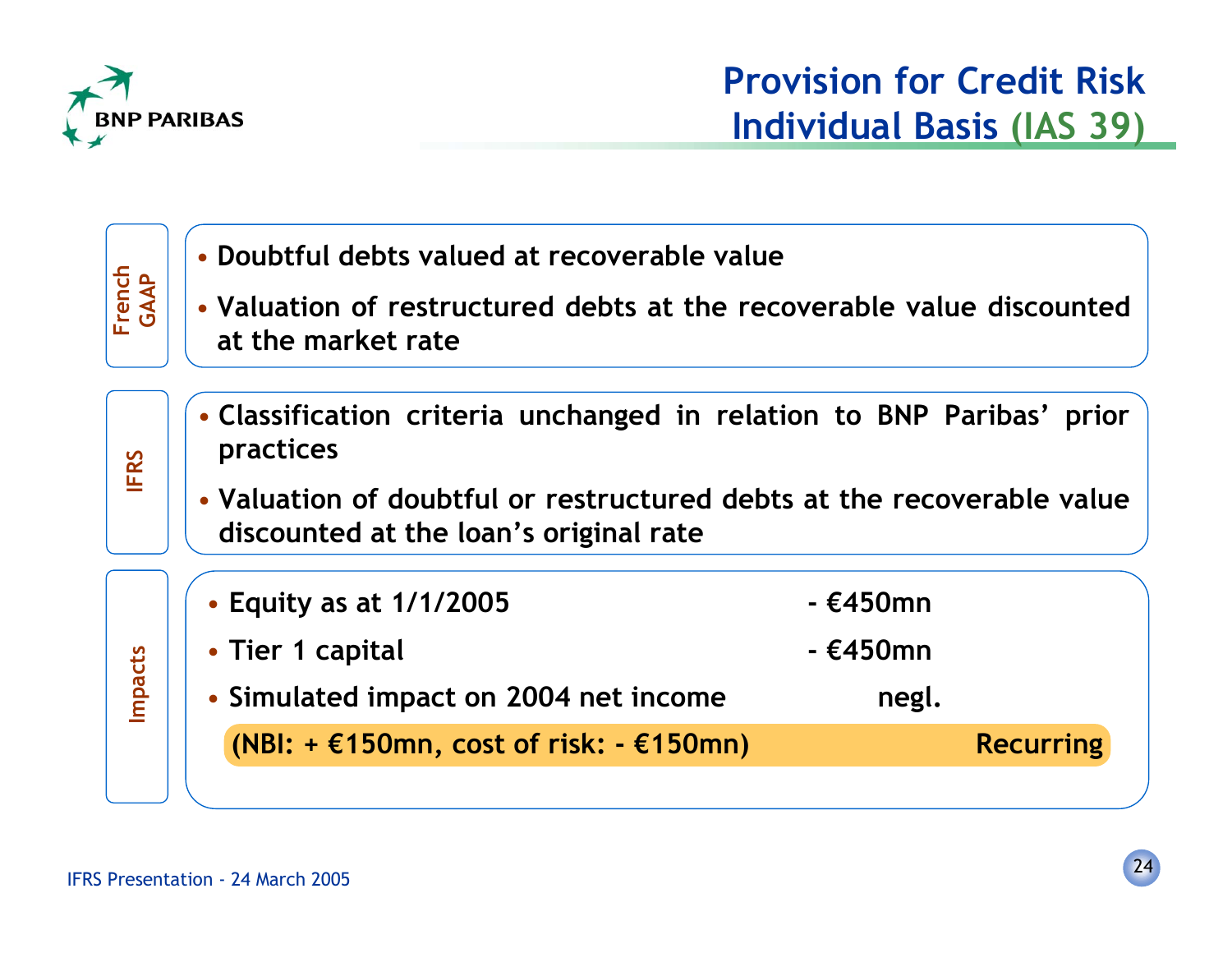# Provision for Credit Risk Individual Basis (IAS 39)

## French GAAP

- Doubtful debts valued at recoverable value
- Valuation of restructured debts at the recoverable value discounted at the market rate

## IFRS

- Classification criteria unchanged in relation to BNP Paribas' prior practices
- Valuation of doubtful or restructured debts at the recoverable value discounted at the loan's original rate

## Impacts

| | | |
|---|---|---|
| • Equity as at 1/1/2005 | - €450mn | |
| • Tier 1 capital | - €450mn | |
| • Simulated impact on 2004 net income | negl. | |
| (NBI: + €150mn, cost of risk: - €150mn) | | Recurring |

IFRS Presentation - 24 March 2005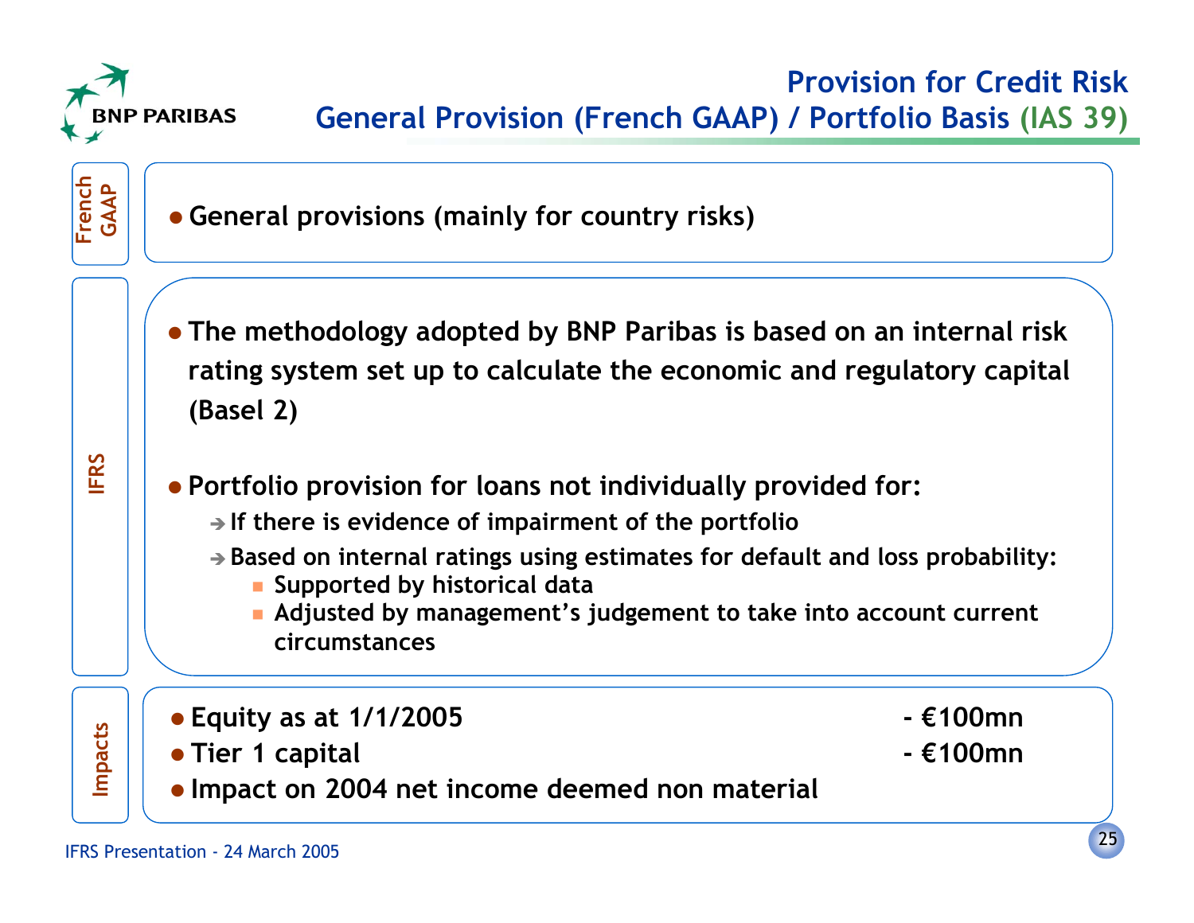# Provision for Credit Risk

## General Provision (French GAAP) / Portfolio Basis (IAS 39)

### French GAAP

- General provisions (mainly for country risks)

### IFRS

- The methodology adopted by BNP Paribas is based on an internal risk rating system set up to calculate the economic and regulatory capital (Basel 2)
- Portfolio provision for loans not individually provided for:
  - ➔ If there is evidence of impairment of the portfolio
  - ➔ Based on internal ratings using estimates for default and loss probability:
    - Supported by historical data
    - Adjusted by management's judgement to take into account current circumstances

### Impacts

| | |
|---|---|
| Equity as at 1/1/2005 | - €100mn |
| Tier 1 capital | - €100mn |
| Impact on 2004 net income deemed non material | |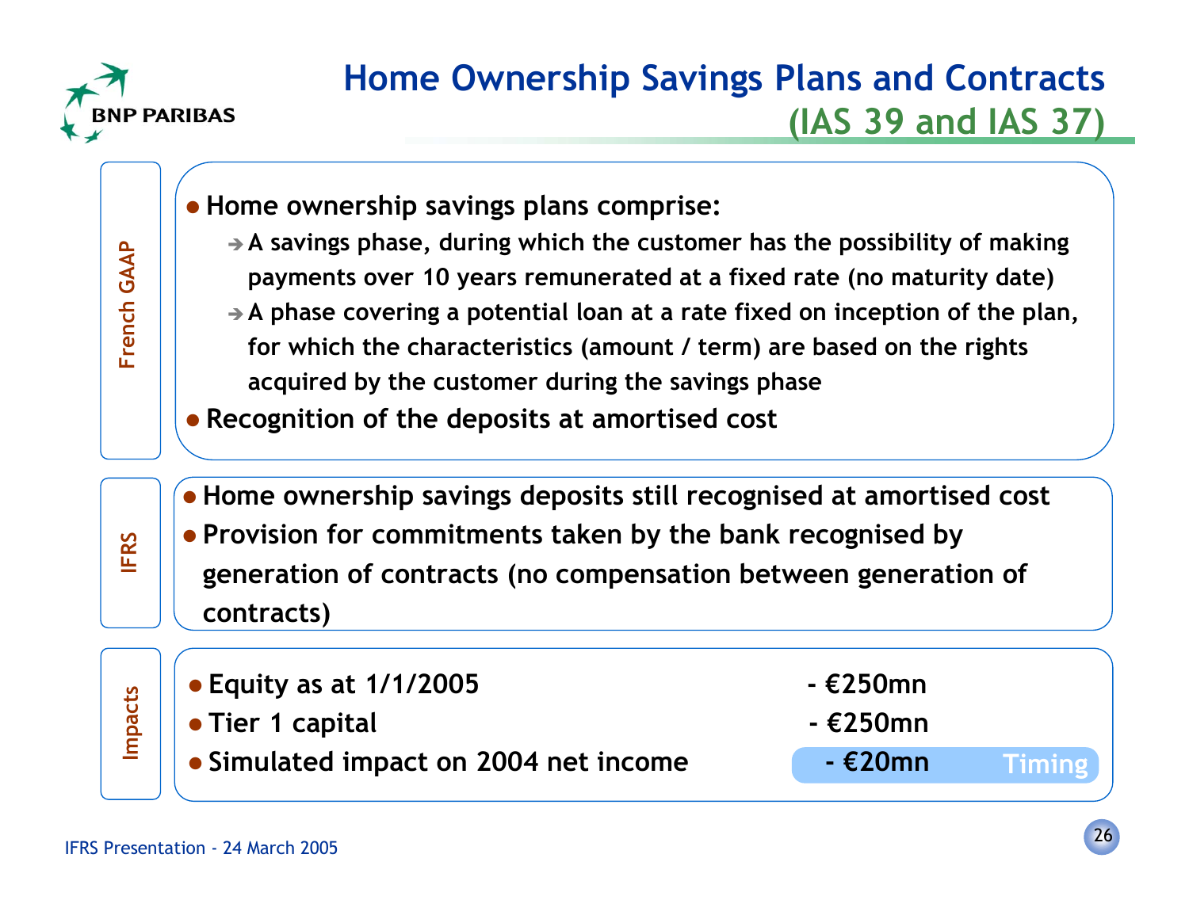# Home Ownership Savings Plans and Contracts (IAS 39 and IAS 37)

## French GAAP

- Home ownership savings plans comprise:
  - A savings phase, during which the customer has the possibility of making payments over 10 years remunerated at a fixed rate (no maturity date)
  - A phase covering a potential loan at a rate fixed on inception of the plan, for which the characteristics (amount / term) are based on the rights acquired by the customer during the savings phase
- Recognition of the deposits at amortised cost

## IFRS

- Home ownership savings deposits still recognised at amortised cost
- Provision for commitments taken by the bank recognised by generation of contracts (no compensation between generation of contracts)

## Impacts

| | | |
|---|---|---|
| Equity as at 1/1/2005 | - €250mn | |
| Tier 1 capital | - €250mn | |
| Simulated impact on 2004 net income | - €20mn | Timing |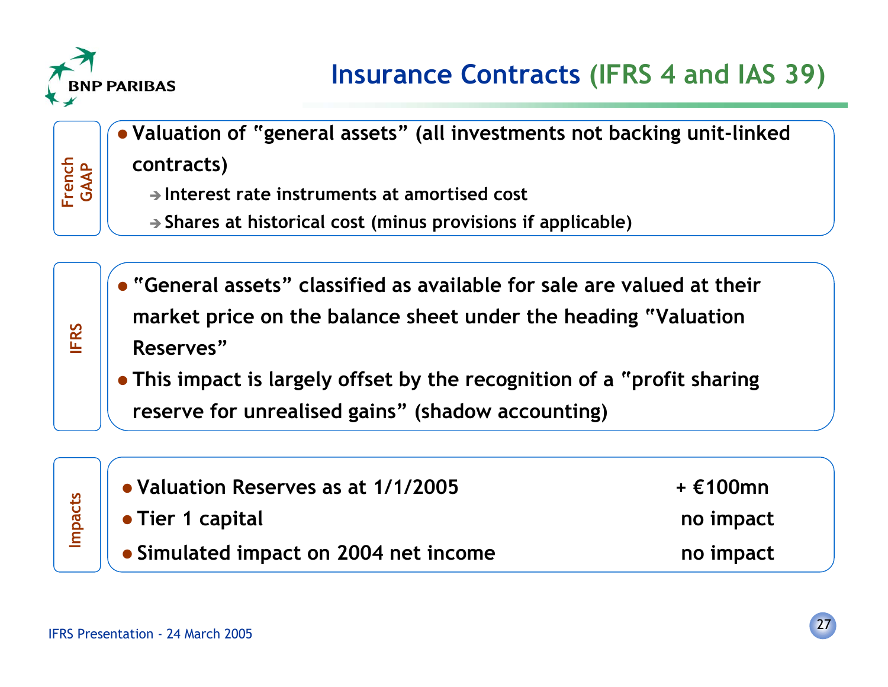# Insurance Contracts (IFRS 4 and IAS 39)

**French GAAP**

- Valuation of "general assets" (all investments not backing unit-linked contracts)
  - ➔ Interest rate instruments at amortised cost
  - ➔ Shares at historical cost (minus provisions if applicable)

**IFRS**

- "General assets" classified as available for sale are valued at their market price on the balance sheet under the heading "Valuation Reserves"
- This impact is largely offset by the recognition of a "profit sharing reserve for unrealised gains" (shadow accounting)

**Impacts**

| | |
|---|---|
| Valuation Reserves as at 1/1/2005 | + €100mn |
| Tier 1 capital | no impact |
| Simulated impact on 2004 net income | no impact |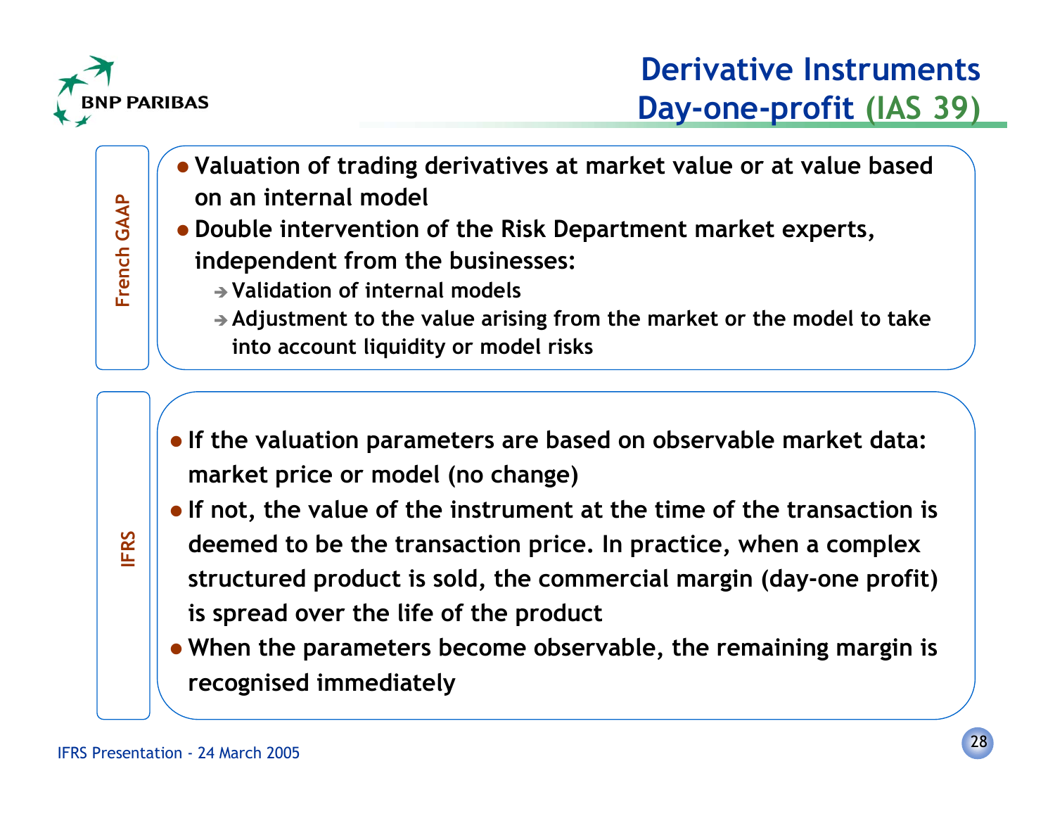# Derivative Instruments Day-one-profit (IAS 39)

## French GAAP

- Valuation of trading derivatives at market value or at value based on an internal model
- Double intervention of the Risk Department market experts, independent from the businesses:
  - → Validation of internal models
  - → Adjustment to the value arising from the market or the model to take into account liquidity or model risks

## IFRS

- If the valuation parameters are based on observable market data: market price or model (no change)
- If not, the value of the instrument at the time of the transaction is deemed to be the transaction price. In practice, when a complex structured product is sold, the commercial margin (day-one profit) is spread over the life of the product
- When the parameters become observable, the remaining margin is recognised immediately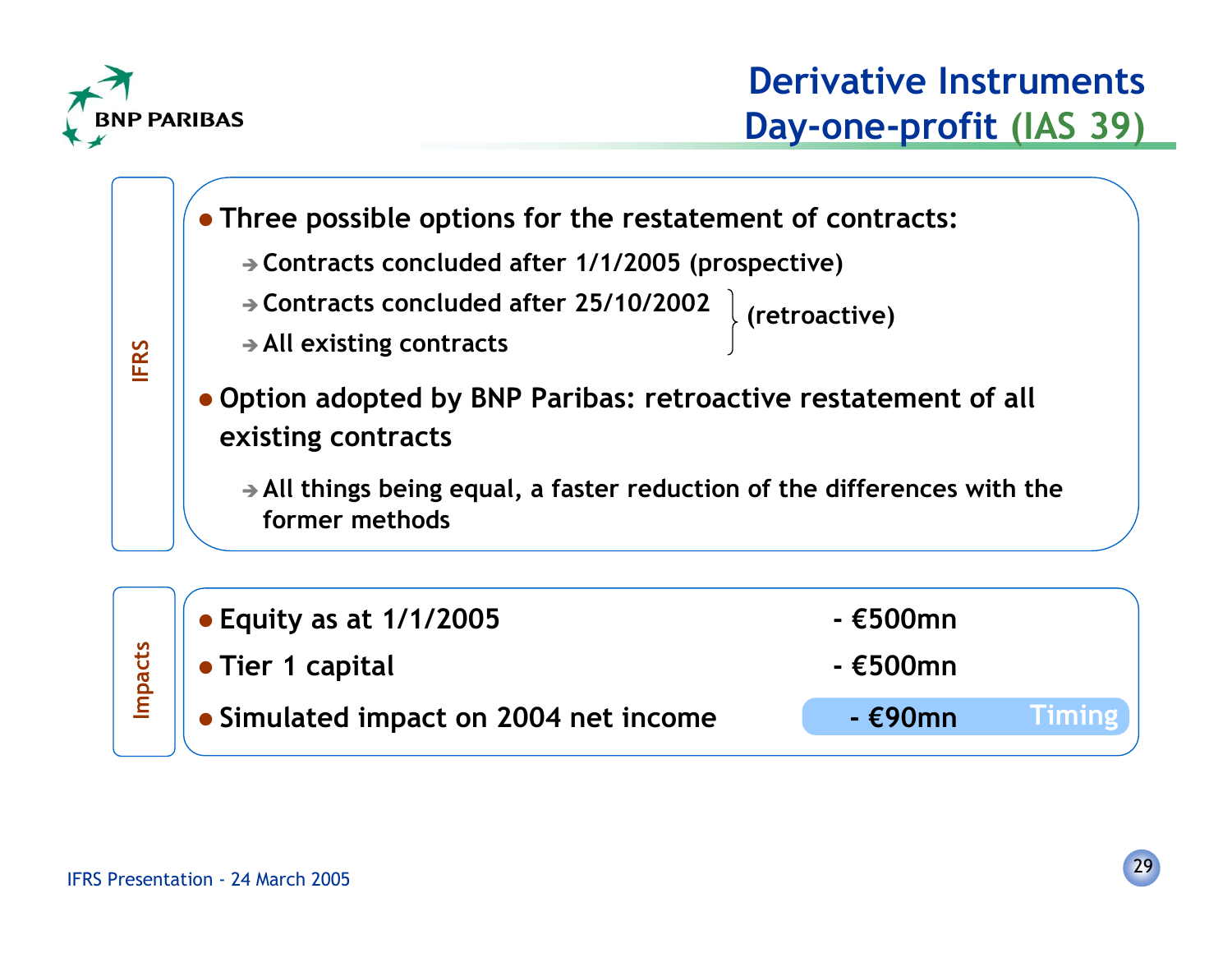# Derivative Instruments Day-one-profit (IAS 39)

**IFRS**

- **Three possible options for the restatement of contracts:**
  - ➔ Contracts concluded after 1/1/2005 (prospective)
  - ➔ Contracts concluded after 25/10/2002 (retroactive)
  - ➔ All existing contracts (retroactive)
- **Option adopted by BNP Paribas: retroactive restatement of all existing contracts**
  - ➔ All things being equal, a faster reduction of the differences with the former methods

**Impacts**

| | | |
|---|---|---|
| Equity as at 1/1/2005 | - €500mn | |
| Tier 1 capital | - €500mn | |
| Simulated impact on 2004 net income | - €90mn | Timing |

IFRS Presentation - 24 March 2005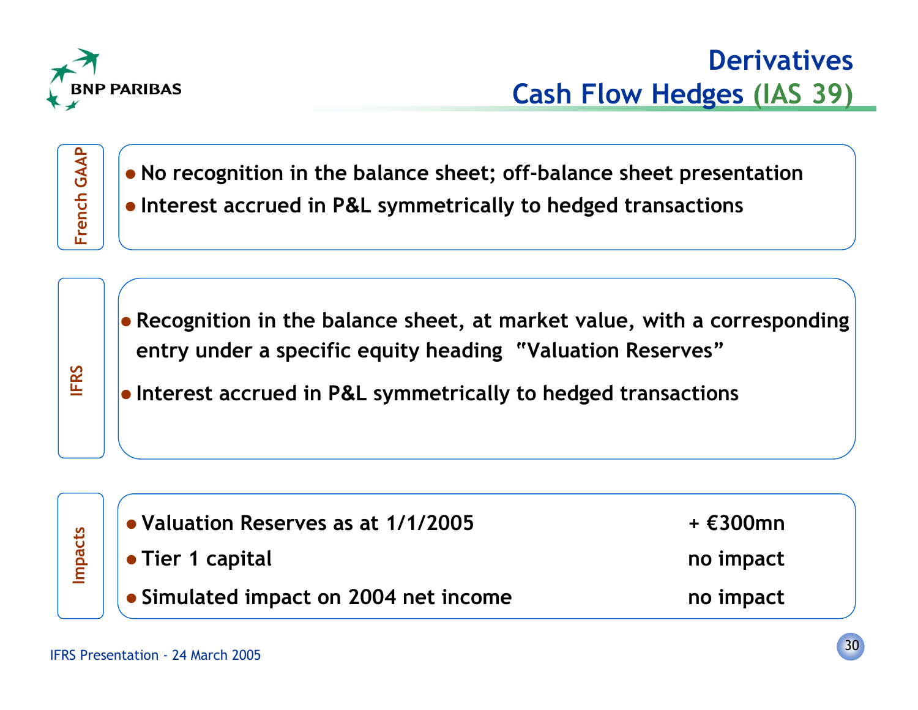# Derivatives
## Cash Flow Hedges (IAS 39)

**French GAAP**

- No recognition in the balance sheet; off-balance sheet presentation
- Interest accrued in P&L symmetrically to hedged transactions

**IFRS**

- Recognition in the balance sheet, at market value, with a corresponding entry under a specific equity heading "Valuation Reserves"
- Interest accrued in P&L symmetrically to hedged transactions

**Impacts**

| | |
|---|---|
| Valuation Reserves as at 1/1/2005 | + €300mn |
| Tier 1 capital | no impact |
| Simulated impact on 2004 net income | no impact |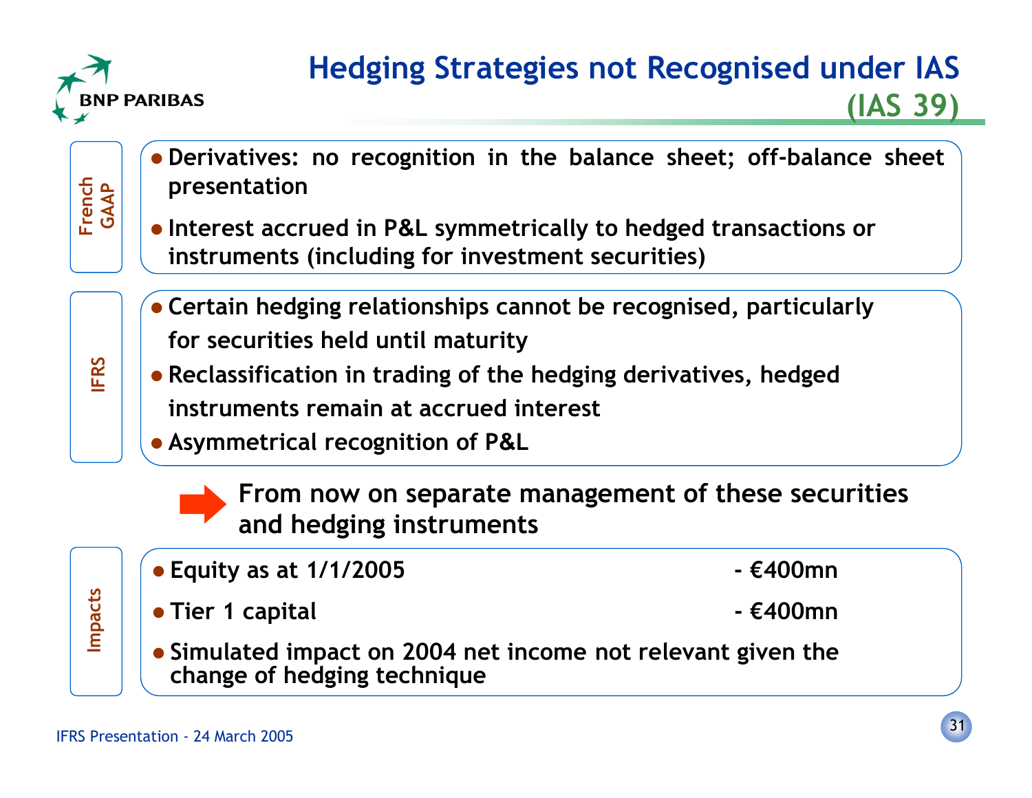# Hedging Strategies not Recognised under IAS (IAS 39)

**French GAAP**

- Derivatives: no recognition in the balance sheet; off-balance sheet presentation
- Interest accrued in P&L symmetrically to hedged transactions or instruments (including for investment securities)

**IFRS**

- Certain hedging relationships cannot be recognised, particularly for securities held until maturity
- Reclassification in trading of the hedging derivatives, hedged instruments remain at accrued interest
- Asymmetrical recognition of P&L

➡ **From now on separate management of these securities and hedging instruments**

**Impacts**

- Equity as at 1/1/2005 - €400mn
- Tier 1 capital - €400mn
- Simulated impact on 2004 net income not relevant given the change of hedging technique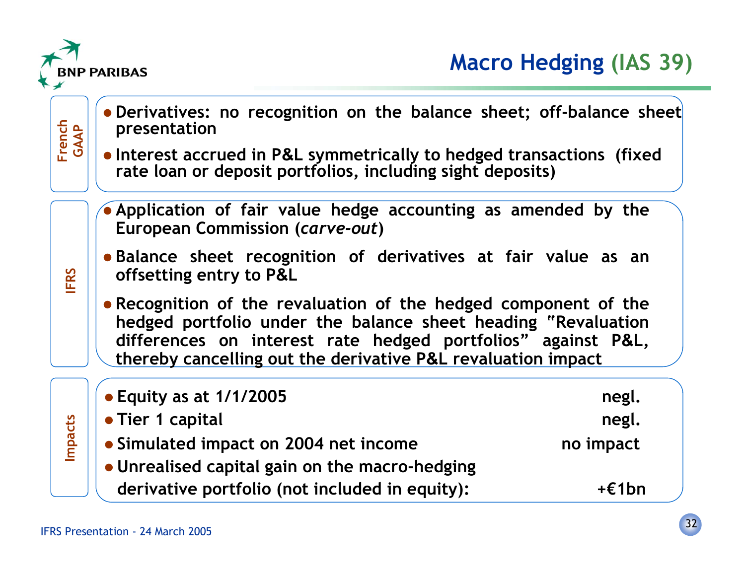# Macro Hedging (IAS 39)

## French GAAP

- Derivatives: no recognition on the balance sheet; off-balance sheet presentation
- Interest accrued in P&L symmetrically to hedged transactions (fixed rate loan or deposit portfolios, including sight deposits)

## IFRS

- Application of fair value hedge accounting as amended by the European Commission (*carve-out*)
- Balance sheet recognition of derivatives at fair value as an offsetting entry to P&L
- Recognition of the revaluation of the hedged component of the hedged portfolio under the balance sheet heading "Revaluation differences on interest rate hedged portfolios" against P&L, thereby cancelling out the derivative P&L revaluation impact

## Impacts

| Impact | |
|---|---|
| Equity as at 1/1/2005 | negl. |
| Tier 1 capital | negl. |
| Simulated impact on 2004 net income | no impact |
| Unrealised capital gain on the macro-hedging derivative portfolio (not included in equity): | +€1bn |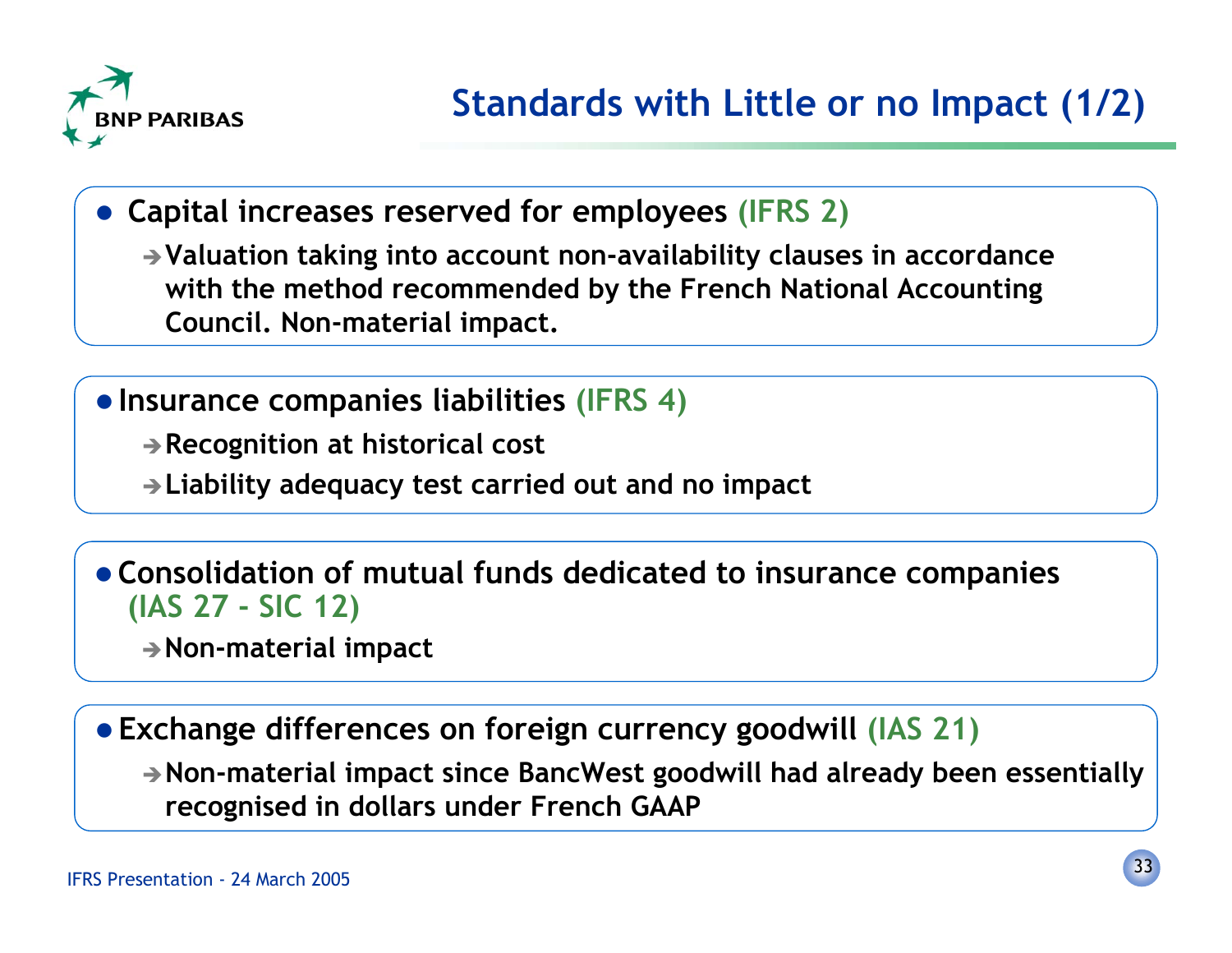# Standards with Little or no Impact (1/2)

- **Capital increases reserved for employees (IFRS 2)**
  - ➔ **Valuation taking into account non-availability clauses in accordance with the method recommended by the French National Accounting Council. Non-material impact.**

- **Insurance companies liabilities (IFRS 4)**
  - ➔ **Recognition at historical cost**
  - ➔ **Liability adequacy test carried out and no impact**

- **Consolidation of mutual funds dedicated to insurance companies (IAS 27 - SIC 12)**
  - ➔ **Non-material impact**

- **Exchange differences on foreign currency goodwill (IAS 21)**
  - ➔ **Non-material impact since BancWest goodwill had already been essentially recognised in dollars under French GAAP**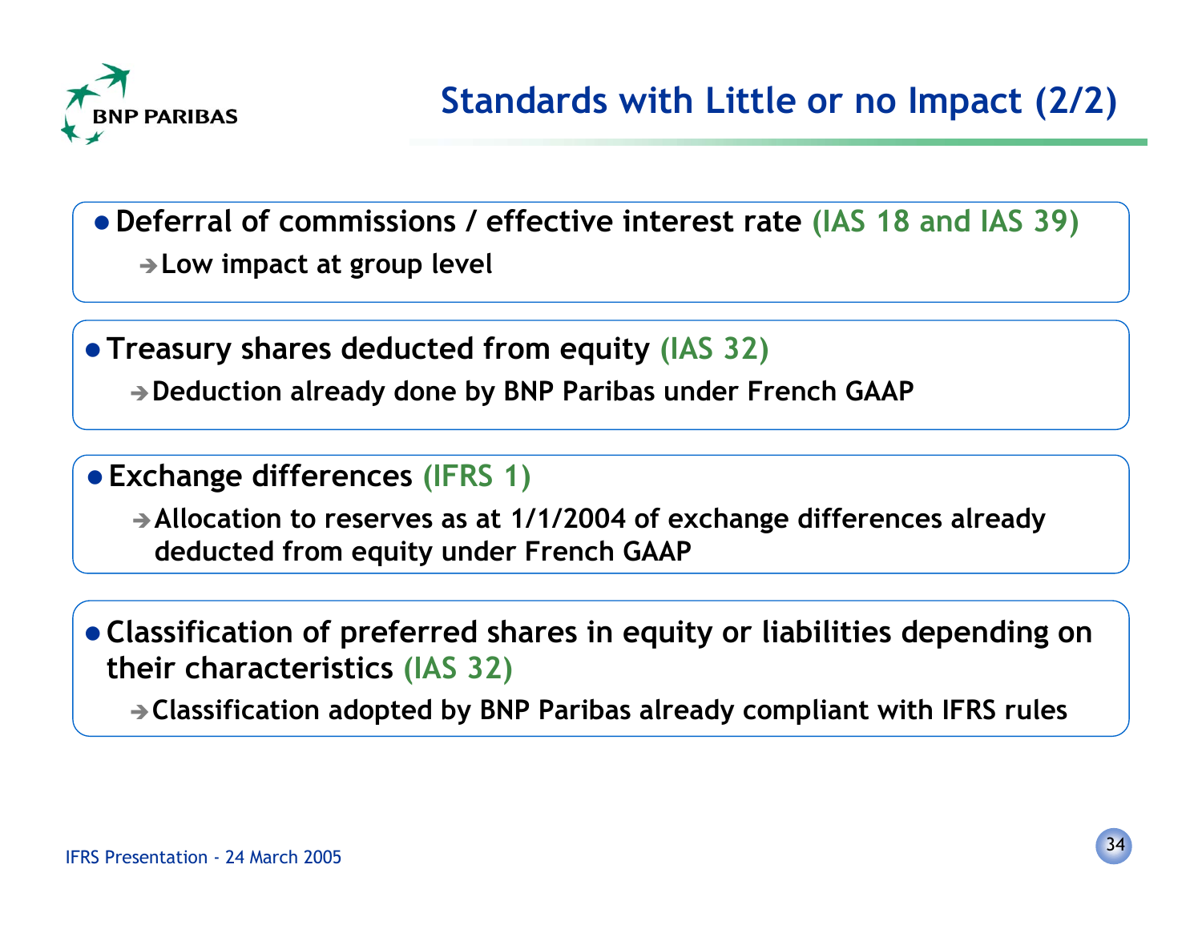# Standards with Little or no Impact (2/2)

- **Deferral of commissions / effective interest rate (IAS 18 and IAS 39)**
  - ➔ **Low impact at group level**

- **Treasury shares deducted from equity (IAS 32)**
  - ➔ **Deduction already done by BNP Paribas under French GAAP**

- **Exchange differences (IFRS 1)**
  - ➔ **Allocation to reserves as at 1/1/2004 of exchange differences already deducted from equity under French GAAP**

- **Classification of preferred shares in equity or liabilities depending on their characteristics (IAS 32)**
  - ➔ **Classification adopted by BNP Paribas already compliant with IFRS rules**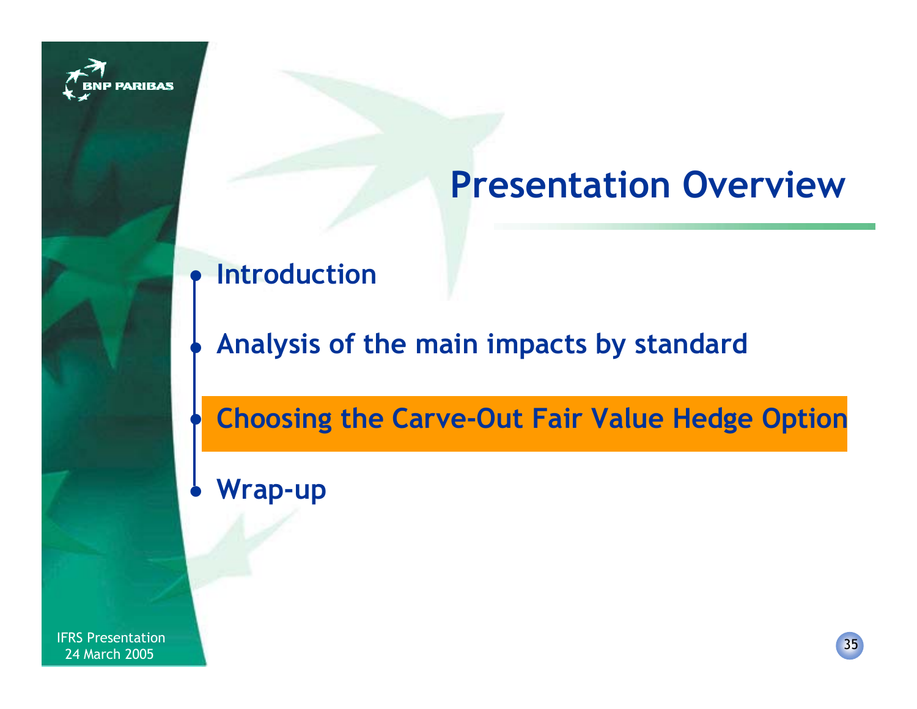# Presentation Overview

- Introduction
- Analysis of the main impacts by standard
- **Choosing the Carve-Out Fair Value Hedge Option**
- Wrap-up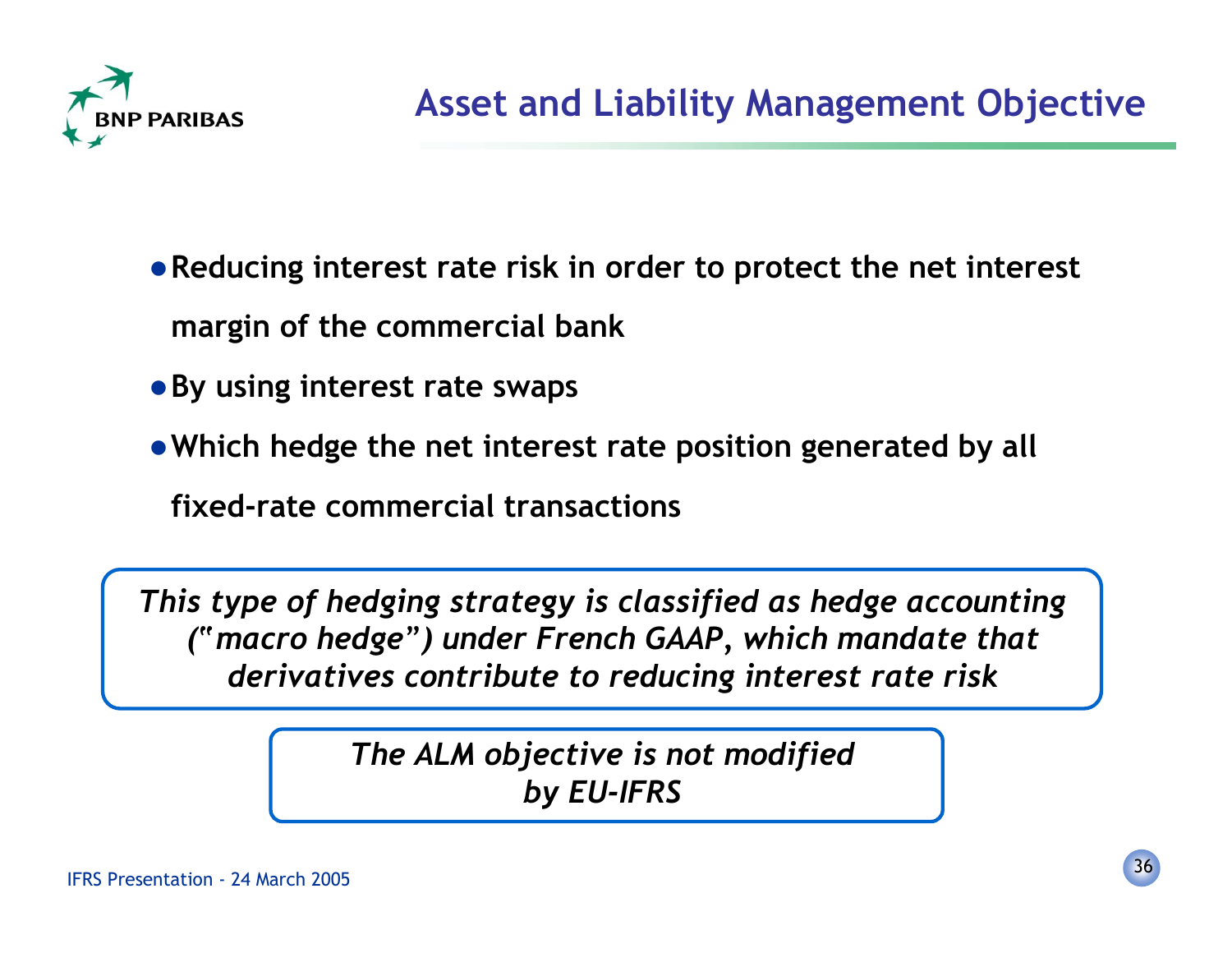# Asset and Liability Management Objective

- **Reducing interest rate risk in order to protect the net interest margin of the commercial bank**
- **By using interest rate swaps**
- **Which hedge the net interest rate position generated by all fixed-rate commercial transactions**

***This type of hedging strategy is classified as hedge accounting ("macro hedge") under French GAAP, which mandate that derivatives contribute to reducing interest rate risk***

***The ALM objective is not modified by EU-IFRS***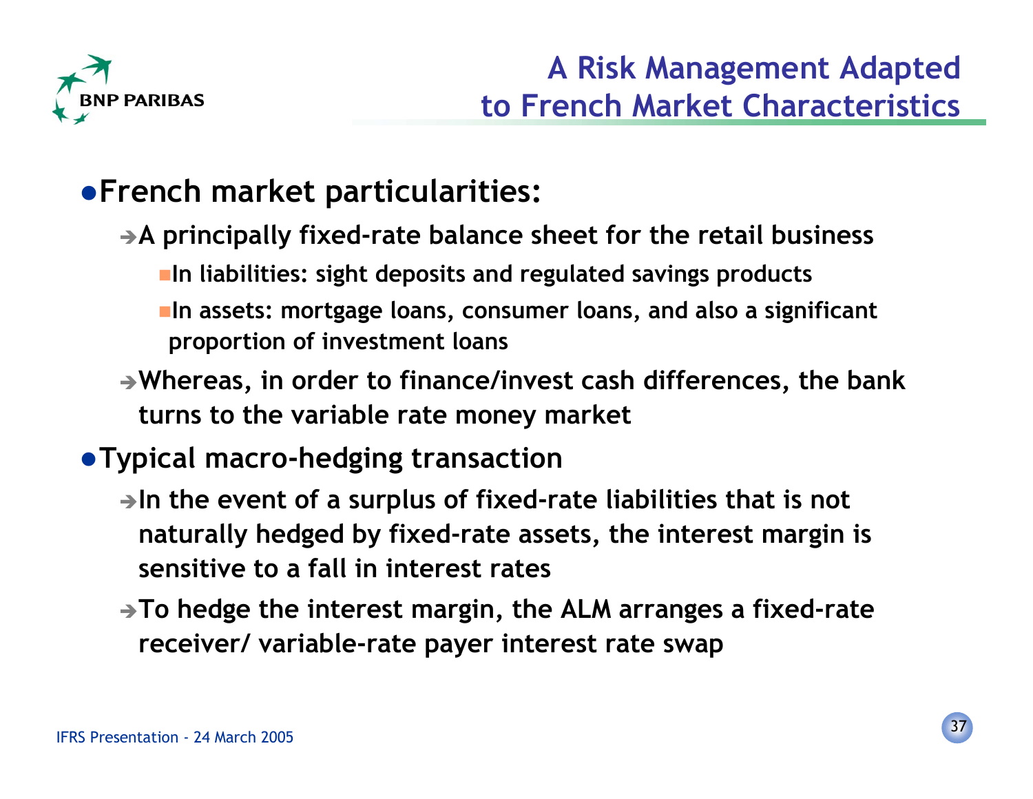# A Risk Management Adapted to French Market Characteristics

- **French market particularities:**
  - ➔ **A principally fixed-rate balance sheet for the retail business**
    - **In liabilities: sight deposits and regulated savings products**
    - **In assets: mortgage loans, consumer loans, and also a significant proportion of investment loans**
  - ➔ **Whereas, in order to finance/invest cash differences, the bank turns to the variable rate money market**
- **Typical macro-hedging transaction**
  - ➔ **In the event of a surplus of fixed-rate liabilities that is not naturally hedged by fixed-rate assets, the interest margin is sensitive to a fall in interest rates**
  - ➔ **To hedge the interest margin, the ALM arranges a fixed-rate receiver/ variable-rate payer interest rate swap**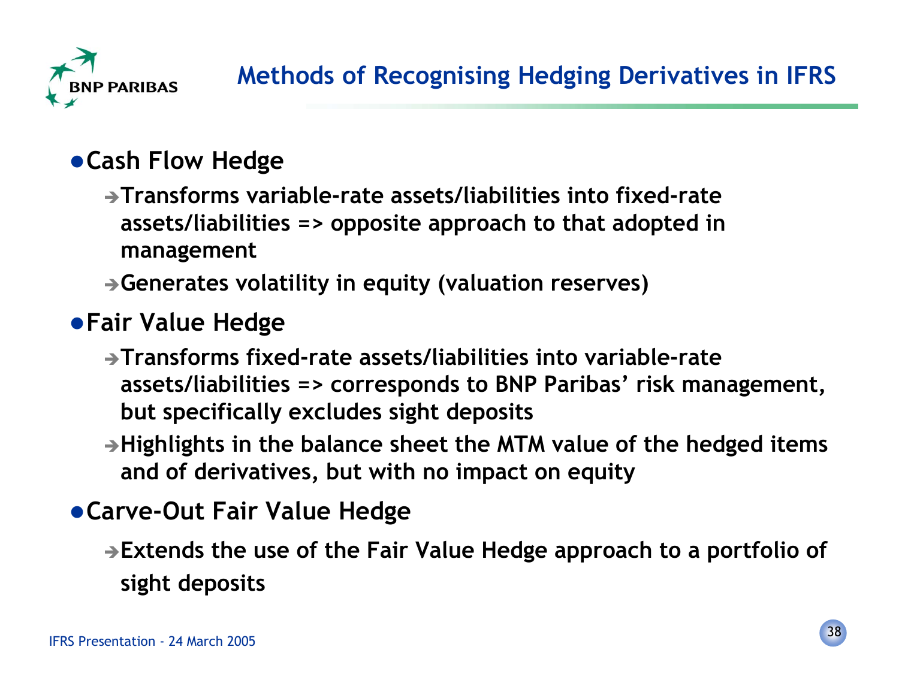# Methods of Recognising Hedging Derivatives in IFRS

- **Cash Flow Hedge**
  - ➔ **Transforms variable-rate assets/liabilities into fixed-rate assets/liabilities => opposite approach to that adopted in management**
  - ➔ **Generates volatility in equity (valuation reserves)**
- **Fair Value Hedge**
  - ➔ **Transforms fixed-rate assets/liabilities into variable-rate assets/liabilities => corresponds to BNP Paribas' risk management, but specifically excludes sight deposits**
  - ➔ **Highlights in the balance sheet the MTM value of the hedged items and of derivatives, but with no impact on equity**
- **Carve-Out Fair Value Hedge**
  - ➔ **Extends the use of the Fair Value Hedge approach to a portfolio of sight deposits**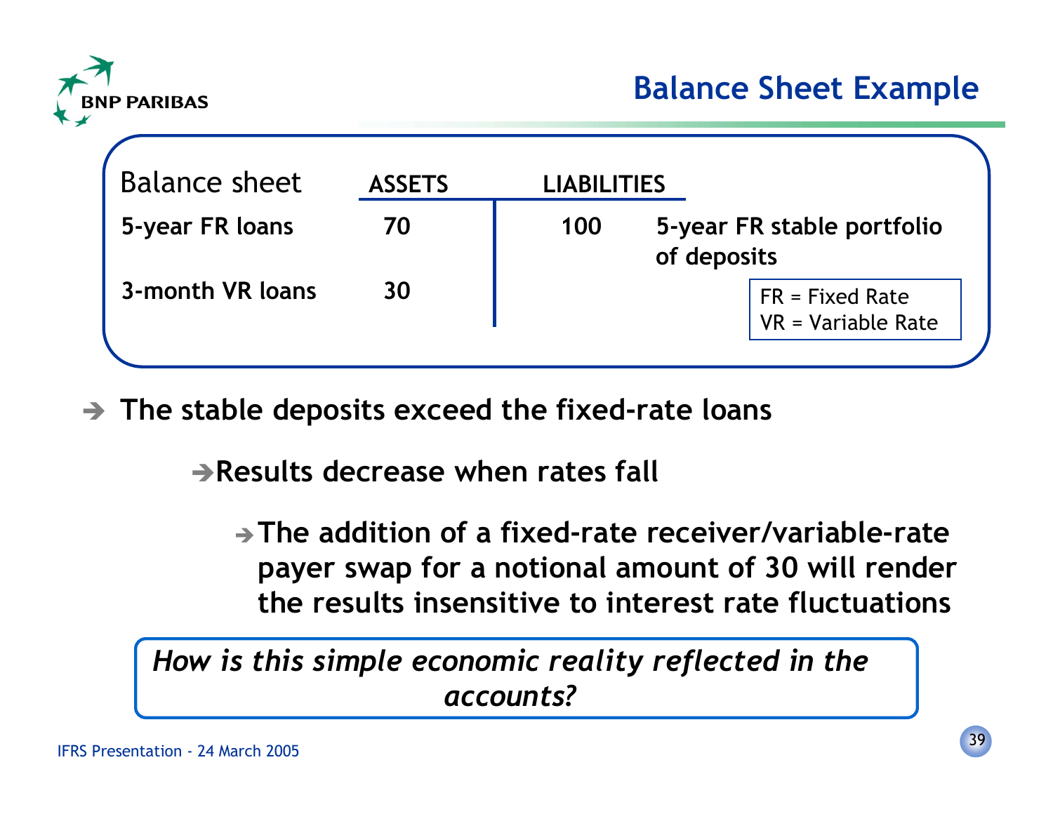# Balance Sheet Example

| Balance sheet | ASSETS | LIABILITIES | |
| --- | --- | --- | --- |
| **5-year FR loans** | **70** | **100** | **5-year FR stable portfolio of deposits** |
| **3-month VR loans** | **30** | | |

FR = Fixed Rate
VR = Variable Rate

➔ **The stable deposits exceed the fixed-rate loans**

➔ **Results decrease when rates fall**

➔ **The addition of a fixed-rate receiver/variable-rate payer swap for a notional amount of 30 will render the results insensitive to interest rate fluctuations**

***How is this simple economic reality reflected in the accounts?***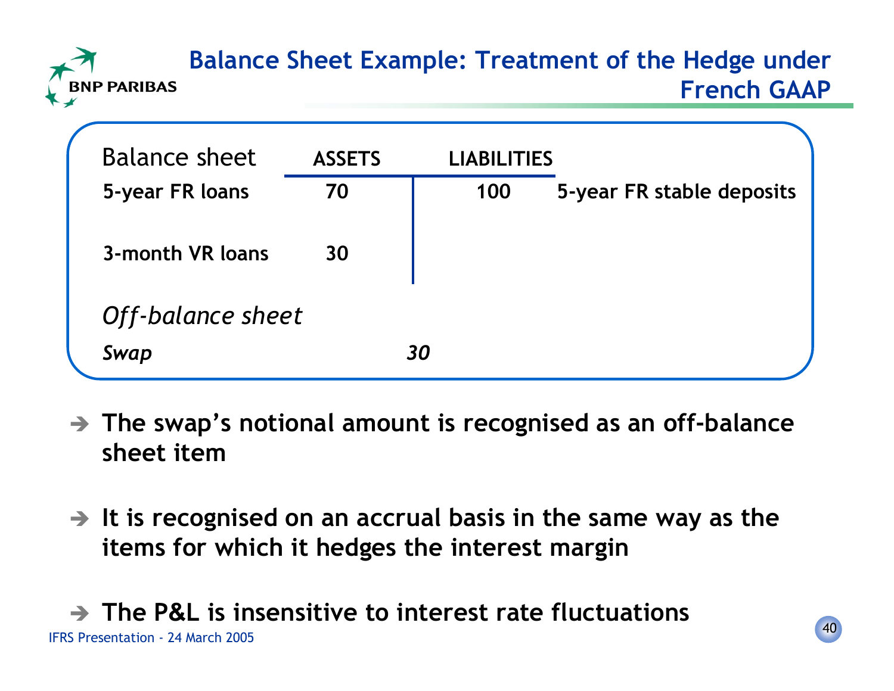# Balance Sheet Example: Treatment of the Hedge under French GAAP

| Balance sheet | ASSETS | LIABILITIES | |
|---|---|---|---|
| 5-year FR loans | 70 | 100 | 5-year FR stable deposits |
| 3-month VR loans | 30 | | |
| *Off-balance sheet* | | | |
| ***Swap*** | ***30*** | | |

➔ **The swap's notional amount is recognised as an off-balance sheet item**

➔ **It is recognised on an accrual basis in the same way as the items for which it hedges the interest margin**

➔ **The P&L is insensitive to interest rate fluctuations**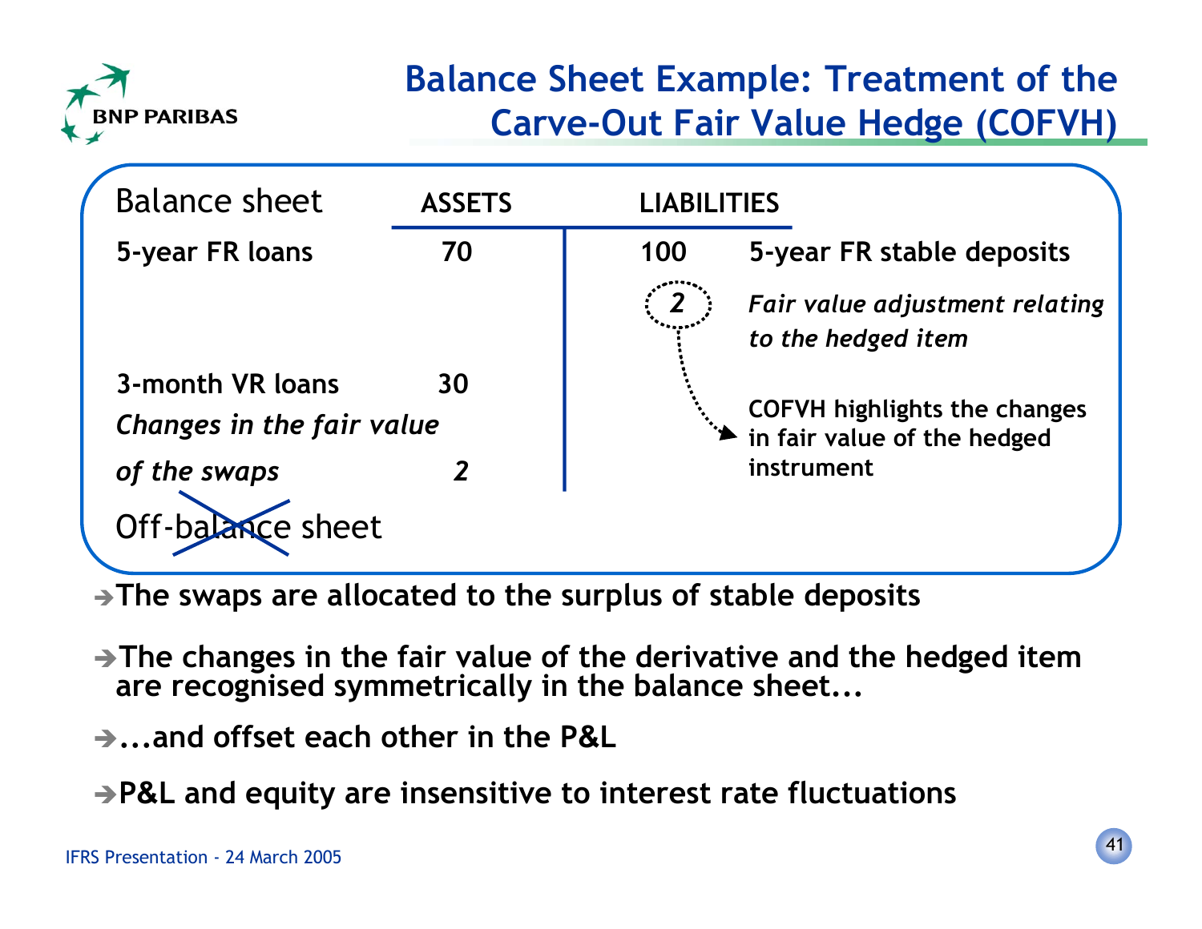# Balance Sheet Example: Treatment of the Carve-Out Fair Value Hedge (COFVH)

| Balance sheet | ASSETS | LIABILITIES | |
|---|---|---|---|
| 5-year FR loans | 70 | 100 | 5-year FR stable deposits |
| | | *2* | *Fair value adjustment relating to the hedged item* |
| 3-month VR loans | 30 | | |
| *Changes in the fair value of the swaps* | *2* | | |

~~Off-balance~~ sheet

COFVH highlights the changes in fair value of the hedged instrument

- ➔ **The swaps are allocated to the surplus of stable deposits**
- ➔ **The changes in the fair value of the derivative and the hedged item are recognised symmetrically in the balance sheet...**
- ➔ **...and offset each other in the P&L**
- ➔ **P&L and equity are insensitive to interest rate fluctuations**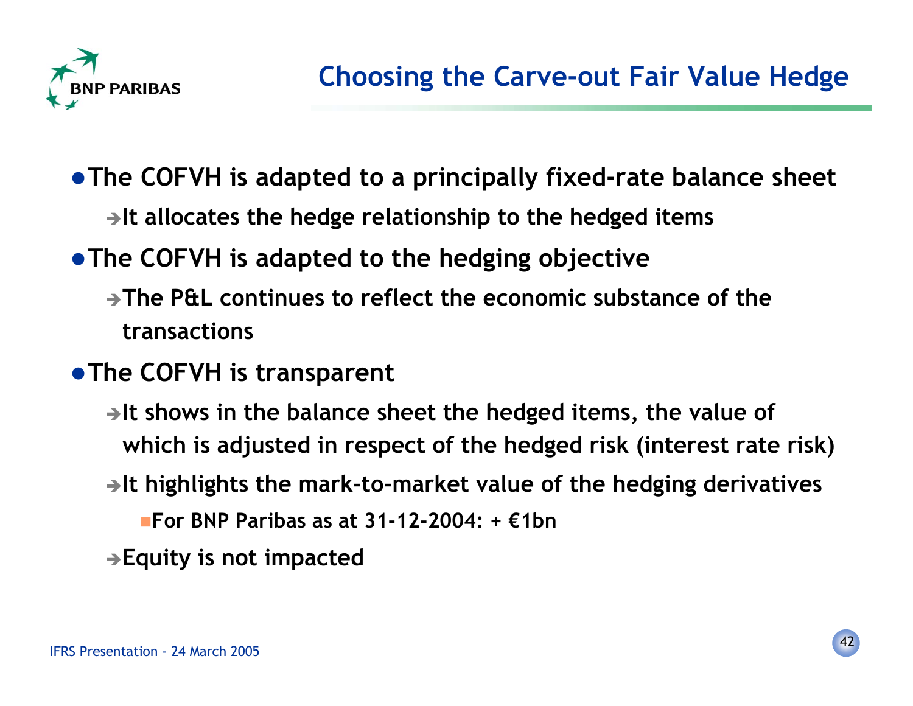# Choosing the Carve-out Fair Value Hedge

- **The COFVH is adapted to a principally fixed-rate balance sheet**
  - → **It allocates the hedge relationship to the hedged items**
- **The COFVH is adapted to the hedging objective**
  - → **The P&L continues to reflect the economic substance of the transactions**
- **The COFVH is transparent**
  - → **It shows in the balance sheet the hedged items, the value of which is adjusted in respect of the hedged risk (interest rate risk)**
  - → **It highlights the mark-to-market value of the hedging derivatives**
    - **For BNP Paribas as at 31-12-2004: + €1bn**
  - → **Equity is not impacted**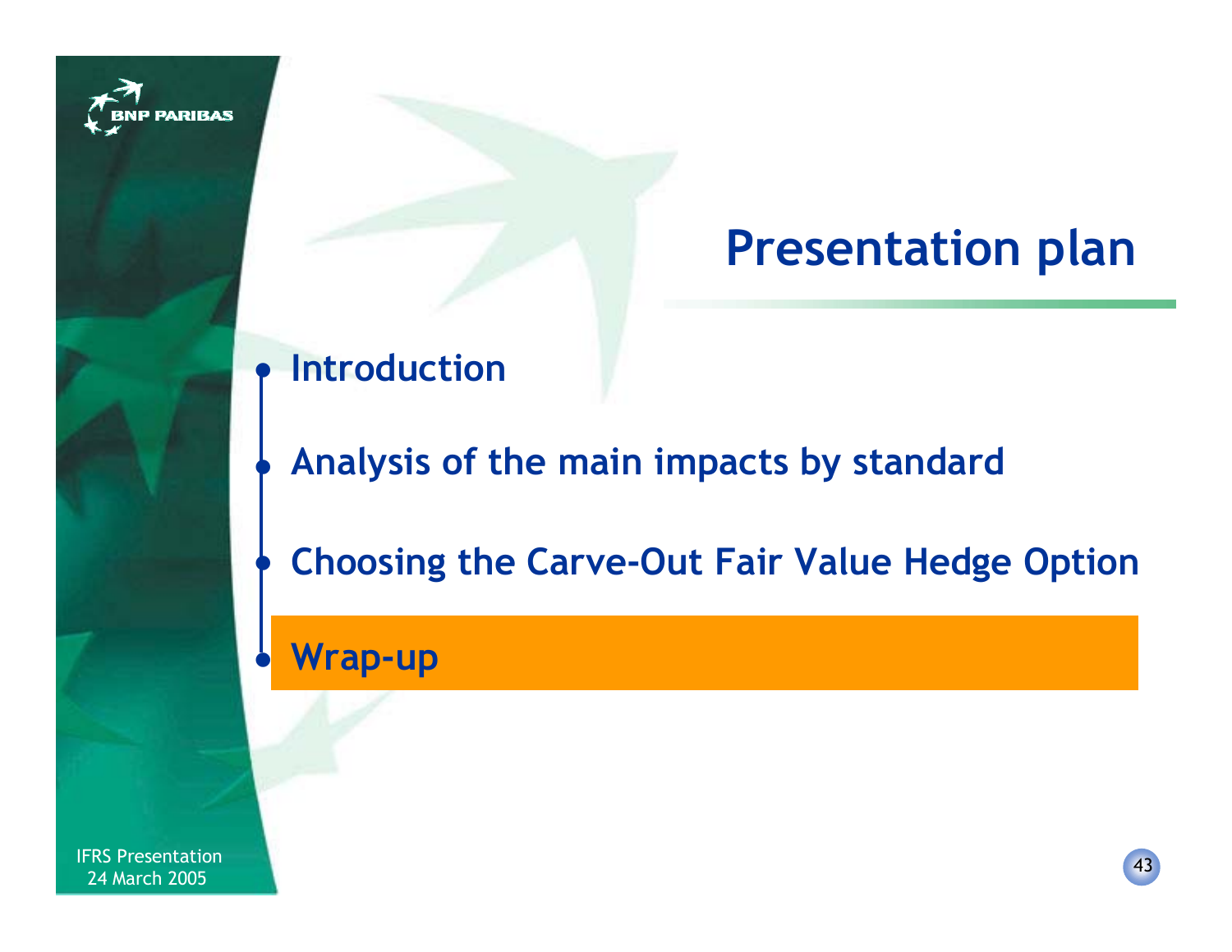# Presentation plan

- Introduction
- Analysis of the main impacts by standard
- Choosing the Carve-Out Fair Value Hedge Option
- **Wrap-up**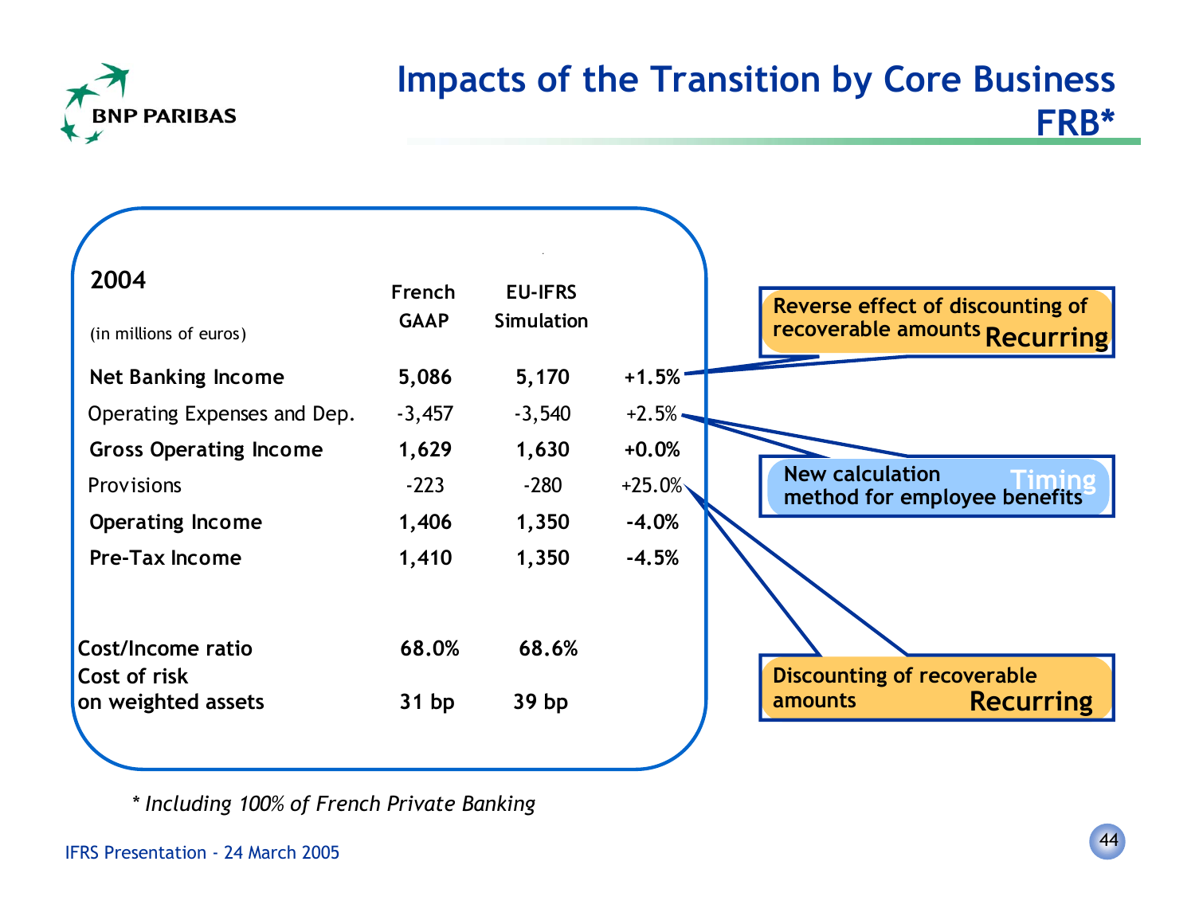# Impacts of the Transition by Core Business FRB*

| 2004 (in millions of euros) | French GAAP | EU-IFRS Simulation | |
|---|---|---|---|
| **Net Banking Income** | **5,086** | **5,170** | **+1.5%** |
| Operating Expenses and Dep. | -3,457 | -3,540 | +2.5% |
| **Gross Operating Income** | **1,629** | **1,630** | **+0.0%** |
| Provisions | -223 | -280 | +25.0% |
| **Operating Income** | **1,406** | **1,350** | **-4.0%** |
| **Pre-Tax Income** | **1,410** | **1,350** | **-4.5%** |
| **Cost/Income ratio** | **68.0%** | **68.6%** | |
| **Cost of risk on weighted assets** | **31 bp** | **39 bp** | |

- Net Banking Income: Reverse effect of discounting of recoverable amounts — **Recurring**
- Operating Expenses and Dep.: New calculation method for employee benefits — **Timing**
- Provisions: Discounting of recoverable amounts — **Recurring**

*\* Including 100% of French Private Banking*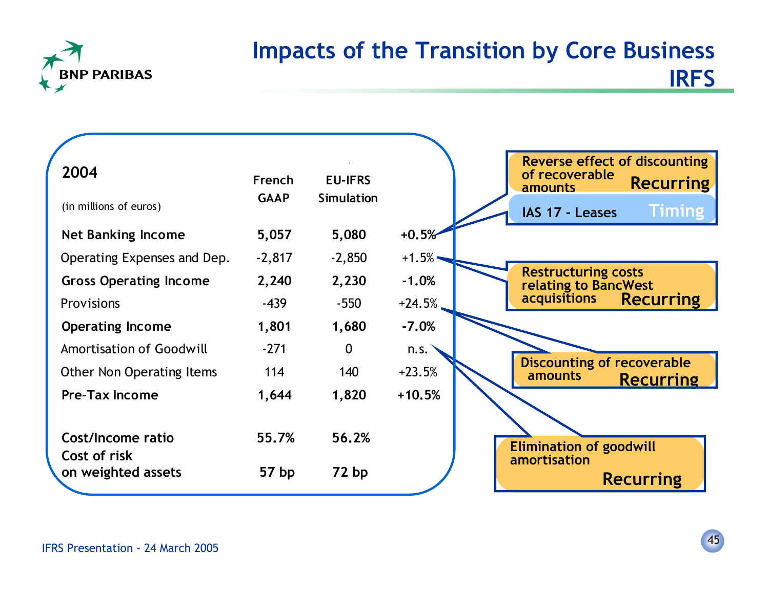# Impacts of the Transition by Core Business IRFS

| 2004 (in millions of euros) | French GAAP | EU-IFRS Simulation | |
|---|---|---|---|
| **Net Banking Income** | **5,057** | **5,080** | **+0.5%** |
| Operating Expenses and Dep. | -2,817 | -2,850 | +1.5% |
| **Gross Operating Income** | **2,240** | **2,230** | **-1.0%** |
| Provisions | -439 | -550 | +24.5% |
| **Operating Income** | **1,801** | **1,680** | **-7.0%** |
| Amortisation of Goodwill | -271 | 0 | n.s. |
| Other Non Operating Items | 114 | 140 | +23.5% |
| **Pre-Tax Income** | **1,644** | **1,820** | **+10.5%** |
| **Cost/Income ratio** | **55.7%** | **56.2%** | |
| **Cost of risk on weighted assets** | **57 bp** | **72 bp** | |

- Net Banking Income:
  - Reverse effect of discounting of recoverable amounts — **Recurring**
  - IAS 17 - Leases — **Timing**
- Operating Expenses and Dep.: Restructuring costs relating to BancWest acquisitions — **Recurring**
- Provisions: Discounting of recoverable amounts — **Recurring**
- Amortisation of Goodwill: Elimination of goodwill amortisation — **Recurring**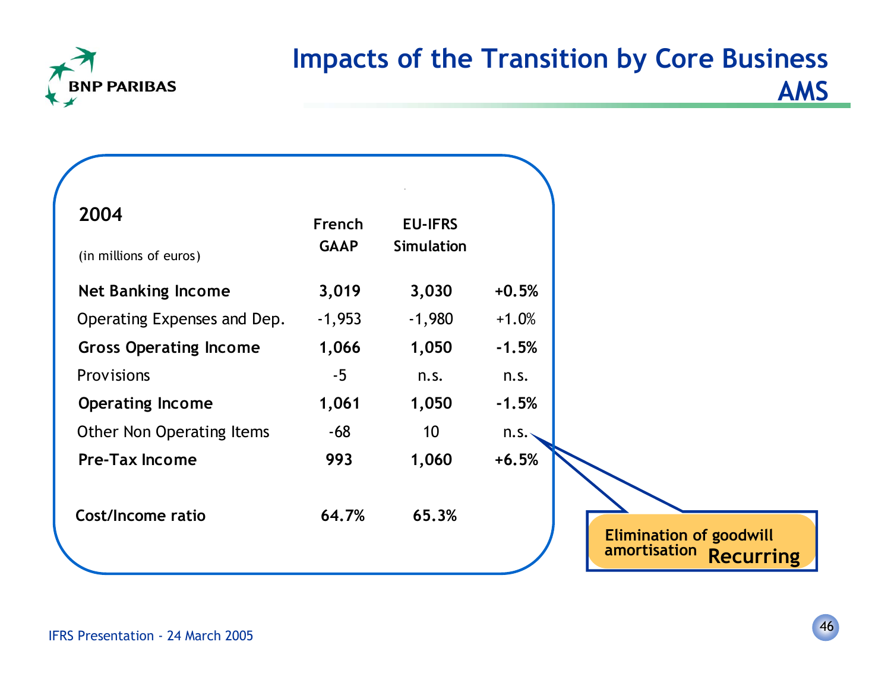# Impacts of the Transition by Core Business
## AMS

| 2004 (in millions of euros) | French GAAP | EU-IFRS Simulation | |
|---|---|---|---|
| **Net Banking Income** | **3,019** | **3,030** | **+0.5%** |
| Operating Expenses and Dep. | -1,953 | -1,980 | +1.0% |
| **Gross Operating Income** | **1,066** | **1,050** | **-1.5%** |
| Provisions | -5 | n.s. | n.s. |
| **Operating Income** | **1,061** | **1,050** | **-1.5%** |
| Other Non Operating Items | -68 | 10 | n.s. |
| **Pre-Tax Income** | **993** | **1,060** | **+6.5%** |
| | | | |
| **Cost/Income ratio** | **64.7%** | **65.3%** | |

**Elimination of goodwill amortisation** **Recurring**

IFRS Presentation - 24 March 2005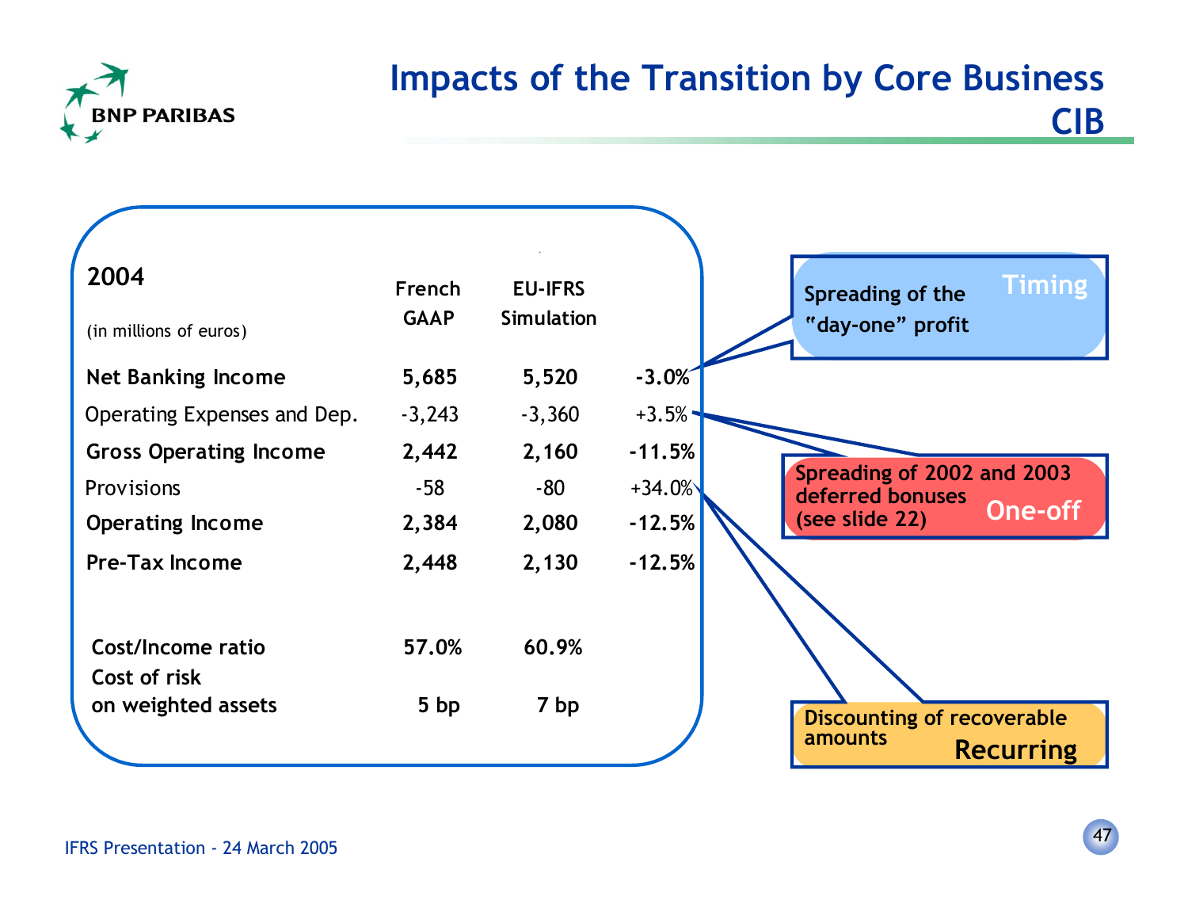# Impacts of the Transition by Core Business CIB

| 2004 (in millions of euros) | French GAAP | EU-IFRS Simulation | |
|---|---|---|---|
| **Net Banking Income** | **5,685** | **5,520** | **-3.0%** |
| Operating Expenses and Dep. | -3,243 | -3,360 | +3.5% |
| **Gross Operating Income** | **2,442** | **2,160** | **-11.5%** |
| Provisions | -58 | -80 | +34.0% |
| **Operating Income** | **2,384** | **2,080** | **-12.5%** |
| **Pre-Tax Income** | **2,448** | **2,130** | **-12.5%** |
| **Cost/Income ratio** | **57.0%** | **60.9%** | |
| **Cost of risk on weighted assets** | **5 bp** | **7 bp** | |

- **Net Banking Income**: Spreading of the "day-one" profit — **Timing**
- **Operating Expenses and Dep.**: Spreading of 2002 and 2003 deferred bonuses (see slide 22) — **One-off**
- **Provisions**: Discounting of recoverable amounts — **Recurring**

IFRS Presentation - 24 March 2005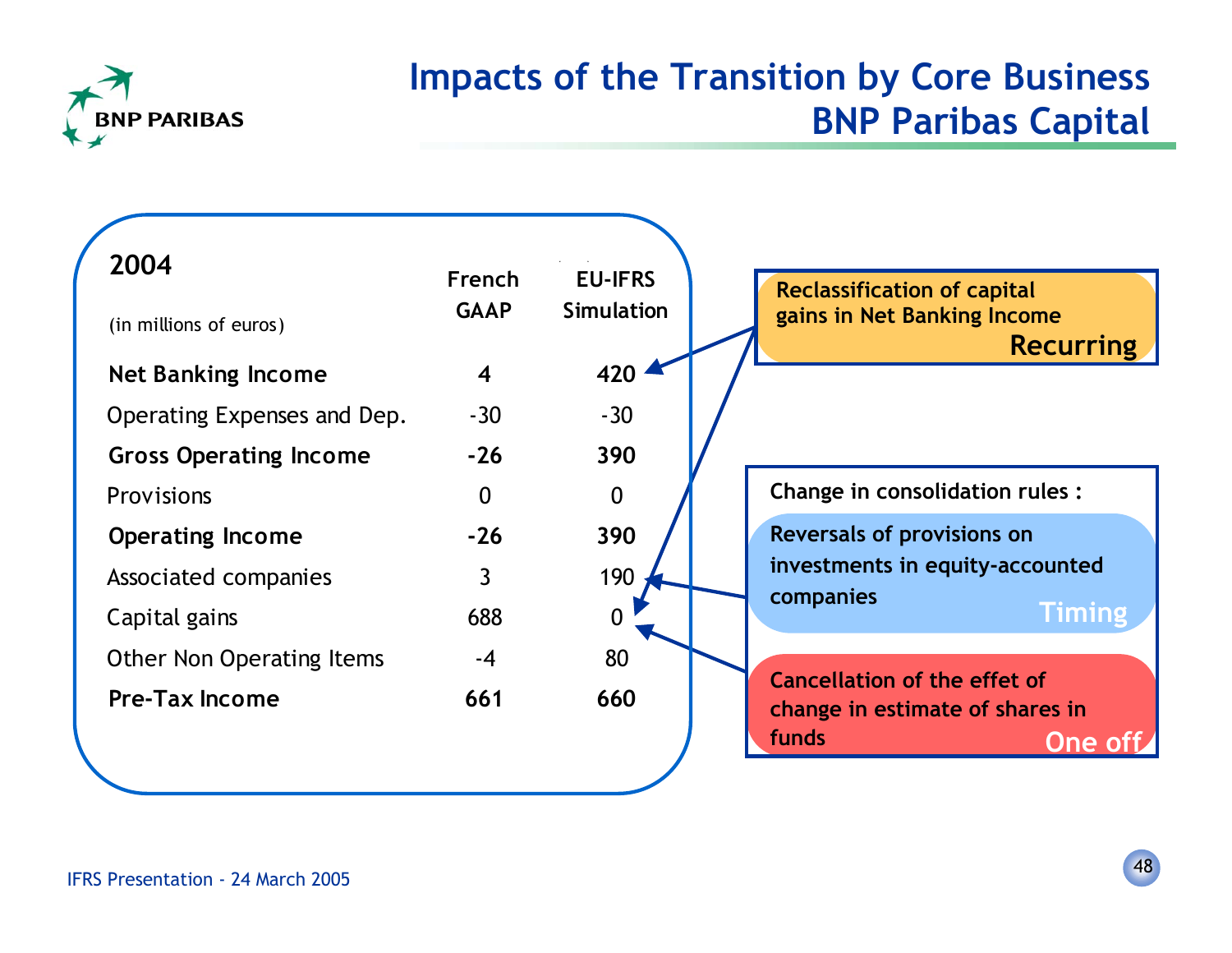# Impacts of the Transition by Core Business
## BNP Paribas Capital

| 2004 (in millions of euros) | French GAAP | EU-IFRS Simulation |
|---|---|---|
| **Net Banking Income** | **4** | **420** |
| Operating Expenses and Dep. | -30 | -30 |
| **Gross Operating Income** | **-26** | **390** |
| Provisions | 0 | 0 |
| **Operating Income** | **-26** | **390** |
| Associated companies | 3 | 190 |
| Capital gains | 688 | 0 |
| Other Non Operating Items | -4 | 80 |
| **Pre-Tax Income** | **661** | **660** |

**Reclassification of capital gains in Net Banking Income**
**Recurring**

**Change in consolidation rules :**

**Reversals of provisions on investments in equity-accounted companies**
**Timing**

**Cancellation of the effet of change in estimate of shares in funds**
**One off**

IFRS Presentation - 24 March 2005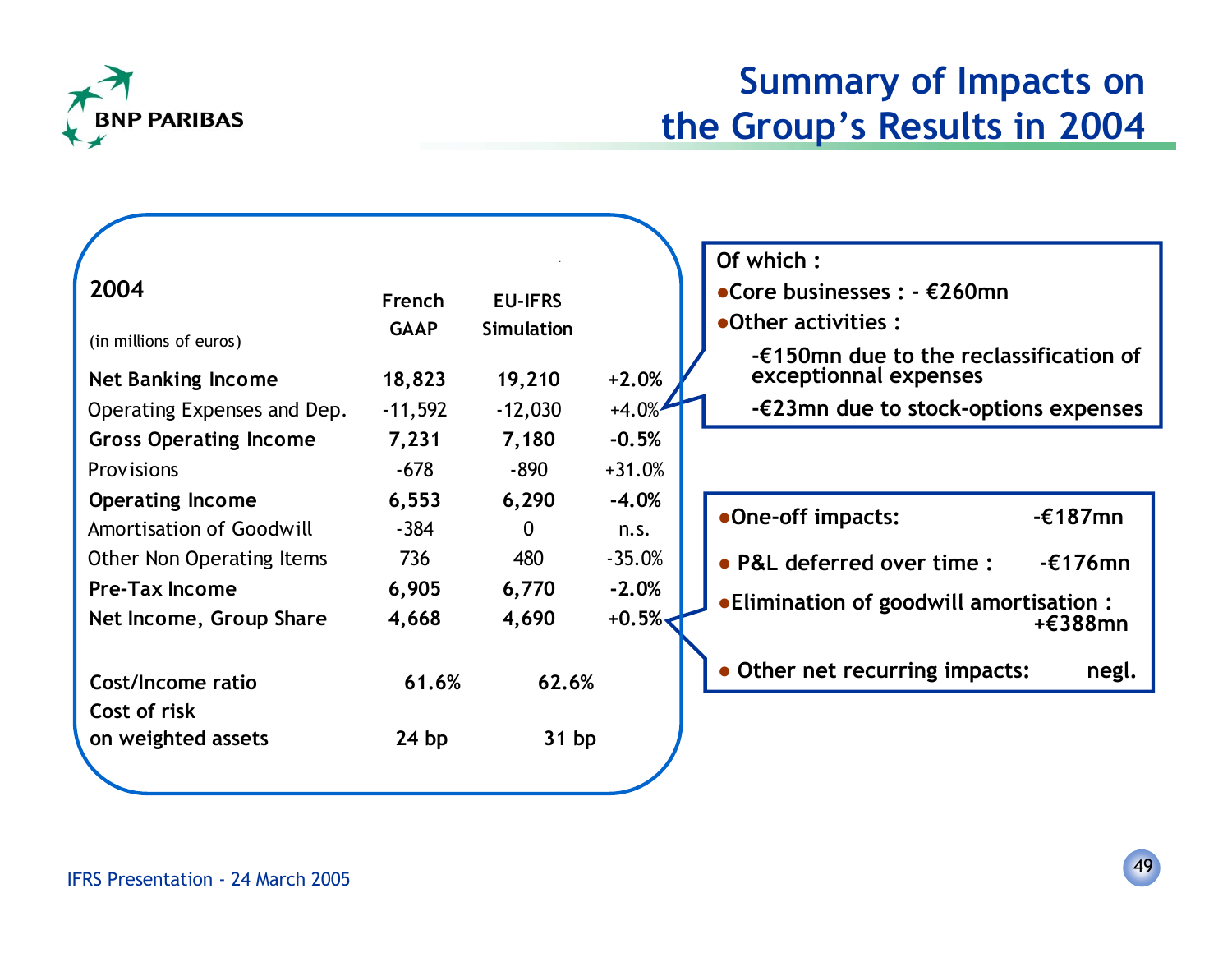# Summary of Impacts on the Group's Results in 2004

| 2004 (in millions of euros) | French GAAP | EU-IFRS Simulation | |
|---|---|---|---|
| **Net Banking Income** | **18,823** | **19,210** | **+2.0%** |
| Operating Expenses and Dep. | -11,592 | -12,030 | +4.0% |
| **Gross Operating Income** | **7,231** | **7,180** | **-0.5%** |
| Provisions | -678 | -890 | +31.0% |
| **Operating Income** | **6,553** | **6,290** | **-4.0%** |
| Amortisation of Goodwill | -384 | 0 | n.s. |
| Other Non Operating Items | 736 | 480 | -35.0% |
| **Pre-Tax Income** | **6,905** | **6,770** | **-2.0%** |
| **Net Income, Group Share** | **4,668** | **4,690** | **+0.5%** |
| **Cost/Income ratio** | **61.6%** | **62.6%** | |
| **Cost of risk on weighted assets** | **24 bp** | **31 bp** | |

**Of which :**

- **Core businesses : - €260mn**
- **Other activities :**
  - **-€150mn due to the reclassification of exceptionnal expenses**
  - **-€23mn due to stock-options expenses**

- **One-off impacts: -€187mn**
- **P&L deferred over time : -€176mn**
- **Elimination of goodwill amortisation : +€388mn**
- **Other net recurring impacts: negl.**

IFRS Presentation - 24 March 2005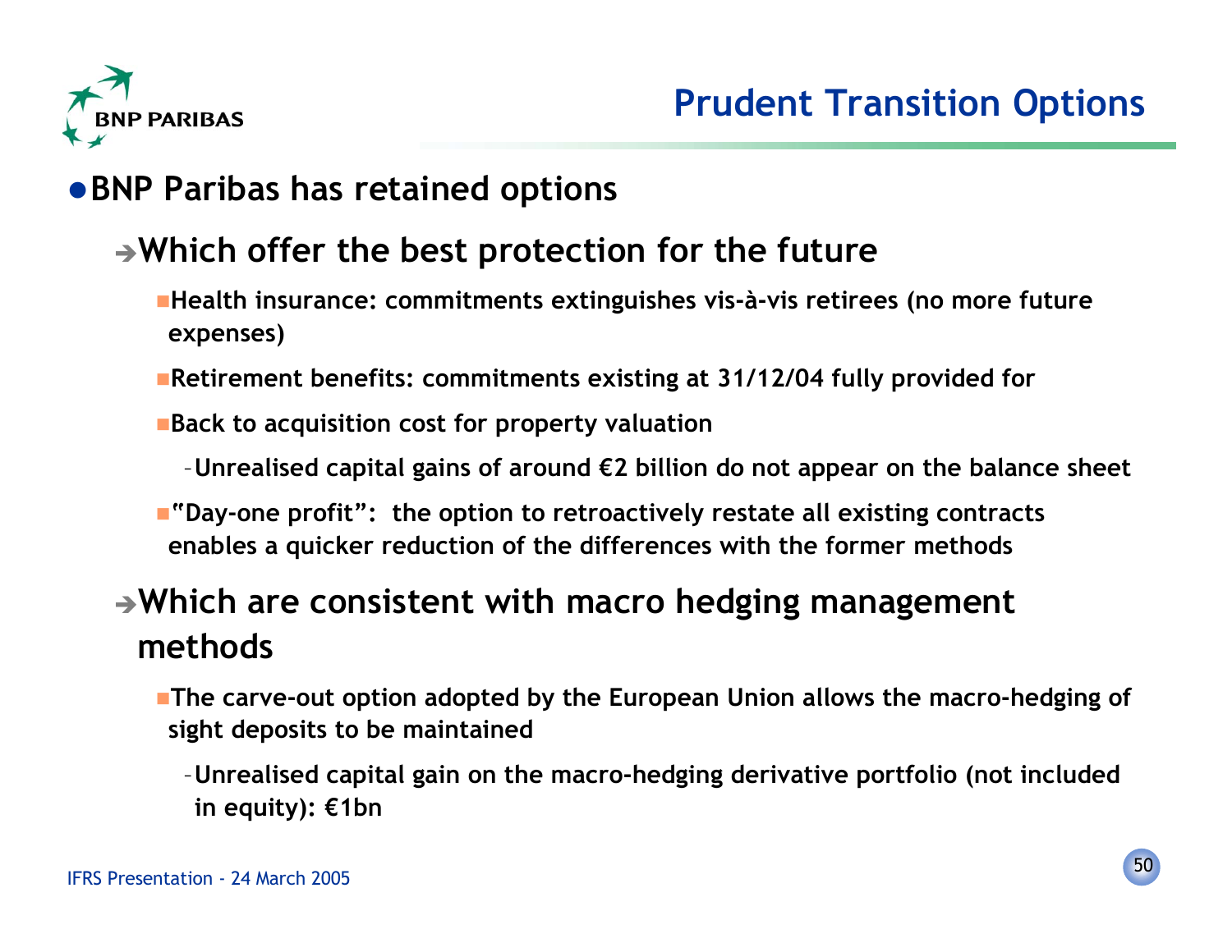# Prudent Transition Options

- **BNP Paribas has retained options**
  - **Which offer the best protection for the future**
    - **Health insurance: commitments extinguishes vis-à-vis retirees (no more future expenses)**
    - **Retirement benefits: commitments existing at 31/12/04 fully provided for**
    - **Back to acquisition cost for property valuation**
      - **Unrealised capital gains of around €2 billion do not appear on the balance sheet**
    - **"Day-one profit": the option to retroactively restate all existing contracts enables a quicker reduction of the differences with the former methods**
  - **Which are consistent with macro hedging management methods**
    - **The carve-out option adopted by the European Union allows the macro-hedging of sight deposits to be maintained**
      - **Unrealised capital gain on the macro-hedging derivative portfolio (not included in equity): €1bn**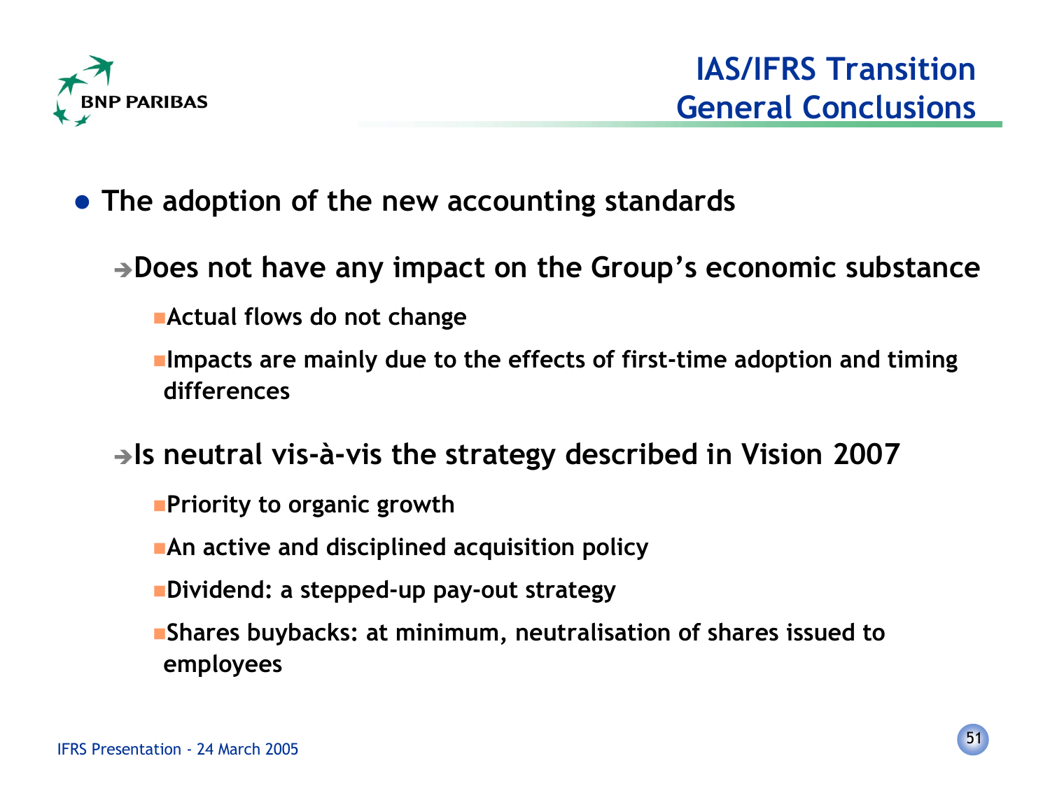# IAS/IFRS Transition General Conclusions

- **The adoption of the new accounting standards**
  - **➔Does not have any impact on the Group's economic substance**
    - **Actual flows do not change**
    - **Impacts are mainly due to the effects of first-time adoption and timing differences**
  - **➔Is neutral vis-à-vis the strategy described in Vision 2007**
    - **Priority to organic growth**
    - **An active and disciplined acquisition policy**
    - **Dividend: a stepped-up pay-out strategy**
    - **Shares buybacks: at minimum, neutralisation of shares issued to employees**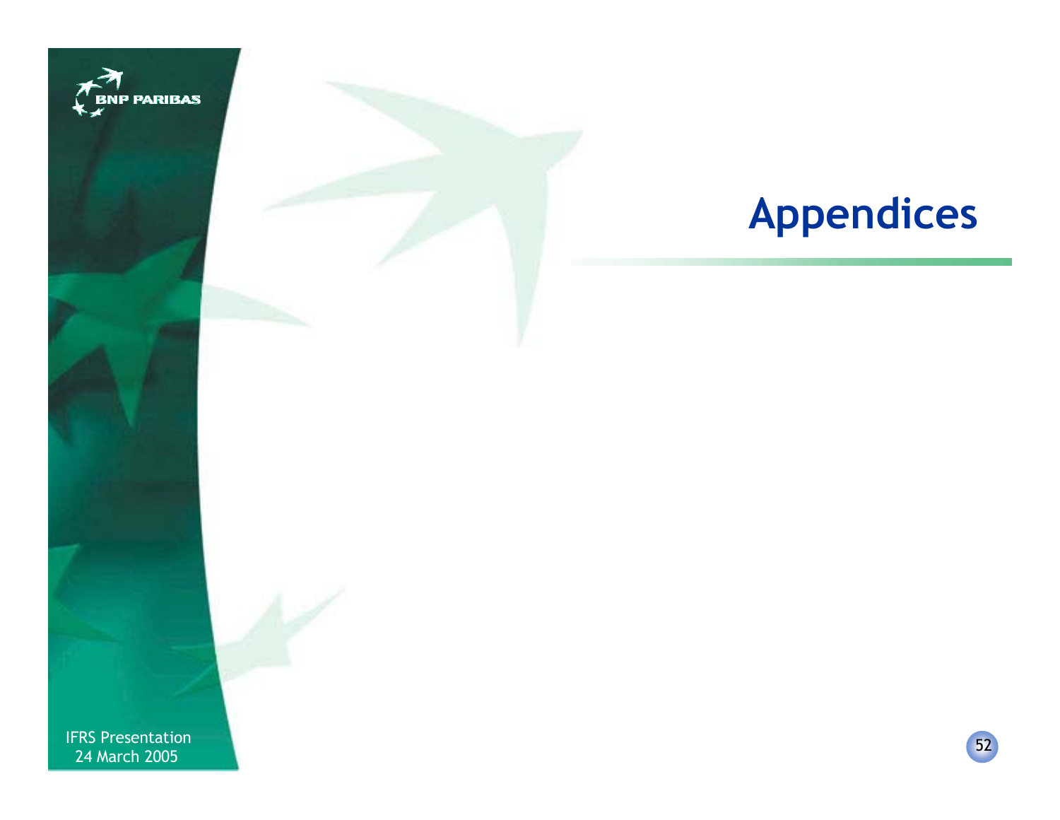# Appendices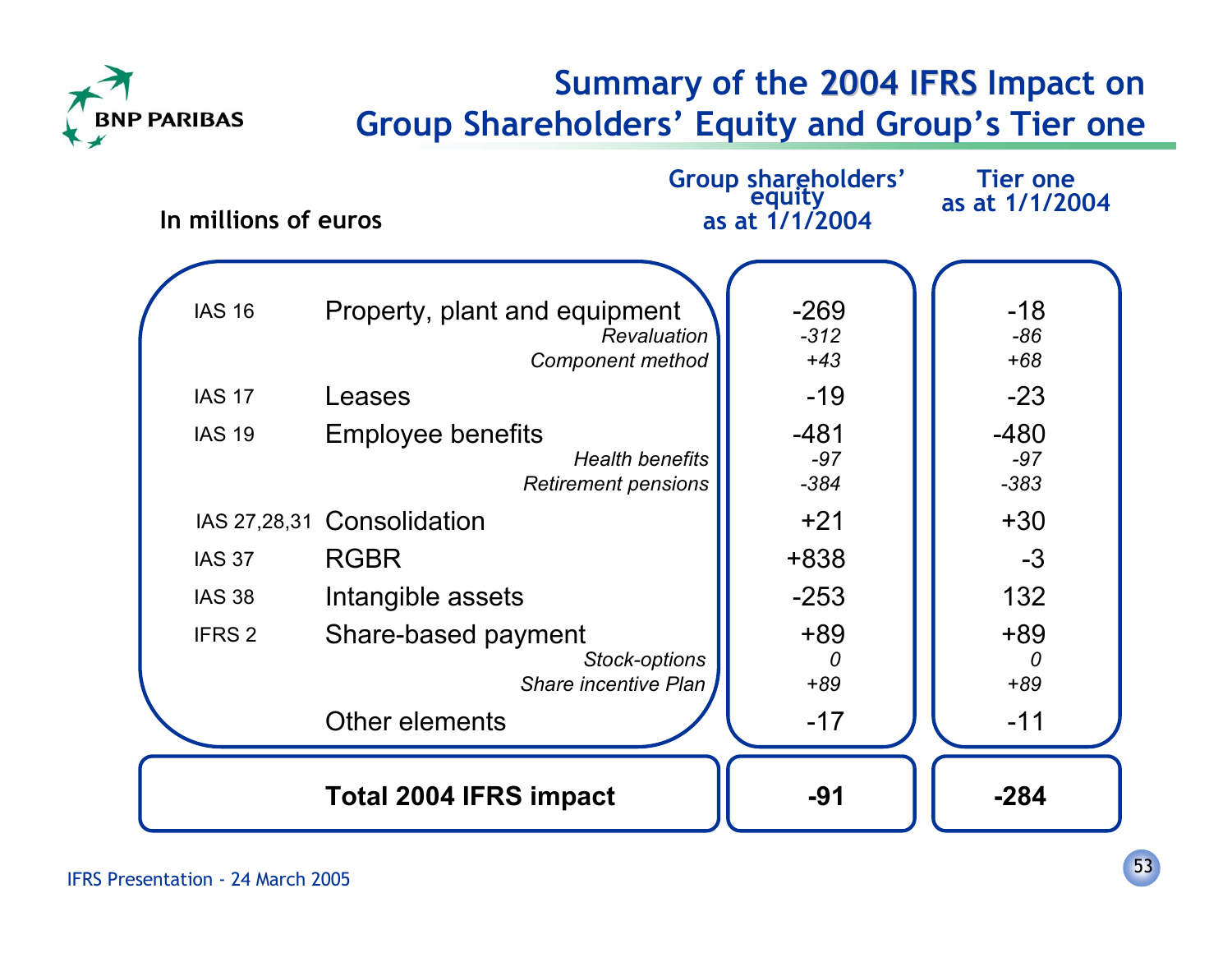# Summary of the 2004 IFRS Impact on Group Shareholders' Equity and Group's Tier one

| In millions of euros | | Group shareholders' equity as at 1/1/2004 | Tier one as at 1/1/2004 |
|---|---|---|---|
| IAS 16 | Property, plant and equipment | -269 | -18 |
| | *Revaluation* | *-312* | *-86* |
| | *Component method* | *+43* | *+68* |
| IAS 17 | Leases | -19 | -23 |
| IAS 19 | Employee benefits | -481 | -480 |
| | *Health benefits* | *-97* | *-97* |
| | *Retirement pensions* | *-384* | *-383* |
| IAS 27,28,31 | Consolidation | +21 | +30 |
| IAS 37 | RGBR | +838 | -3 |
| IAS 38 | Intangible assets | -253 | 132 |
| IFRS 2 | Share-based payment | +89 | +89 |
| | *Stock-options* | *0* | *0* |
| | *Share incentive Plan* | *+89* | *+89* |
| | Other elements | -17 | -11 |
| | **Total 2004 IFRS impact** | **-91** | **-284** |

IFRS Presentation - 24 March 2005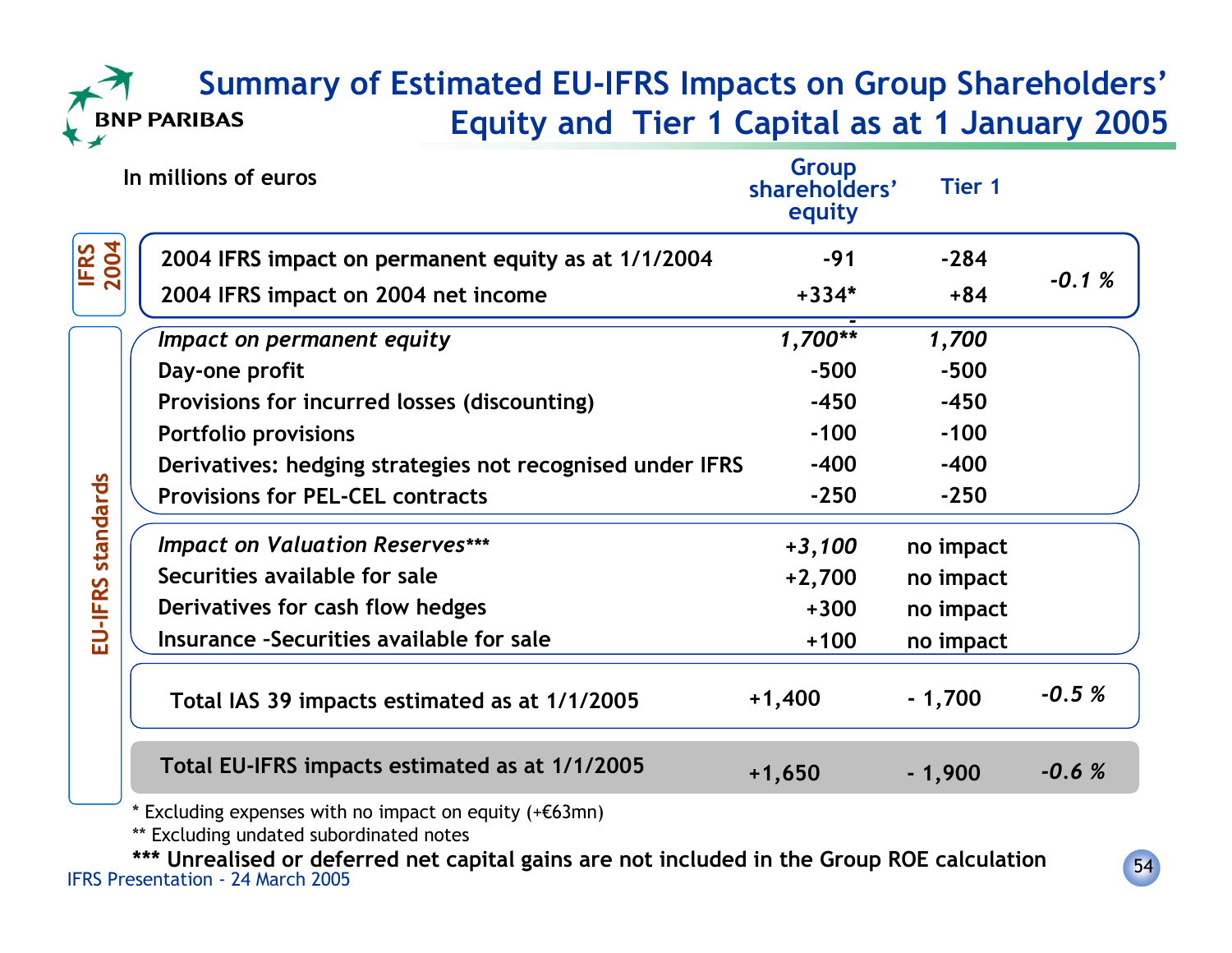# Summary of Estimated EU-IFRS Impacts on Group Shareholders' Equity and Tier 1 Capital as at 1 January 2005

| | In millions of euros | Group shareholders' equity | Tier 1 | |
|---|---|---|---|---|
| IFRS 2004 | 2004 IFRS impact on permanent equity as at 1/1/2004 | -91 | -284 | *-0.1 %* |
| | 2004 IFRS impact on 2004 net income | +334* | +84 | |
| EU-IFRS standards | *Impact on permanent equity* | *-1,700*** | *-1,700* | |
| | Day-one profit | -500 | -500 | |
| | Provisions for incurred losses (discounting) | -450 | -450 | |
| | Portfolio provisions | -100 | -100 | |
| | Derivatives: hedging strategies not recognised under IFRS | -400 | -400 | |
| | Provisions for PEL-CEL contracts | -250 | -250 | |
| | *Impact on Valuation Reserves**** | *+3,100* | no impact | |
| | Securities available for sale | +2,700 | no impact | |
| | Derivatives for cash flow hedges | +300 | no impact | |
| | Insurance -Securities available for sale | +100 | no impact | |
| | **Total IAS 39 impacts estimated as at 1/1/2005** | **+1,400** | **- 1,700** | ***-0.5 %*** |
| | **Total EU-IFRS impacts estimated as at 1/1/2005** | **+1,650** | **- 1,900** | ***-0.6 %*** |

\* Excluding expenses with no impact on equity (+€63mn)

** Excluding undated subordinated notes

**\*** Unrealised or deferred net capital gains are not included in the Group ROE calculation**

IFRS Presentation - 24 March 2005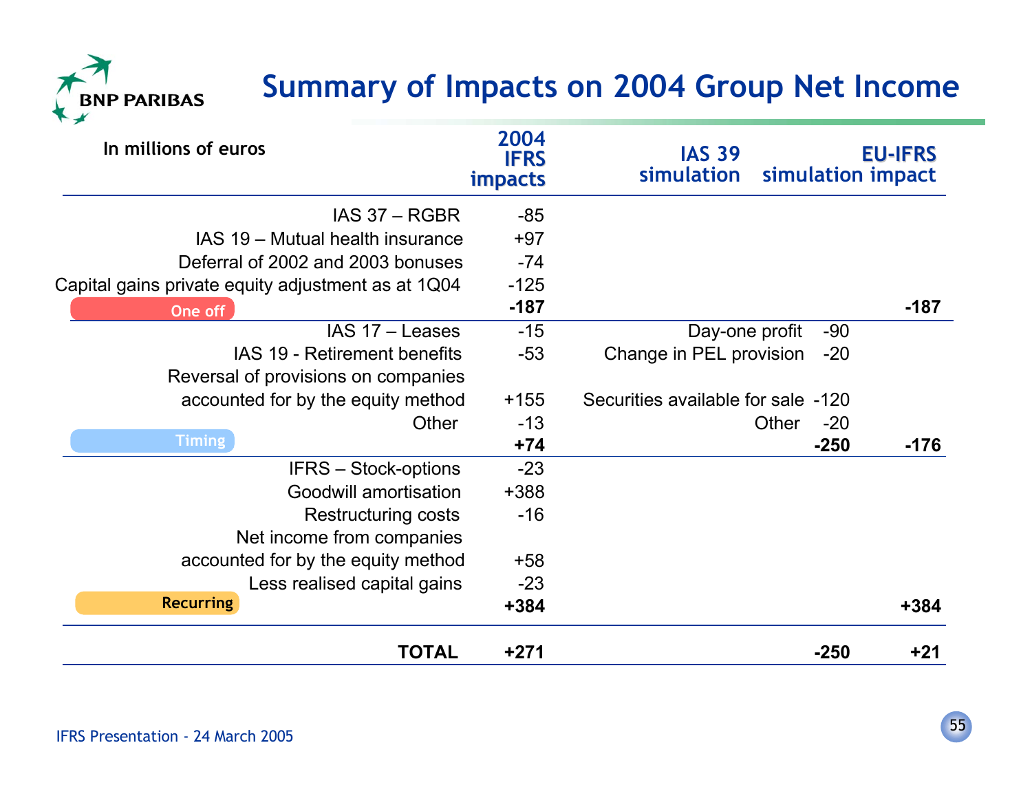# Summary of Impacts on 2004 Group Net Income

| In millions of euros | 2004 IFRS impacts | IAS 39 simulation | | EU-IFRS simulation impact |
|---|---|---|---|---|
| IAS 37 – RGBR | -85 | | | |
| IAS 19 – Mutual health insurance | +97 | | | |
| Deferral of 2002 and 2003 bonuses | -74 | | | |
| Capital gains private equity adjustment as at 1Q04 | -125 | | | |
| **One off** | **-187** | | | **-187** |
| IAS 17 – Leases | -15 | Day-one profit | -90 | |
| IAS 19 - Retirement benefits | -53 | Change in PEL provision | -20 | |
| Reversal of provisions on companies accounted for by the equity method | +155 | Securities available for sale | -120 | |
| Other | -13 | Other | -20 | |
| **Timing** | **+74** | | **-250** | **-176** |
| IFRS – Stock-options | -23 | | | |
| Goodwill amortisation | +388 | | | |
| Restructuring costs | -16 | | | |
| Net income from companies accounted for by the equity method | +58 | | | |
| Less realised capital gains | -23 | | | |
| **Recurring** | **+384** | | | **+384** |
| **TOTAL** | **+271** | | **-250** | **+21** |

IFRS Presentation - 24 March 2005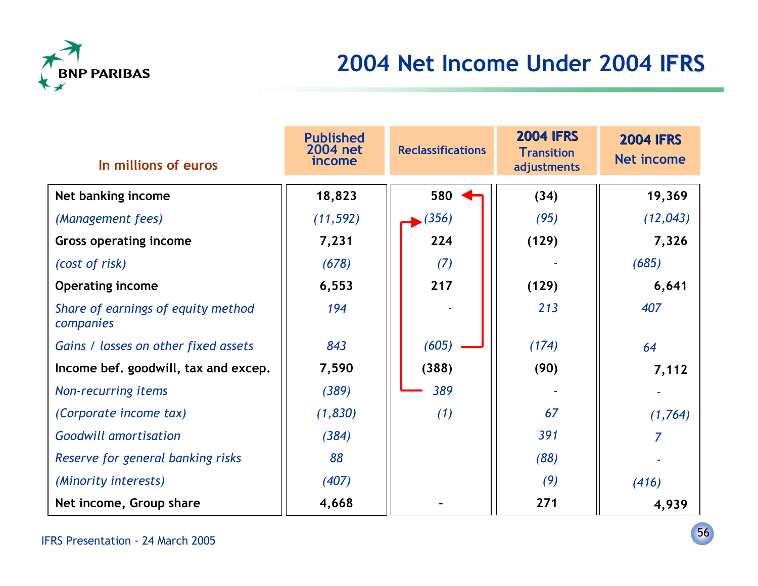# 2004 Net Income Under 2004 IFRS

| In millions of euros | Published 2004 net income | Reclassifications | 2004 IFRS Transition adjustments | 2004 IFRS Net income |
|---|---|---|---|---|
| **Net banking income** | **18,823** | **580** | **(34)** | **19,369** |
| *(Management fees)* | *(11,592)* | *(356)* | *(95)* | *(12,043)* |
| **Gross operating income** | **7,231** | **224** | **(129)** | **7,326** |
| *(cost of risk)* | *(678)* | *(7)* | *-* | *(685)* |
| **Operating income** | **6,553** | **217** | **(129)** | **6,641** |
| *Share of earnings of equity method companies* | *194* | *-* | *213* | *407* |
| *Gains / losses on other fixed assets* | *843* | *(605)* | *(174)* | *64* |
| **Income bef. goodwill, tax and excep.** | **7,590** | **(388)** | **(90)** | **7,112** |
| *Non-recurring items* | *(389)* | *389* | *-* | *-* |
| *(Corporate income tax)* | *(1,830)* | *(1)* | *67* | *(1,764)* |
| *Goodwill amortisation* | *(384)* | | *391* | *7* |
| *Reserve for general banking risks* | *88* | | *(88)* | *-* |
| *(Minority interests)* | *(407)* | | *(9)* | *(416)* |
| **Net income, Group share** | **4,668** | **-** | **271** | **4,939** |

IFRS Presentation - 24 March 2005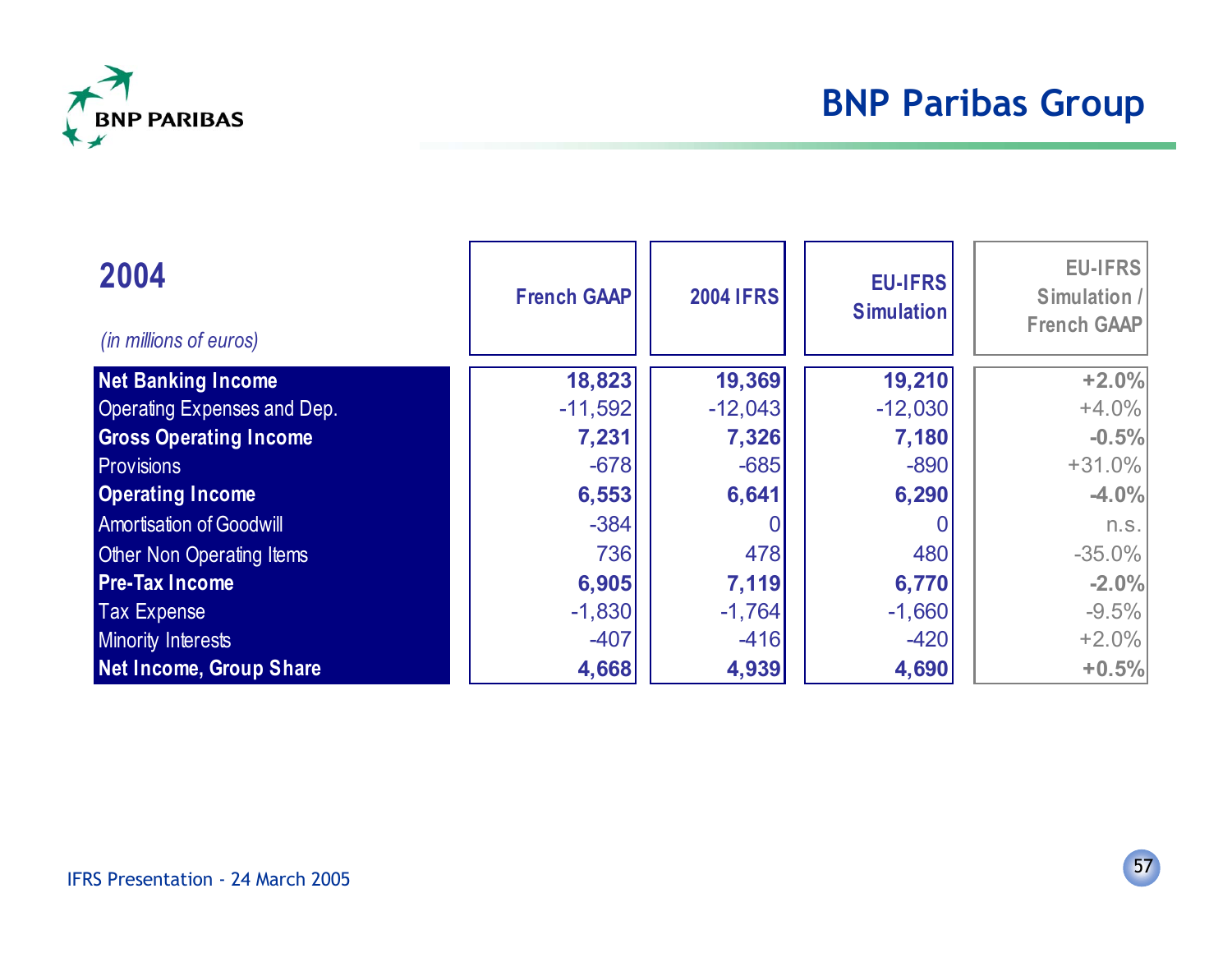# BNP Paribas Group

## 2004

*(in millions of euros)*

| | French GAAP | 2004 IFRS | EU-IFRS Simulation | EU-IFRS Simulation / French GAAP |
|---|---|---|---|---|
| **Net Banking Income** | **18,823** | **19,369** | **19,210** | **+2.0%** |
| Operating Expenses and Dep. | -11,592 | -12,043 | -12,030 | +4.0% |
| **Gross Operating Income** | **7,231** | **7,326** | **7,180** | **-0.5%** |
| Provisions | -678 | -685 | -890 | +31.0% |
| **Operating Income** | **6,553** | **6,641** | **6,290** | **-4.0%** |
| Amortisation of Goodwill | -384 | 0 | 0 | n.s. |
| Other Non Operating Items | 736 | 478 | 480 | -35.0% |
| **Pre-Tax Income** | **6,905** | **7,119** | **6,770** | **-2.0%** |
| Tax Expense | -1,830 | -1,764 | -1,660 | -9.5% |
| Minority Interests | -407 | -416 | -420 | +2.0% |
| **Net Income, Group Share** | **4,668** | **4,939** | **4,690** | **+0.5%** |

IFRS Presentation - 24 March 2005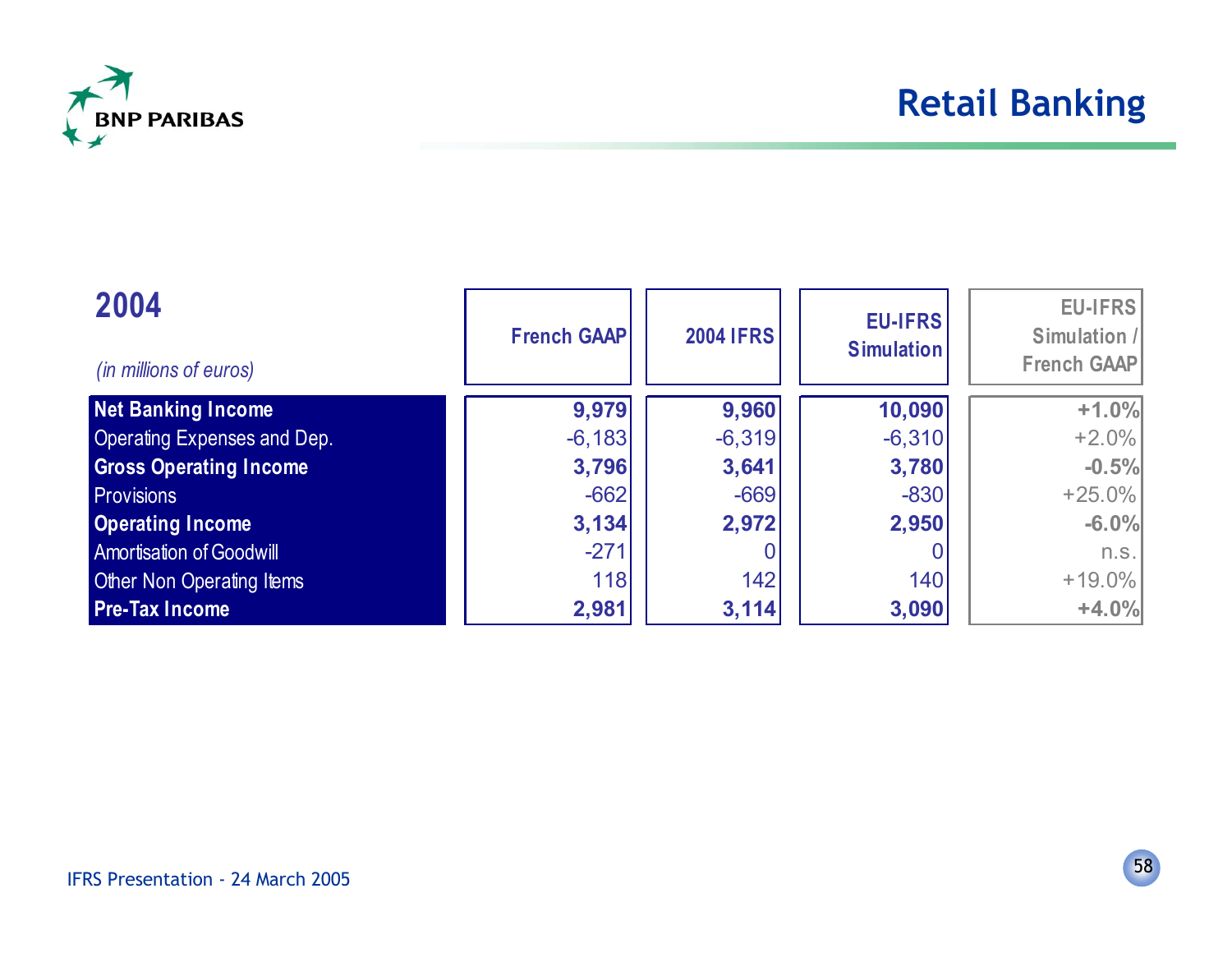# Retail Banking

## 2004

*(in millions of euros)*

| | French GAAP | 2004 IFRS | EU-IFRS Simulation | EU-IFRS Simulation / French GAAP |
|---|---|---|---|---|
| **Net Banking Income** | **9,979** | **9,960** | **10,090** | **+1.0%** |
| Operating Expenses and Dep. | -6,183 | -6,319 | -6,310 | +2.0% |
| **Gross Operating Income** | **3,796** | **3,641** | **3,780** | **-0.5%** |
| Provisions | -662 | -669 | -830 | +25.0% |
| **Operating Income** | **3,134** | **2,972** | **2,950** | **-6.0%** |
| Amortisation of Goodwill | -271 | 0 | 0 | n.s. |
| Other Non Operating Items | 118 | 142 | 140 | +19.0% |
| **Pre-Tax Income** | **2,981** | **3,114** | **3,090** | **+4.0%** |

IFRS Presentation - 24 March 2005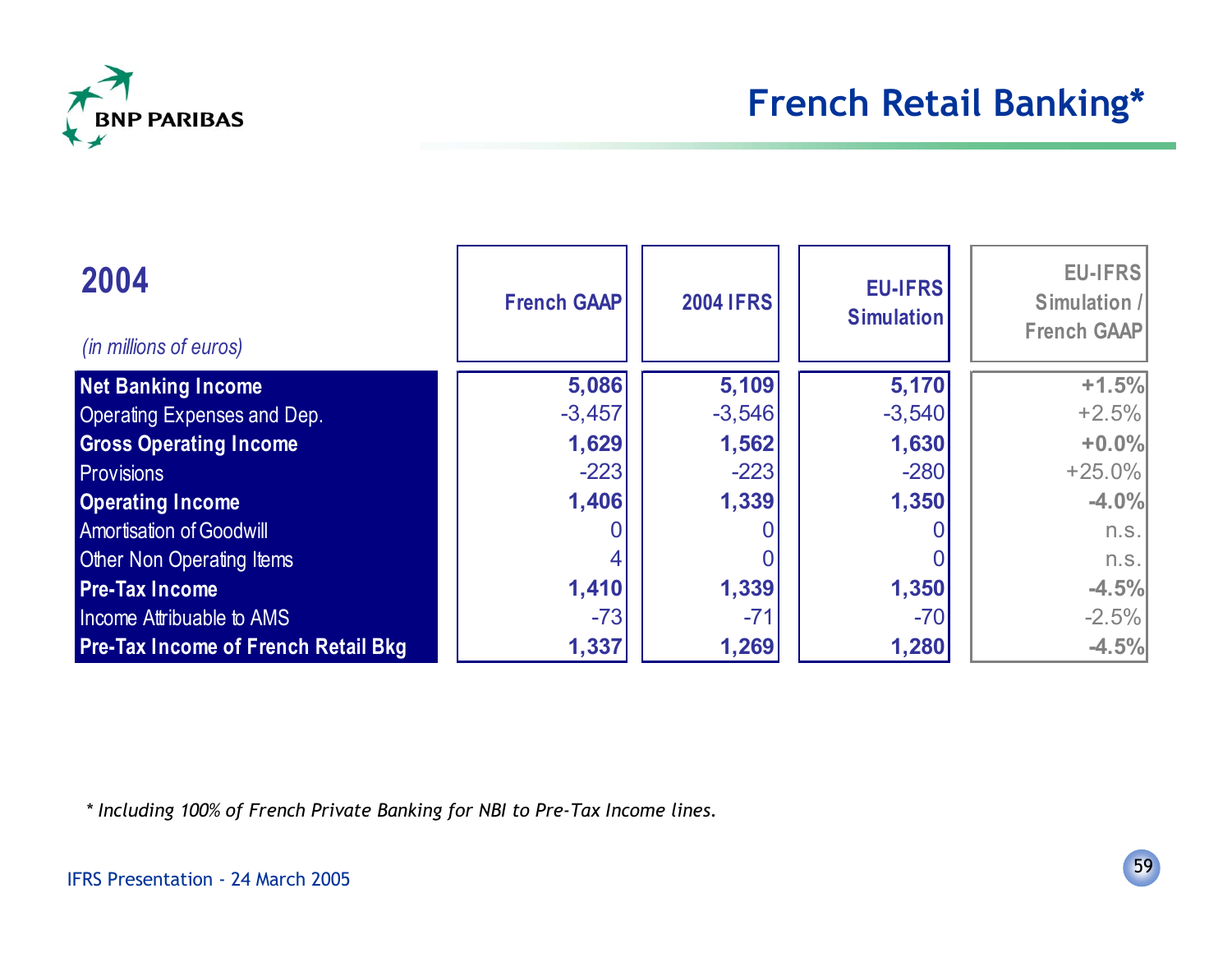# French Retail Banking*

| 2004 *(in millions of euros)* | French GAAP | 2004 IFRS | EU-IFRS Simulation | EU-IFRS Simulation / French GAAP |
|---|---|---|---|---|
| **Net Banking Income** | **5,086** | **5,109** | **5,170** | **+1.5%** |
| Operating Expenses and Dep. | -3,457 | -3,546 | -3,540 | +2.5% |
| **Gross Operating Income** | **1,629** | **1,562** | **1,630** | **+0.0%** |
| Provisions | -223 | -223 | -280 | +25.0% |
| **Operating Income** | **1,406** | **1,339** | **1,350** | **-4.0%** |
| Amortisation of Goodwill | 0 | 0 | 0 | n.s. |
| Other Non Operating Items | 4 | 0 | 0 | n.s. |
| **Pre-Tax Income** | **1,410** | **1,339** | **1,350** | **-4.5%** |
| Income Attribuable to AMS | -73 | -71 | -70 | -2.5% |
| **Pre-Tax Income of French Retail Bkg** | **1,337** | **1,269** | **1,280** | **-4.5%** |

*\* Including 100% of French Private Banking for NBI to Pre-Tax Income lines.*

IFRS Presentation - 24 March 2005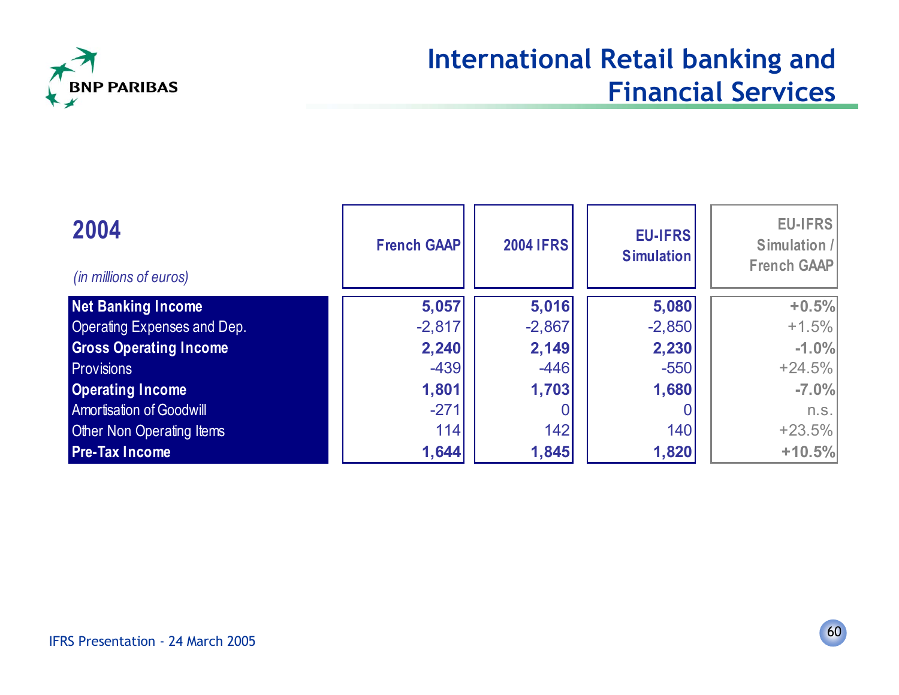# International Retail banking and Financial Services

| 2004 *(in millions of euros)* | French GAAP | 2004 IFRS | EU-IFRS Simulation | EU-IFRS Simulation / French GAAP |
|---|---|---|---|---|
| **Net Banking Income** | **5,057** | **5,016** | **5,080** | **+0.5%** |
| Operating Expenses and Dep. | -2,817 | -2,867 | -2,850 | +1.5% |
| **Gross Operating Income** | **2,240** | **2,149** | **2,230** | **-1.0%** |
| Provisions | -439 | -446 | -550 | +24.5% |
| **Operating Income** | **1,801** | **1,703** | **1,680** | **-7.0%** |
| Amortisation of Goodwill | -271 | 0 | 0 | n.s. |
| Other Non Operating Items | 114 | 142 | 140 | +23.5% |
| **Pre-Tax Income** | **1,644** | **1,845** | **1,820** | **+10.5%** |

IFRS Presentation - 24 March 2005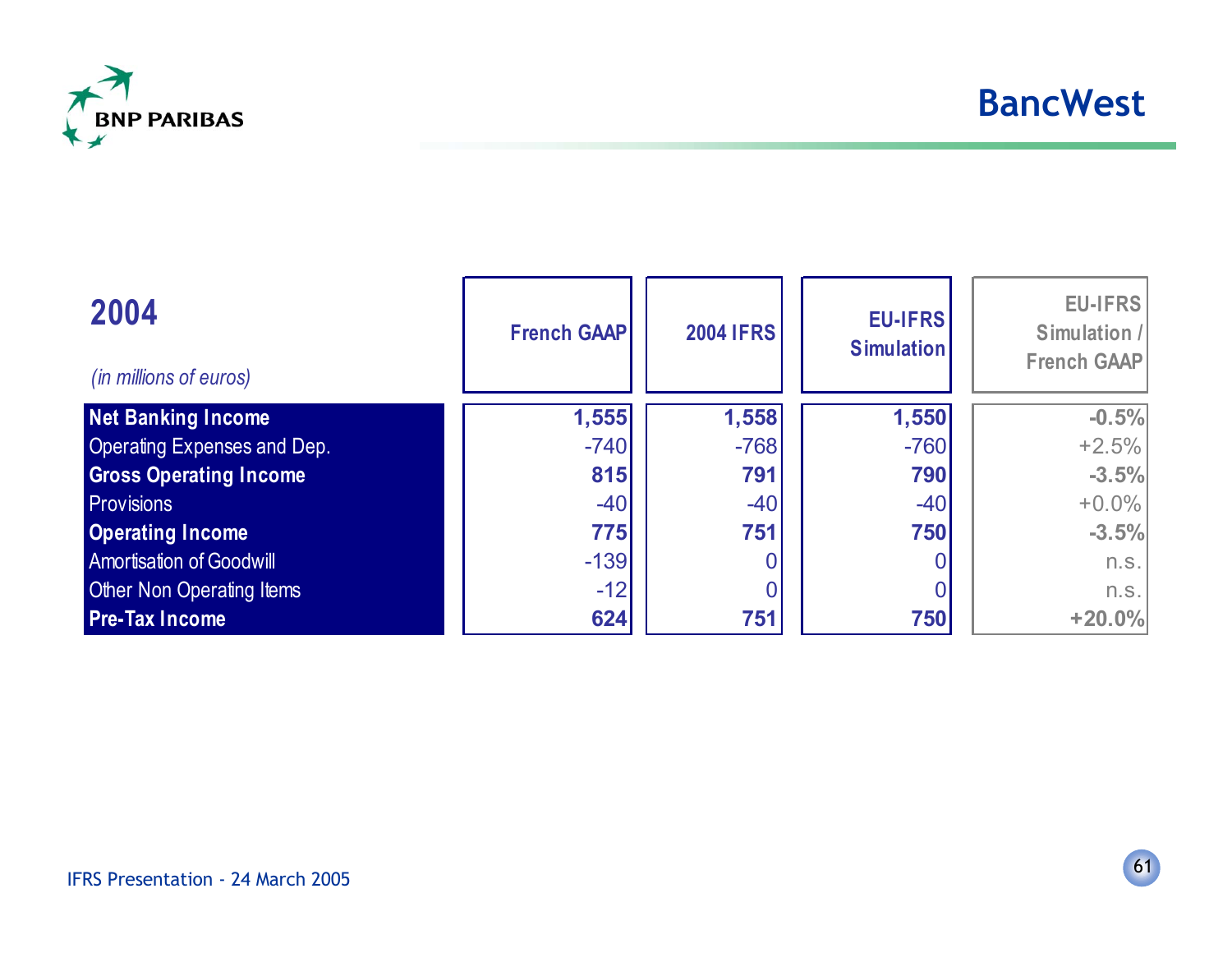# BancWest

## 2004

*(in millions of euros)*

| | French GAAP | 2004 IFRS | EU-IFRS Simulation | EU-IFRS Simulation / French GAAP |
|---|---|---|---|---|
| **Net Banking Income** | **1,555** | **1,558** | **1,550** | **-0.5%** |
| Operating Expenses and Dep. | -740 | -768 | -760 | +2.5% |
| **Gross Operating Income** | **815** | **791** | **790** | **-3.5%** |
| Provisions | -40 | -40 | -40 | +0.0% |
| **Operating Income** | **775** | **751** | **750** | **-3.5%** |
| Amortisation of Goodwill | -139 | 0 | 0 | n.s. |
| Other Non Operating Items | -12 | 0 | 0 | n.s. |
| **Pre-Tax Income** | **624** | **751** | **750** | **+20.0%** |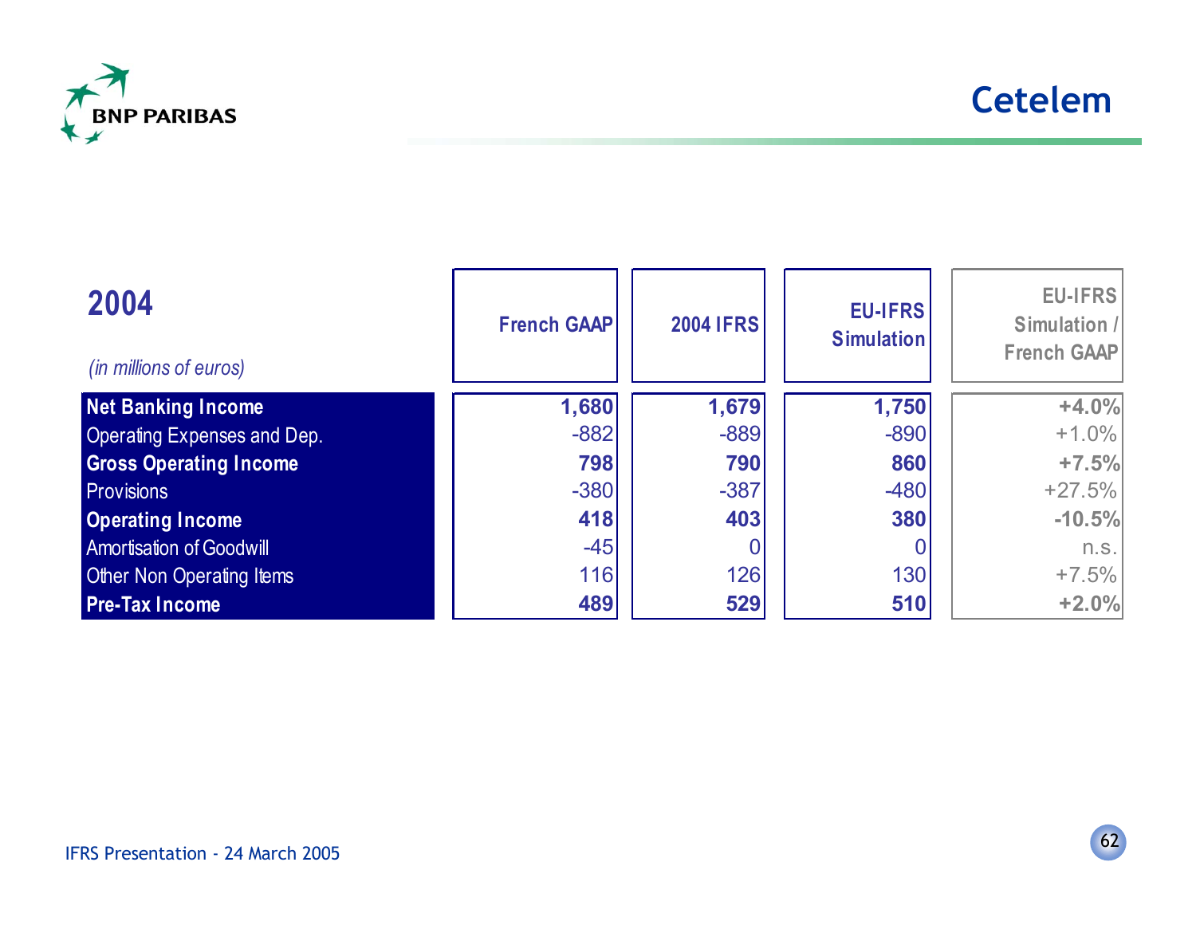# Cetelem

## 2004

*(in millions of euros)*

| | French GAAP | 2004 IFRS | EU-IFRS Simulation | EU-IFRS Simulation / French GAAP |
|---|---|---|---|---|
| **Net Banking Income** | **1,680** | **1,679** | **1,750** | **+4.0%** |
| Operating Expenses and Dep. | -882 | -889 | -890 | +1.0% |
| **Gross Operating Income** | **798** | **790** | **860** | **+7.5%** |
| Provisions | -380 | -387 | -480 | +27.5% |
| **Operating Income** | **418** | **403** | **380** | **-10.5%** |
| Amortisation of Goodwill | -45 | 0 | 0 | n.s. |
| Other Non Operating Items | 116 | 126 | 130 | +7.5% |
| **Pre-Tax Income** | **489** | **529** | **510** | **+2.0%** |

IFRS Presentation - 24 March 2005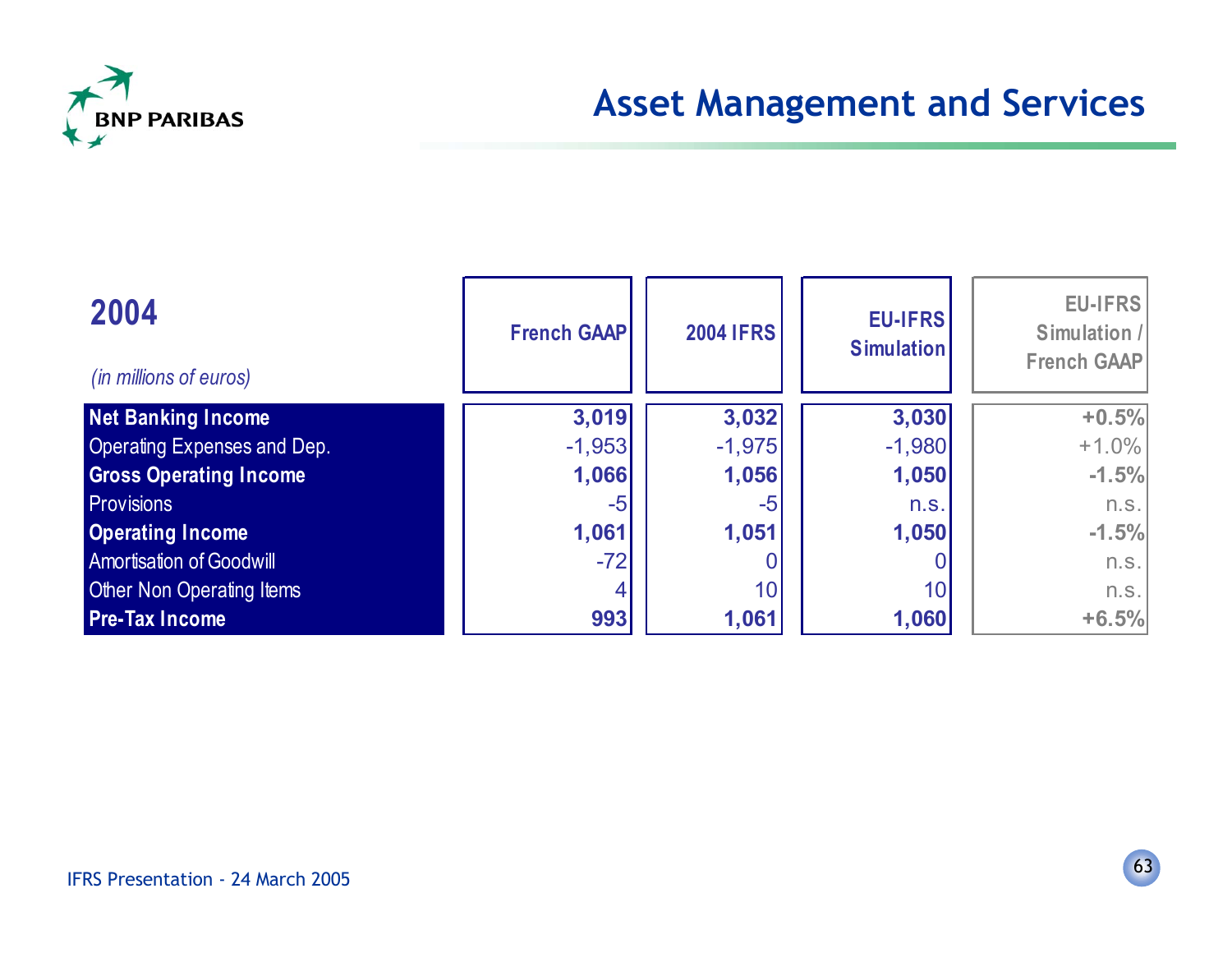# Asset Management and Services

| 2004 *(in millions of euros)* | French GAAP | 2004 IFRS | EU-IFRS Simulation | EU-IFRS Simulation / French GAAP |
|---|---|---|---|---|
| **Net Banking Income** | **3,019** | **3,032** | **3,030** | **+0.5%** |
| Operating Expenses and Dep. | -1,953 | -1,975 | -1,980 | +1.0% |
| **Gross Operating Income** | **1,066** | **1,056** | **1,050** | **-1.5%** |
| Provisions | -5 | -5 | n.s. | n.s. |
| **Operating Income** | **1,061** | **1,051** | **1,050** | **-1.5%** |
| Amortisation of Goodwill | -72 | 0 | 0 | n.s. |
| Other Non Operating Items | 4 | 10 | 10 | n.s. |
| **Pre-Tax Income** | **993** | **1,061** | **1,060** | **+6.5%** |

IFRS Presentation - 24 March 2005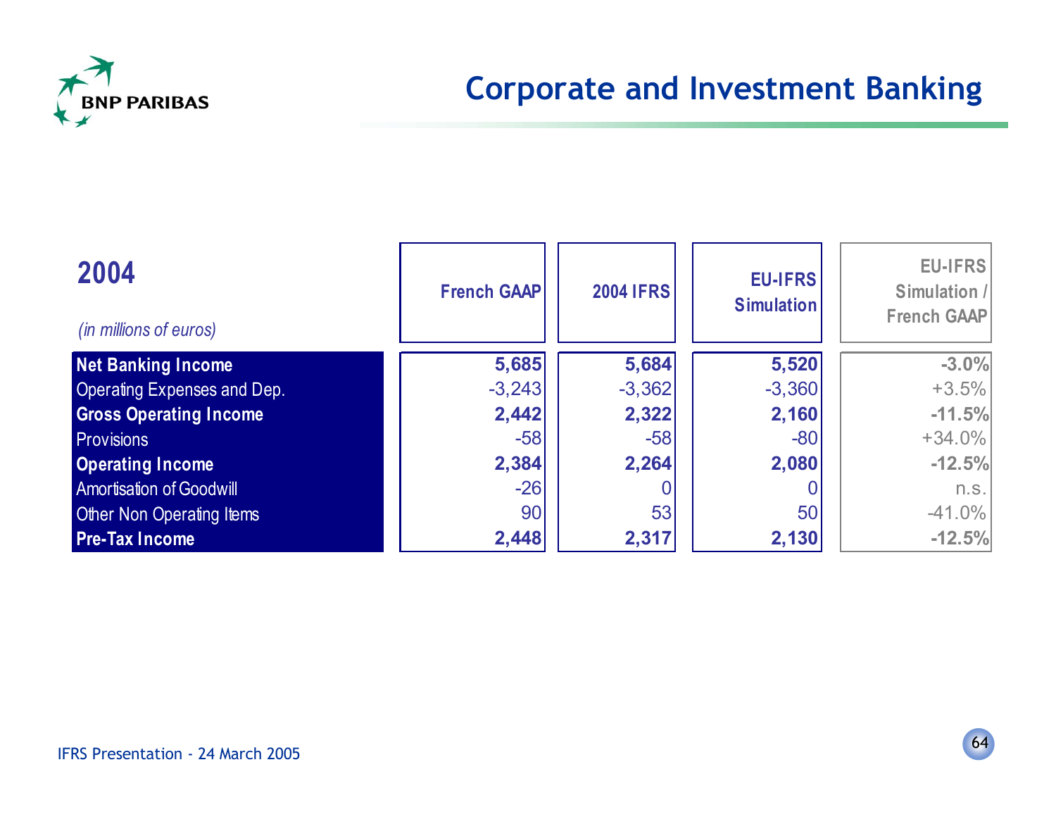# Corporate and Investment Banking

## 2004

*(in millions of euros)*

| | French GAAP | 2004 IFRS | EU-IFRS Simulation | EU-IFRS Simulation / French GAAP |
|---|---|---|---|---|
| **Net Banking Income** | **5,685** | **5,684** | **5,520** | **-3.0%** |
| Operating Expenses and Dep. | -3,243 | -3,362 | -3,360 | +3.5% |
| **Gross Operating Income** | **2,442** | **2,322** | **2,160** | **-11.5%** |
| Provisions | -58 | -58 | -80 | +34.0% |
| **Operating Income** | **2,384** | **2,264** | **2,080** | **-12.5%** |
| Amortisation of Goodwill | -26 | 0 | 0 | n.s. |
| Other Non Operating Items | 90 | 53 | 50 | -41.0% |
| **Pre-Tax Income** | **2,448** | **2,317** | **2,130** | **-12.5%** |

IFRS Presentation - 24 March 2005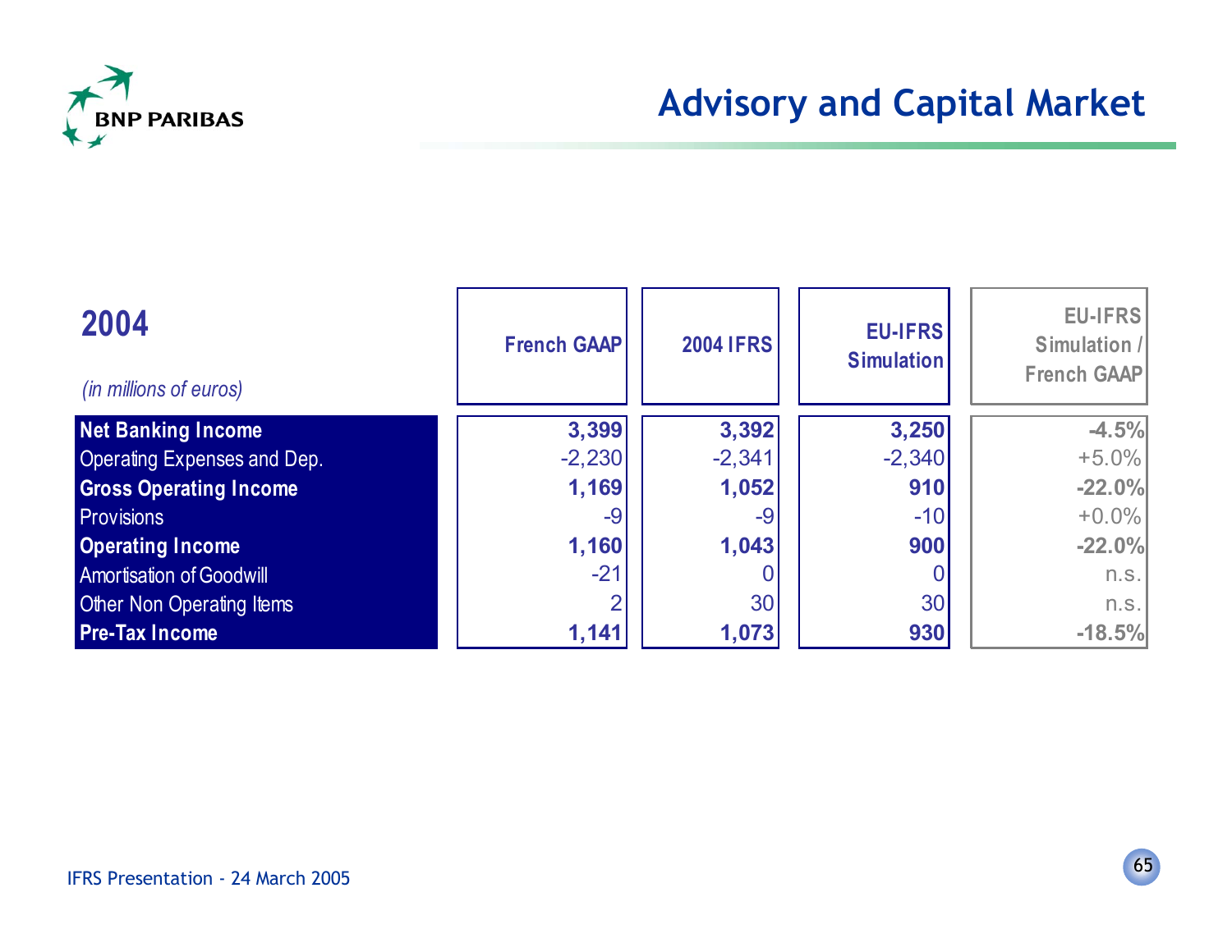# Advisory and Capital Market

| 2004 *(in millions of euros)* | French GAAP | 2004 IFRS | EU-IFRS Simulation | EU-IFRS Simulation / French GAAP |
|---|---|---|---|---|
| **Net Banking Income** | **3,399** | **3,392** | **3,250** | **-4.5%** |
| Operating Expenses and Dep. | -2,230 | -2,341 | -2,340 | +5.0% |
| **Gross Operating Income** | **1,169** | **1,052** | **910** | **-22.0%** |
| Provisions | -9 | -9 | -10 | +0.0% |
| **Operating Income** | **1,160** | **1,043** | **900** | **-22.0%** |
| Amortisation of Goodwill | -21 | 0 | 0 | n.s. |
| Other Non Operating Items | 2 | 30 | 30 | n.s. |
| **Pre-Tax Income** | **1,141** | **1,073** | **930** | **-18.5%** |

IFRS Presentation - 24 March 2005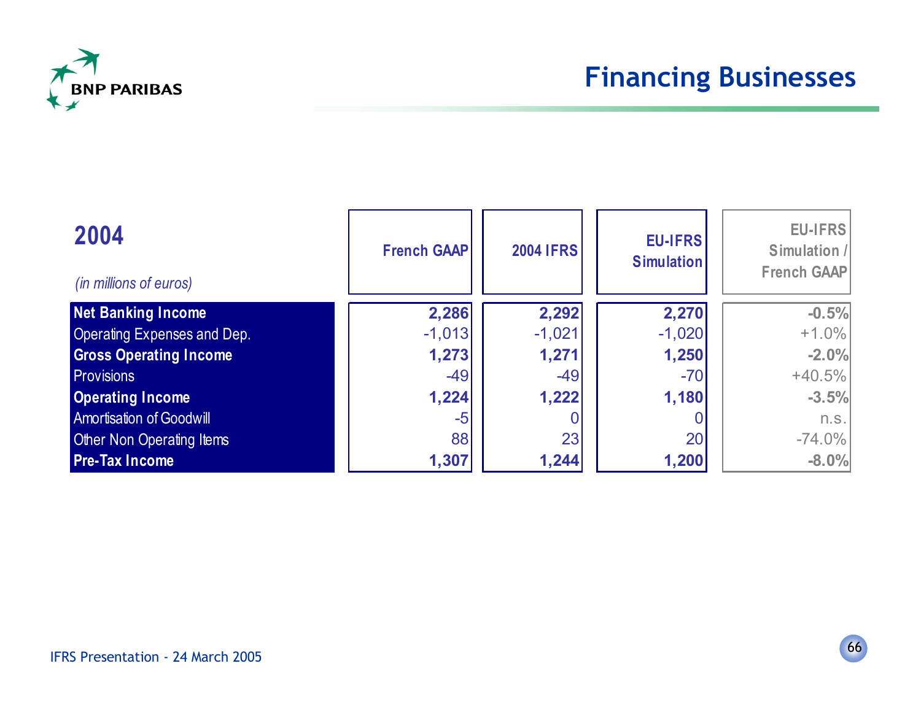# Financing Businesses

## 2004

*(in millions of euros)*

| | French GAAP | 2004 IFRS | EU-IFRS Simulation | EU-IFRS Simulation / French GAAP |
|---|---|---|---|---|
| **Net Banking Income** | **2,286** | **2,292** | **2,270** | **-0.5%** |
| Operating Expenses and Dep. | -1,013 | -1,021 | -1,020 | +1.0% |
| **Gross Operating Income** | **1,273** | **1,271** | **1,250** | **-2.0%** |
| Provisions | -49 | -49 | -70 | +40.5% |
| **Operating Income** | **1,224** | **1,222** | **1,180** | **-3.5%** |
| Amortisation of Goodwill | -5 | 0 | 0 | n.s. |
| Other Non Operating Items | 88 | 23 | 20 | -74.0% |
| **Pre-Tax Income** | **1,307** | **1,244** | **1,200** | **-8.0%** |

IFRS Presentation - 24 March 2005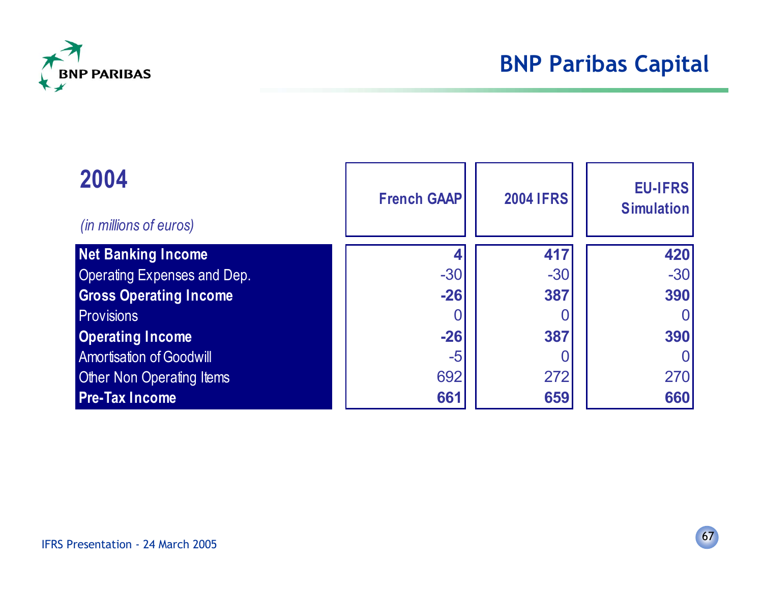# BNP Paribas Capital

## 2004

*(in millions of euros)*

| | French GAAP | 2004 IFRS | EU-IFRS Simulation |
|---|---|---|---|
| **Net Banking Income** | **4** | **417** | **420** |
| Operating Expenses and Dep. | -30 | -30 | -30 |
| **Gross Operating Income** | **-26** | **387** | **390** |
| Provisions | 0 | 0 | 0 |
| **Operating Income** | **-26** | **387** | **390** |
| Amortisation of Goodwill | -5 | 0 | 0 |
| Other Non Operating Items | 692 | 272 | 270 |
| **Pre-Tax Income** | **661** | **659** | **660** |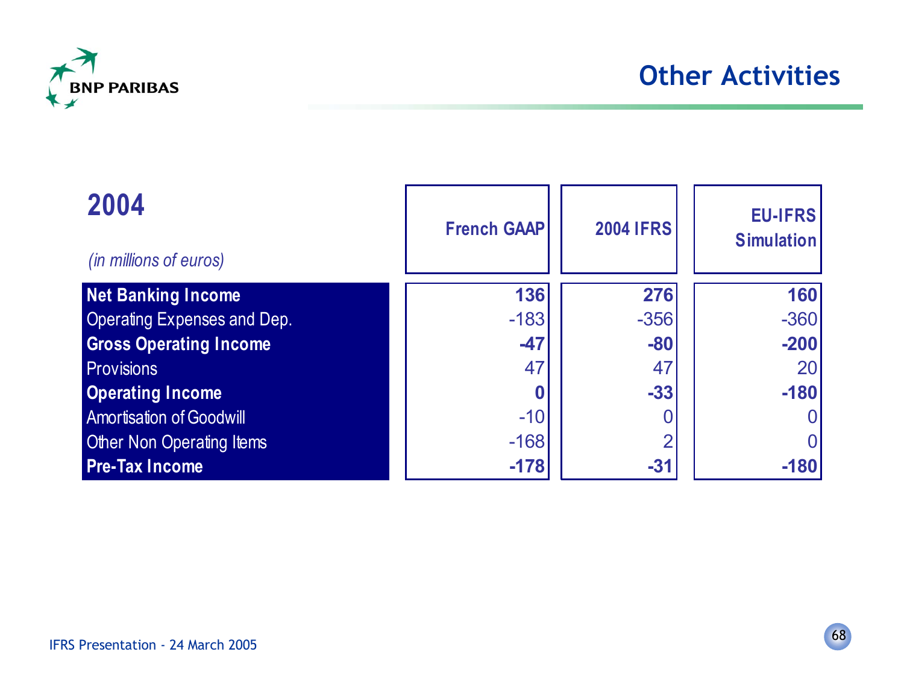# Other Activities

| **2004** *(in millions of euros)* | **French GAAP** | **2004 IFRS** | **EU-IFRS Simulation** |
|---|---|---|---|
| **Net Banking Income** | **136** | **276** | **160** |
| Operating Expenses and Dep. | -183 | -356 | -360 |
| **Gross Operating Income** | **-47** | **-80** | **-200** |
| Provisions | 47 | 47 | 20 |
| **Operating Income** | **0** | **-33** | **-180** |
| Amortisation of Goodwill | -10 | 0 | 0 |
| Other Non Operating Items | -168 | 2 | 0 |
| **Pre-Tax Income** | **-178** | **-31** | **-180** |